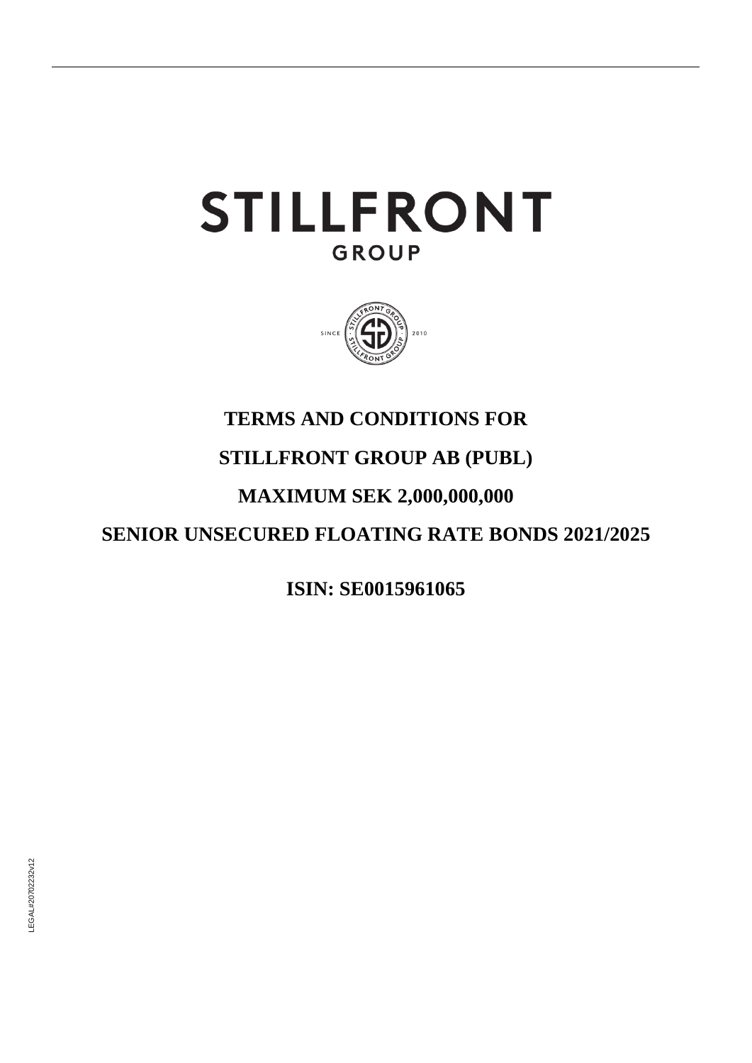# STILLFRONT

GROUP

**TERMS AND CONDITIONS FOR**

**STILLFRONT GROUP AB (PUBL)**

**MAXIMUM SEK 2,000,000,000**

**SENIOR UNSECURED FLOATING RATE BONDS 2021/2025**

**ISIN: SE0015961065**

LEGAL#20702232v12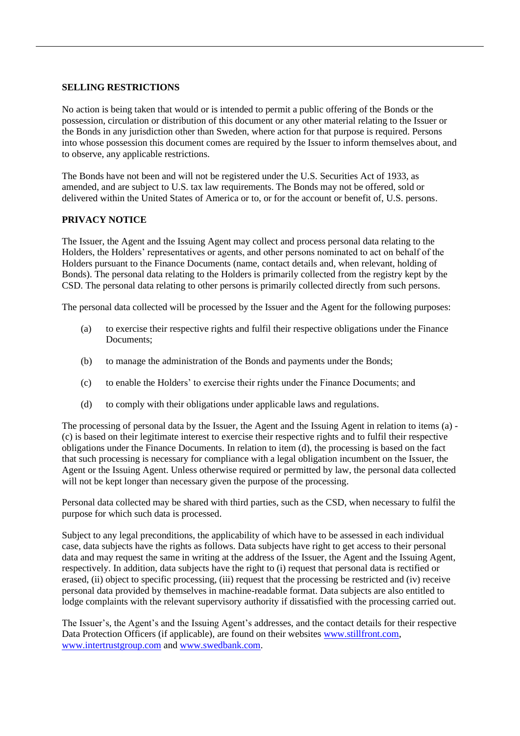**SELLING RESTRICTIONS**

No action is being taken that would or is intended to permit a public offering of the Bonds or the possession, circulation or distribution of this document or any other material relating to the Issuer or the Bonds in any jurisdiction other than Sweden, where action for that purpose is required. Persons into whose possession this document comes are required by the Issuer to inform themselves about, and to observe, any applicable restrictions.

The Bonds have not been and will not be registered under the U.S. Securities Act of 1933, as amended, and are subject to U.S. tax law requirements. The Bonds may not be offered, sold or delivered within the United States of America or to, or for the account or benefit of, U.S. persons.

**PRIVACY NOTICE**

The Issuer, the Agent and the Issuing Agent may collect and process personal data relating to the Holders, the Holders' representatives or agents, and other persons nominated to act on behalf of the Holders pursuant to the Finance Documents (name, contact details and, when relevant, holding of Bonds). The personal data relating to the Holders is primarily collected from the registry kept by the CSD. The personal data relating to other persons is primarily collected directly from such persons.

The personal data collected will be processed by the Issuer and the Agent for the following purposes:

(a) to exercise their respective rights and fulfil their respective obligations under the Finance Documents;

(b) to manage the administration of the Bonds and payments under the Bonds;

(c) to enable the Holders' to exercise their rights under the Finance Documents; and

(d) to comply with their obligations under applicable laws and regulations.

The processing of personal data by the Issuer, the Agent and the Issuing Agent in relation to items (a) - (c) is based on their legitimate interest to exercise their respective rights and to fulfil their respective obligations under the Finance Documents. In relation to item (d), the processing is based on the fact that such processing is necessary for compliance with a legal obligation incumbent on the Issuer, the Agent or the Issuing Agent. Unless otherwise required or permitted by law, the personal data collected will not be kept longer than necessary given the purpose of the processing.

Personal data collected may be shared with third parties, such as the CSD, when necessary to fulfil the purpose for which such data is processed.

Subject to any legal preconditions, the applicability of which have to be assessed in each individual case, data subjects have the rights as follows. Data subjects have right to get access to their personal data and may request the same in writing at the address of the Issuer, the Agent and the Issuing Agent, respectively. In addition, data subjects have the right to (i) request that personal data is rectified or erased, (ii) object to specific processing, (iii) request that the processing be restricted and (iv) receive personal data provided by themselves in machine-readable format. Data subjects are also entitled to lodge complaints with the relevant supervisory authority if dissatisfied with the processing carried out.

The Issuer's, the Agent's and the Issuing Agent's addresses, and the contact details for their respective Data Protection Officers (if applicable), are found on their websites www.stillfront.com, www.intertrustgroup.com and www.swedbank.com.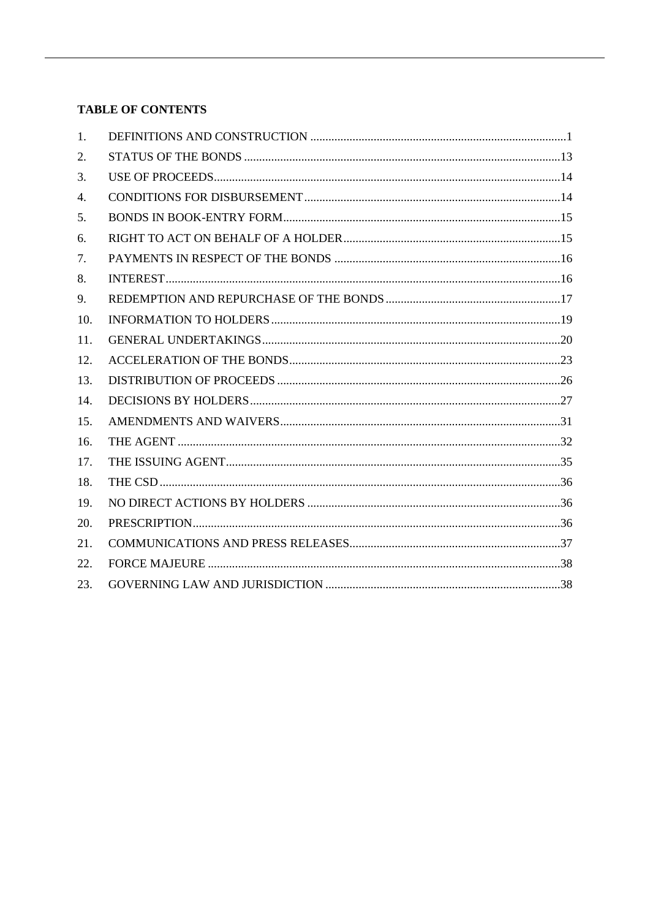**TABLE OF CONTENTS**

| | | |
|---|---|---|
| 1. | DEFINITIONS AND CONSTRUCTION | 1 |
| 2. | STATUS OF THE BONDS | 13 |
| 3. | USE OF PROCEEDS | 14 |
| 4. | CONDITIONS FOR DISBURSEMENT | 14 |
| 5. | BONDS IN BOOK-ENTRY FORM | 15 |
| 6. | RIGHT TO ACT ON BEHALF OF A HOLDER | 15 |
| 7. | PAYMENTS IN RESPECT OF THE BONDS | 16 |
| 8. | INTEREST | 16 |
| 9. | REDEMPTION AND REPURCHASE OF THE BONDS | 17 |
| 10. | INFORMATION TO HOLDERS | 19 |
| 11. | GENERAL UNDERTAKINGS | 20 |
| 12. | ACCELERATION OF THE BONDS | 23 |
| 13. | DISTRIBUTION OF PROCEEDS | 26 |
| 14. | DECISIONS BY HOLDERS | 27 |
| 15. | AMENDMENTS AND WAIVERS | 31 |
| 16. | THE AGENT | 32 |
| 17. | THE ISSUING AGENT | 35 |
| 18. | THE CSD | 36 |
| 19. | NO DIRECT ACTIONS BY HOLDERS | 36 |
| 20. | PRESCRIPTION | 36 |
| 21. | COMMUNICATIONS AND PRESS RELEASES | 37 |
| 22. | FORCE MAJEURE | 38 |
| 23. | GOVERNING LAW AND JURISDICTION | 38 |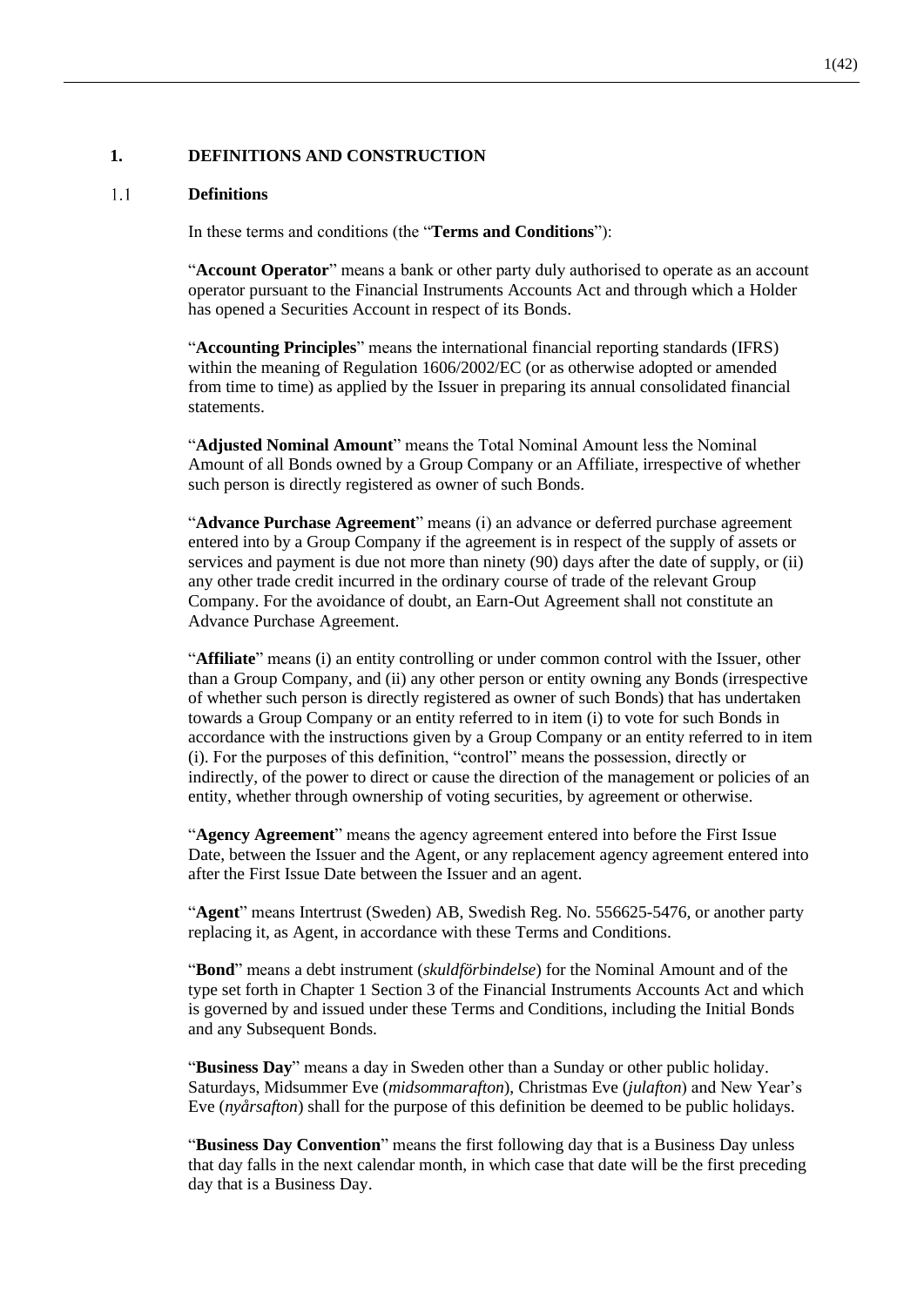## 1. DEFINITIONS AND CONSTRUCTION

### 1.1 Definitions

In these terms and conditions (the "**Terms and Conditions**"):

"**Account Operator**" means a bank or other party duly authorised to operate as an account operator pursuant to the Financial Instruments Accounts Act and through which a Holder has opened a Securities Account in respect of its Bonds.

"**Accounting Principles**" means the international financial reporting standards (IFRS) within the meaning of Regulation 1606/2002/EC (or as otherwise adopted or amended from time to time) as applied by the Issuer in preparing its annual consolidated financial statements.

"**Adjusted Nominal Amount**" means the Total Nominal Amount less the Nominal Amount of all Bonds owned by a Group Company or an Affiliate, irrespective of whether such person is directly registered as owner of such Bonds.

"**Advance Purchase Agreement**" means (i) an advance or deferred purchase agreement entered into by a Group Company if the agreement is in respect of the supply of assets or services and payment is due not more than ninety (90) days after the date of supply, or (ii) any other trade credit incurred in the ordinary course of trade of the relevant Group Company. For the avoidance of doubt, an Earn-Out Agreement shall not constitute an Advance Purchase Agreement.

"**Affiliate**" means (i) an entity controlling or under common control with the Issuer, other than a Group Company, and (ii) any other person or entity owning any Bonds (irrespective of whether such person is directly registered as owner of such Bonds) that has undertaken towards a Group Company or an entity referred to in item (i) to vote for such Bonds in accordance with the instructions given by a Group Company or an entity referred to in item (i). For the purposes of this definition, "control" means the possession, directly or indirectly, of the power to direct or cause the direction of the management or policies of an entity, whether through ownership of voting securities, by agreement or otherwise.

"**Agency Agreement**" means the agency agreement entered into before the First Issue Date, between the Issuer and the Agent, or any replacement agency agreement entered into after the First Issue Date between the Issuer and an agent.

"**Agent**" means Intertrust (Sweden) AB, Swedish Reg. No. 556625-5476, or another party replacing it, as Agent, in accordance with these Terms and Conditions.

"**Bond**" means a debt instrument (*skuldförbindelse*) for the Nominal Amount and of the type set forth in Chapter 1 Section 3 of the Financial Instruments Accounts Act and which is governed by and issued under these Terms and Conditions, including the Initial Bonds and any Subsequent Bonds.

"**Business Day**" means a day in Sweden other than a Sunday or other public holiday. Saturdays, Midsummer Eve (*midsommarafton*), Christmas Eve (*julafton*) and New Year's Eve (*nyårsafton*) shall for the purpose of this definition be deemed to be public holidays.

"**Business Day Convention**" means the first following day that is a Business Day unless that day falls in the next calendar month, in which case that date will be the first preceding day that is a Business Day.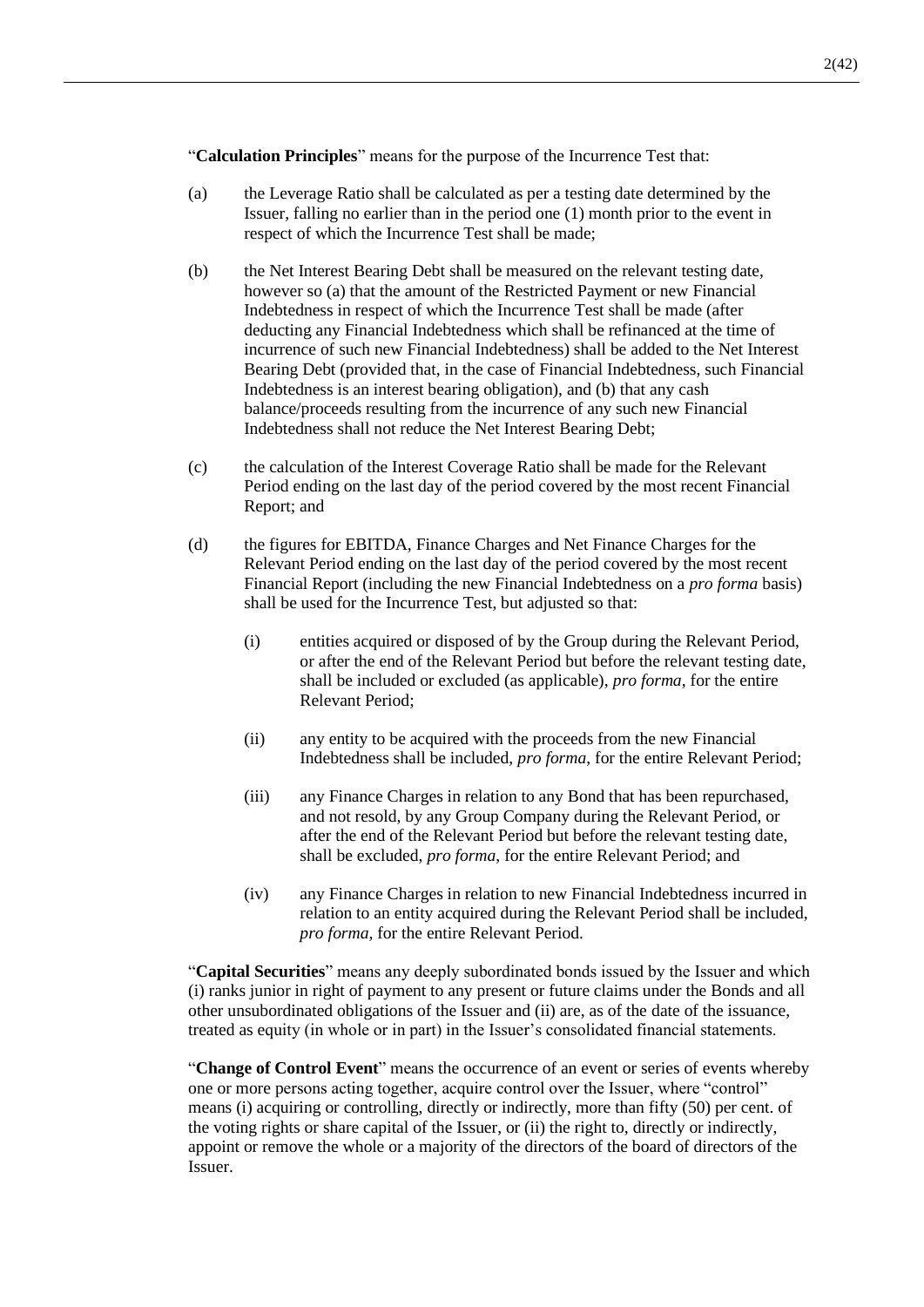"**Calculation Principles**" means for the purpose of the Incurrence Test that:

(a) the Leverage Ratio shall be calculated as per a testing date determined by the Issuer, falling no earlier than in the period one (1) month prior to the event in respect of which the Incurrence Test shall be made;

(b) the Net Interest Bearing Debt shall be measured on the relevant testing date, however so (a) that the amount of the Restricted Payment or new Financial Indebtedness in respect of which the Incurrence Test shall be made (after deducting any Financial Indebtedness which shall be refinanced at the time of incurrence of such new Financial Indebtedness) shall be added to the Net Interest Bearing Debt (provided that, in the case of Financial Indebtedness, such Financial Indebtedness is an interest bearing obligation), and (b) that any cash balance/proceeds resulting from the incurrence of any such new Financial Indebtedness shall not reduce the Net Interest Bearing Debt;

(c) the calculation of the Interest Coverage Ratio shall be made for the Relevant Period ending on the last day of the period covered by the most recent Financial Report; and

(d) the figures for EBITDA, Finance Charges and Net Finance Charges for the Relevant Period ending on the last day of the period covered by the most recent Financial Report (including the new Financial Indebtedness on a *pro forma* basis) shall be used for the Incurrence Test, but adjusted so that:

   (i) entities acquired or disposed of by the Group during the Relevant Period, or after the end of the Relevant Period but before the relevant testing date, shall be included or excluded (as applicable), *pro forma*, for the entire Relevant Period;

   (ii) any entity to be acquired with the proceeds from the new Financial Indebtedness shall be included, *pro forma*, for the entire Relevant Period;

   (iii) any Finance Charges in relation to any Bond that has been repurchased, and not resold, by any Group Company during the Relevant Period, or after the end of the Relevant Period but before the relevant testing date, shall be excluded, *pro forma*, for the entire Relevant Period; and

   (iv) any Finance Charges in relation to new Financial Indebtedness incurred in relation to an entity acquired during the Relevant Period shall be included, *pro forma*, for the entire Relevant Period.

"**Capital Securities**" means any deeply subordinated bonds issued by the Issuer and which (i) ranks junior in right of payment to any present or future claims under the Bonds and all other unsubordinated obligations of the Issuer and (ii) are, as of the date of the issuance, treated as equity (in whole or in part) in the Issuer's consolidated financial statements.

"**Change of Control Event**" means the occurrence of an event or series of events whereby one or more persons acting together, acquire control over the Issuer, where "control" means (i) acquiring or controlling, directly or indirectly, more than fifty (50) per cent. of the voting rights or share capital of the Issuer, or (ii) the right to, directly or indirectly, appoint or remove the whole or a majority of the directors of the board of directors of the Issuer.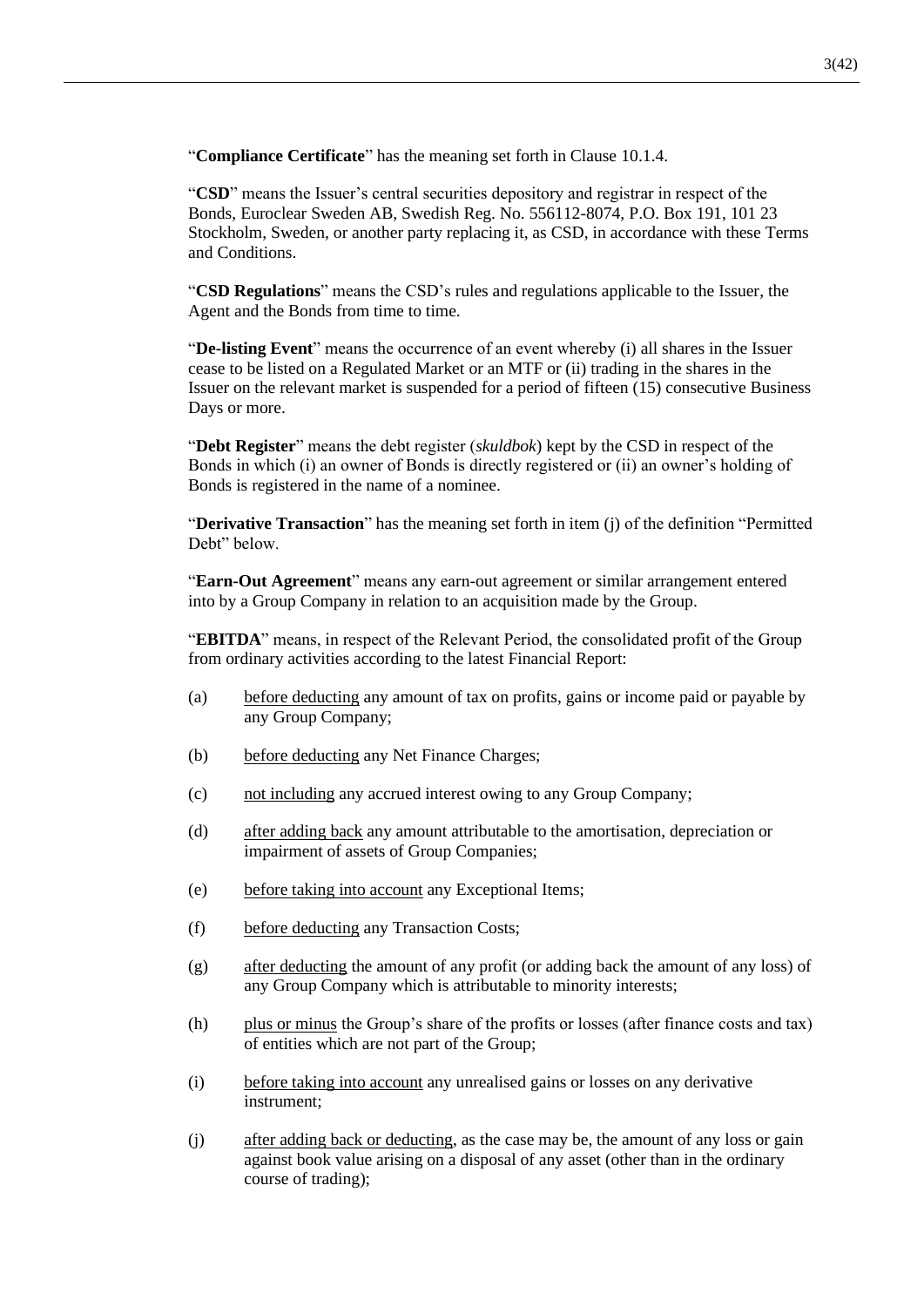"**Compliance Certificate**" has the meaning set forth in Clause 10.1.4.

"**CSD**" means the Issuer's central securities depository and registrar in respect of the Bonds, Euroclear Sweden AB, Swedish Reg. No. 556112-8074, P.O. Box 191, 101 23 Stockholm, Sweden, or another party replacing it, as CSD, in accordance with these Terms and Conditions.

"**CSD Regulations**" means the CSD's rules and regulations applicable to the Issuer, the Agent and the Bonds from time to time.

"**De-listing Event**" means the occurrence of an event whereby (i) all shares in the Issuer cease to be listed on a Regulated Market or an MTF or (ii) trading in the shares in the Issuer on the relevant market is suspended for a period of fifteen (15) consecutive Business Days or more.

"**Debt Register**" means the debt register (*skuldbok*) kept by the CSD in respect of the Bonds in which (i) an owner of Bonds is directly registered or (ii) an owner's holding of Bonds is registered in the name of a nominee.

"**Derivative Transaction**" has the meaning set forth in item (j) of the definition "Permitted Debt" below.

"**Earn-Out Agreement**" means any earn-out agreement or similar arrangement entered into by a Group Company in relation to an acquisition made by the Group.

"**EBITDA**" means, in respect of the Relevant Period, the consolidated profit of the Group from ordinary activities according to the latest Financial Report:

(a) before deducting any amount of tax on profits, gains or income paid or payable by any Group Company;

(b) before deducting any Net Finance Charges;

(c) not including any accrued interest owing to any Group Company;

(d) after adding back any amount attributable to the amortisation, depreciation or impairment of assets of Group Companies;

(e) before taking into account any Exceptional Items;

(f) before deducting any Transaction Costs;

(g) after deducting the amount of any profit (or adding back the amount of any loss) of any Group Company which is attributable to minority interests;

(h) plus or minus the Group's share of the profits or losses (after finance costs and tax) of entities which are not part of the Group;

(i) before taking into account any unrealised gains or losses on any derivative instrument;

(j) after adding back or deducting, as the case may be, the amount of any loss or gain against book value arising on a disposal of any asset (other than in the ordinary course of trading);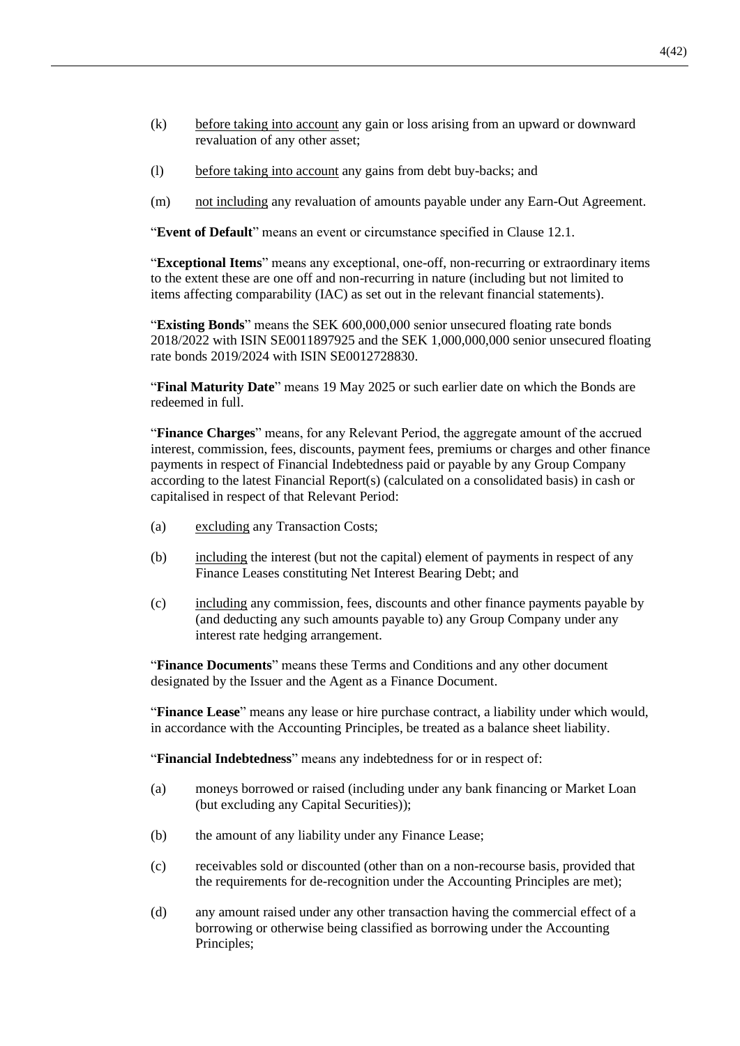(k) before taking into account any gain or loss arising from an upward or downward revaluation of any other asset;

(l) before taking into account any gains from debt buy-backs; and

(m) not including any revaluation of amounts payable under any Earn-Out Agreement.

"**Event of Default**" means an event or circumstance specified in Clause 12.1.

"**Exceptional Items**" means any exceptional, one-off, non-recurring or extraordinary items to the extent these are one off and non-recurring in nature (including but not limited to items affecting comparability (IAC) as set out in the relevant financial statements).

"**Existing Bonds**" means the SEK 600,000,000 senior unsecured floating rate bonds 2018/2022 with ISIN SE0011897925 and the SEK 1,000,000,000 senior unsecured floating rate bonds 2019/2024 with ISIN SE0012728830.

"**Final Maturity Date**" means 19 May 2025 or such earlier date on which the Bonds are redeemed in full.

"**Finance Charges**" means, for any Relevant Period, the aggregate amount of the accrued interest, commission, fees, discounts, payment fees, premiums or charges and other finance payments in respect of Financial Indebtedness paid or payable by any Group Company according to the latest Financial Report(s) (calculated on a consolidated basis) in cash or capitalised in respect of that Relevant Period:

(a) excluding any Transaction Costs;

(b) including the interest (but not the capital) element of payments in respect of any Finance Leases constituting Net Interest Bearing Debt; and

(c) including any commission, fees, discounts and other finance payments payable by (and deducting any such amounts payable to) any Group Company under any interest rate hedging arrangement.

"**Finance Documents**" means these Terms and Conditions and any other document designated by the Issuer and the Agent as a Finance Document.

"**Finance Lease**" means any lease or hire purchase contract, a liability under which would, in accordance with the Accounting Principles, be treated as a balance sheet liability.

"**Financial Indebtedness**" means any indebtedness for or in respect of:

(a) moneys borrowed or raised (including under any bank financing or Market Loan (but excluding any Capital Securities));

(b) the amount of any liability under any Finance Lease;

(c) receivables sold or discounted (other than on a non-recourse basis, provided that the requirements for de-recognition under the Accounting Principles are met);

(d) any amount raised under any other transaction having the commercial effect of a borrowing or otherwise being classified as borrowing under the Accounting Principles;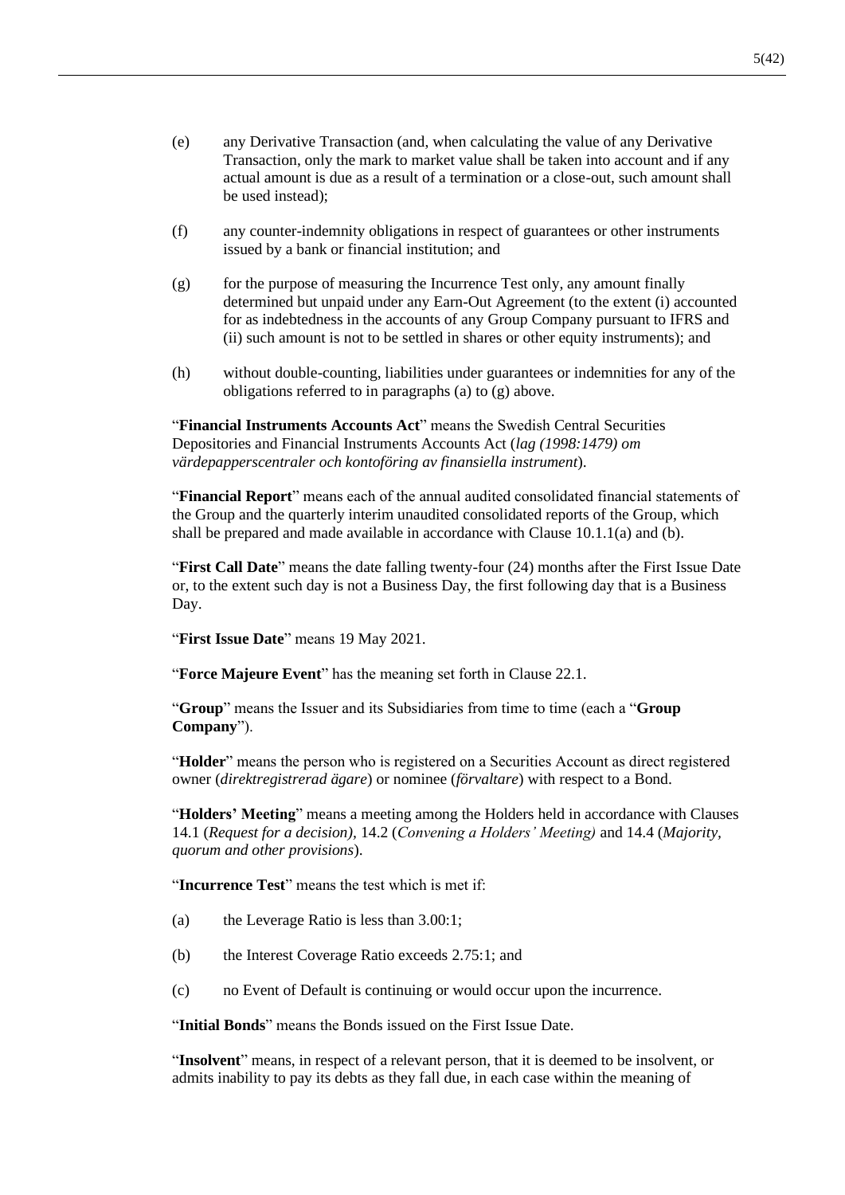(e) any Derivative Transaction (and, when calculating the value of any Derivative Transaction, only the mark to market value shall be taken into account and if any actual amount is due as a result of a termination or a close-out, such amount shall be used instead);

(f) any counter-indemnity obligations in respect of guarantees or other instruments issued by a bank or financial institution; and

(g) for the purpose of measuring the Incurrence Test only, any amount finally determined but unpaid under any Earn-Out Agreement (to the extent (i) accounted for as indebtedness in the accounts of any Group Company pursuant to IFRS and (ii) such amount is not to be settled in shares or other equity instruments); and

(h) without double-counting, liabilities under guarantees or indemnities for any of the obligations referred to in paragraphs (a) to (g) above.

"**Financial Instruments Accounts Act**" means the Swedish Central Securities Depositories and Financial Instruments Accounts Act (*lag (1998:1479) om värdepapperscentraler och kontoföring av finansiella instrument*).

"**Financial Report**" means each of the annual audited consolidated financial statements of the Group and the quarterly interim unaudited consolidated reports of the Group, which shall be prepared and made available in accordance with Clause 10.1.1(a) and (b).

"**First Call Date**" means the date falling twenty-four (24) months after the First Issue Date or, to the extent such day is not a Business Day, the first following day that is a Business Day.

"**First Issue Date**" means 19 May 2021.

"**Force Majeure Event**" has the meaning set forth in Clause 22.1.

"**Group**" means the Issuer and its Subsidiaries from time to time (each a "**Group Company**").

"**Holder**" means the person who is registered on a Securities Account as direct registered owner (*direktregistrerad ägare*) or nominee (*förvaltare*) with respect to a Bond.

"**Holders' Meeting**" means a meeting among the Holders held in accordance with Clauses 14.1 (*Request for a decision)*, 14.2 (*Convening a Holders' Meeting)* and 14.4 (*Majority, quorum and other provisions*).

"**Incurrence Test**" means the test which is met if:

(a) the Leverage Ratio is less than 3.00:1;

(b) the Interest Coverage Ratio exceeds 2.75:1; and

(c) no Event of Default is continuing or would occur upon the incurrence.

"**Initial Bonds**" means the Bonds issued on the First Issue Date.

"**Insolvent**" means, in respect of a relevant person, that it is deemed to be insolvent, or admits inability to pay its debts as they fall due, in each case within the meaning of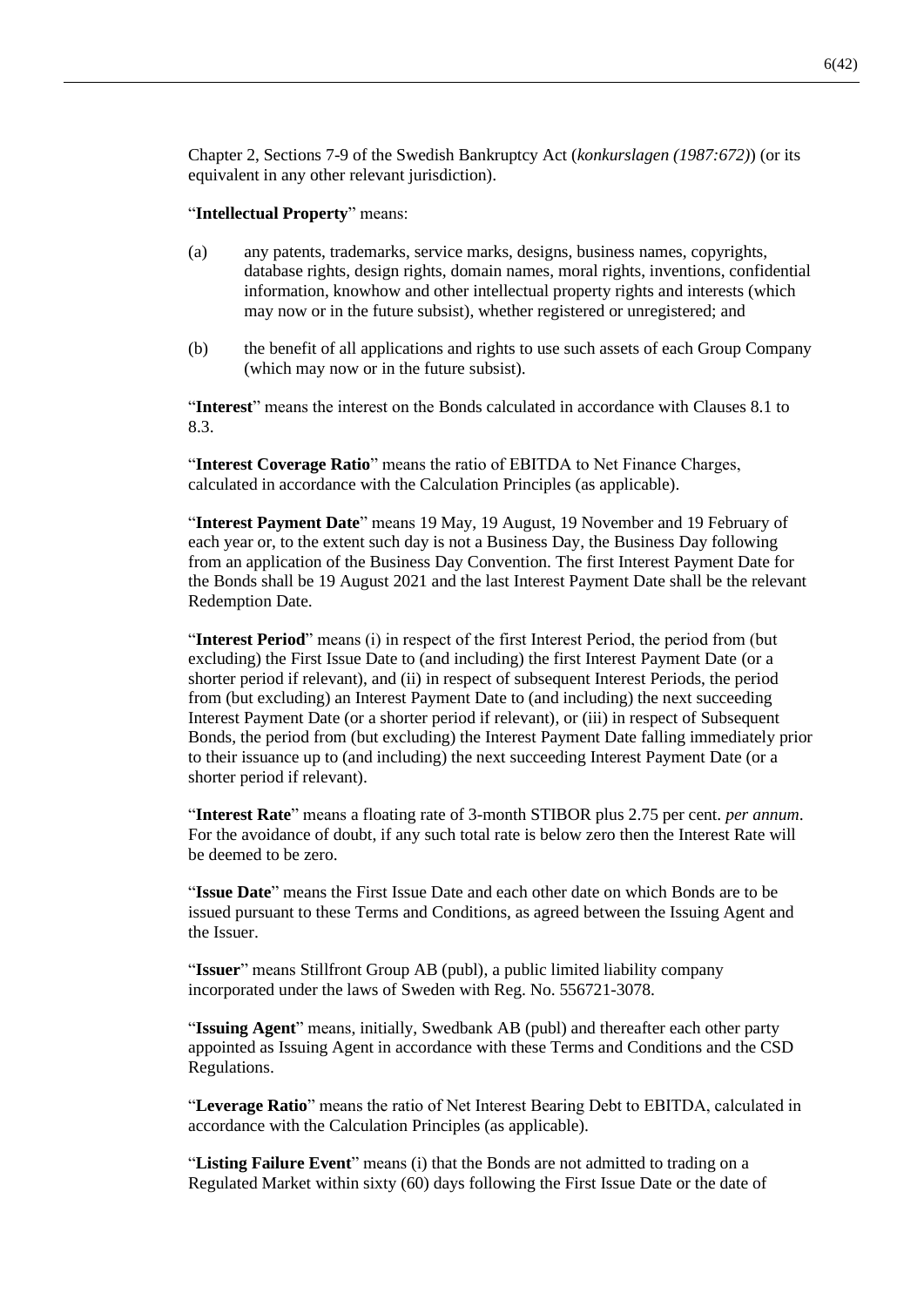Chapter 2, Sections 7-9 of the Swedish Bankruptcy Act (*konkurslagen (1987:672)*) (or its equivalent in any other relevant jurisdiction).

"**Intellectual Property**" means:

(a) any patents, trademarks, service marks, designs, business names, copyrights, database rights, design rights, domain names, moral rights, inventions, confidential information, knowhow and other intellectual property rights and interests (which may now or in the future subsist), whether registered or unregistered; and

(b) the benefit of all applications and rights to use such assets of each Group Company (which may now or in the future subsist).

"**Interest**" means the interest on the Bonds calculated in accordance with Clauses 8.1 to 8.3.

"**Interest Coverage Ratio**" means the ratio of EBITDA to Net Finance Charges, calculated in accordance with the Calculation Principles (as applicable).

"**Interest Payment Date**" means 19 May, 19 August, 19 November and 19 February of each year or, to the extent such day is not a Business Day, the Business Day following from an application of the Business Day Convention. The first Interest Payment Date for the Bonds shall be 19 August 2021 and the last Interest Payment Date shall be the relevant Redemption Date.

"**Interest Period**" means (i) in respect of the first Interest Period, the period from (but excluding) the First Issue Date to (and including) the first Interest Payment Date (or a shorter period if relevant), and (ii) in respect of subsequent Interest Periods, the period from (but excluding) an Interest Payment Date to (and including) the next succeeding Interest Payment Date (or a shorter period if relevant), or (iii) in respect of Subsequent Bonds, the period from (but excluding) the Interest Payment Date falling immediately prior to their issuance up to (and including) the next succeeding Interest Payment Date (or a shorter period if relevant).

"**Interest Rate**" means a floating rate of 3-month STIBOR plus 2.75 per cent. *per annum*. For the avoidance of doubt, if any such total rate is below zero then the Interest Rate will be deemed to be zero.

"**Issue Date**" means the First Issue Date and each other date on which Bonds are to be issued pursuant to these Terms and Conditions, as agreed between the Issuing Agent and the Issuer.

"**Issuer**" means Stillfront Group AB (publ), a public limited liability company incorporated under the laws of Sweden with Reg. No. 556721-3078.

"**Issuing Agent**" means, initially, Swedbank AB (publ) and thereafter each other party appointed as Issuing Agent in accordance with these Terms and Conditions and the CSD Regulations.

"**Leverage Ratio**" means the ratio of Net Interest Bearing Debt to EBITDA, calculated in accordance with the Calculation Principles (as applicable).

"**Listing Failure Event**" means (i) that the Bonds are not admitted to trading on a Regulated Market within sixty (60) days following the First Issue Date or the date of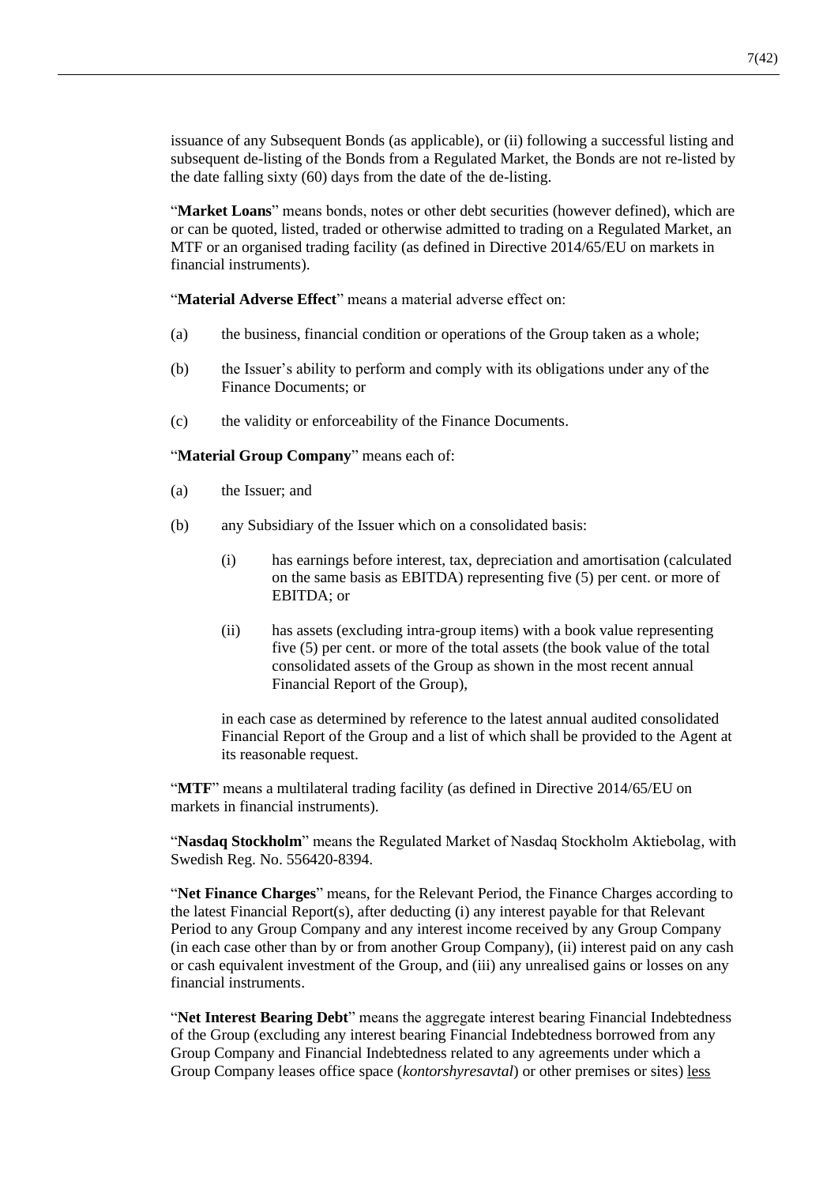issuance of any Subsequent Bonds (as applicable), or (ii) following a successful listing and subsequent de-listing of the Bonds from a Regulated Market, the Bonds are not re-listed by the date falling sixty (60) days from the date of the de-listing.

"**Market Loans**" means bonds, notes or other debt securities (however defined), which are or can be quoted, listed, traded or otherwise admitted to trading on a Regulated Market, an MTF or an organised trading facility (as defined in Directive 2014/65/EU on markets in financial instruments).

"**Material Adverse Effect**" means a material adverse effect on:

(a) the business, financial condition or operations of the Group taken as a whole;

(b) the Issuer's ability to perform and comply with its obligations under any of the Finance Documents; or

(c) the validity or enforceability of the Finance Documents.

"**Material Group Company**" means each of:

(a) the Issuer; and

(b) any Subsidiary of the Issuer which on a consolidated basis:

   (i) has earnings before interest, tax, depreciation and amortisation (calculated on the same basis as EBITDA) representing five (5) per cent. or more of EBITDA; or

   (ii) has assets (excluding intra-group items) with a book value representing five (5) per cent. or more of the total assets (the book value of the total consolidated assets of the Group as shown in the most recent annual Financial Report of the Group),

   in each case as determined by reference to the latest annual audited consolidated Financial Report of the Group and a list of which shall be provided to the Agent at its reasonable request.

"**MTF**" means a multilateral trading facility (as defined in Directive 2014/65/EU on markets in financial instruments).

"**Nasdaq Stockholm**" means the Regulated Market of Nasdaq Stockholm Aktiebolag, with Swedish Reg. No. 556420-8394.

"**Net Finance Charges**" means, for the Relevant Period, the Finance Charges according to the latest Financial Report(s), after deducting (i) any interest payable for that Relevant Period to any Group Company and any interest income received by any Group Company (in each case other than by or from another Group Company), (ii) interest paid on any cash or cash equivalent investment of the Group, and (iii) any unrealised gains or losses on any financial instruments.

"**Net Interest Bearing Debt**" means the aggregate interest bearing Financial Indebtedness of the Group (excluding any interest bearing Financial Indebtedness borrowed from any Group Company and Financial Indebtedness related to any agreements under which a Group Company leases office space (*kontorshyresavtal*) or other premises or sites) less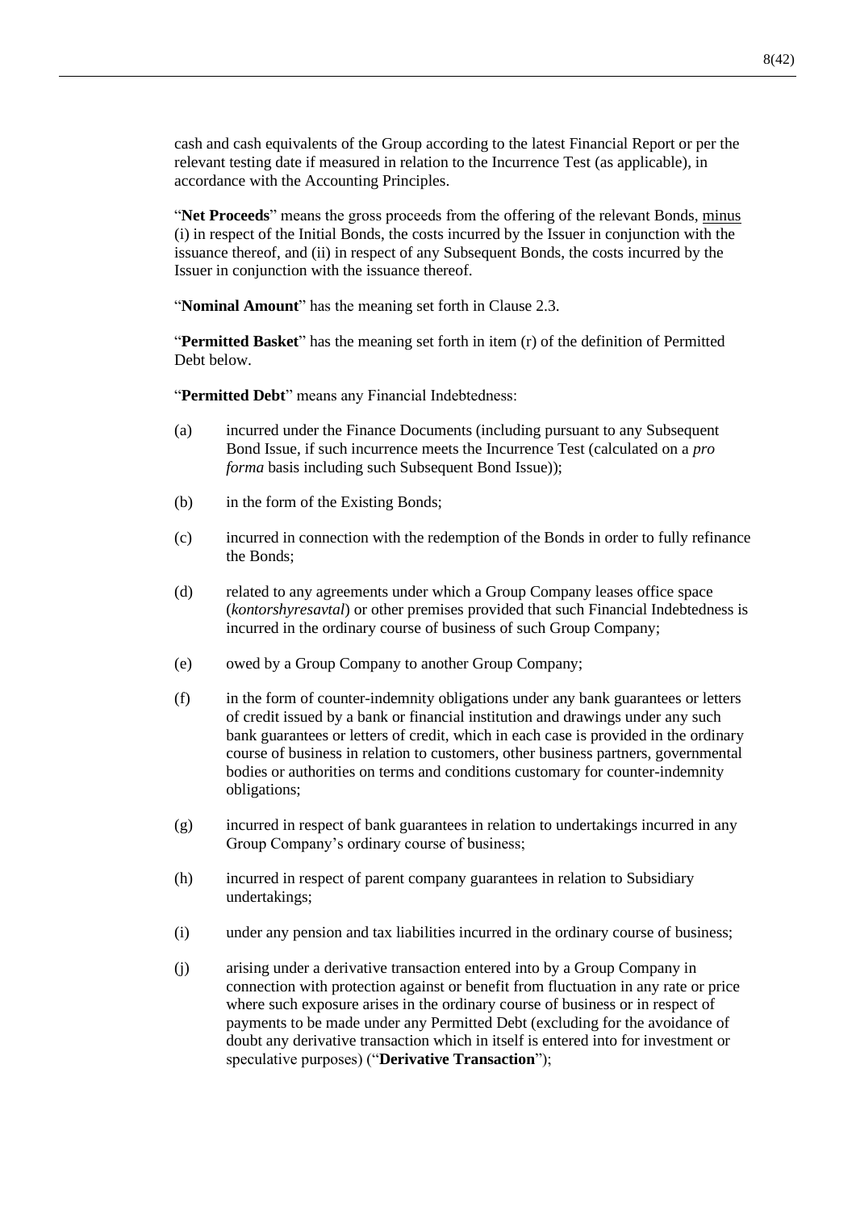cash and cash equivalents of the Group according to the latest Financial Report or per the relevant testing date if measured in relation to the Incurrence Test (as applicable), in accordance with the Accounting Principles.

"**Net Proceeds**" means the gross proceeds from the offering of the relevant Bonds, minus (i) in respect of the Initial Bonds, the costs incurred by the Issuer in conjunction with the issuance thereof, and (ii) in respect of any Subsequent Bonds, the costs incurred by the Issuer in conjunction with the issuance thereof.

"**Nominal Amount**" has the meaning set forth in Clause 2.3.

"**Permitted Basket**" has the meaning set forth in item (r) of the definition of Permitted Debt below.

"**Permitted Debt**" means any Financial Indebtedness:

(a) incurred under the Finance Documents (including pursuant to any Subsequent Bond Issue, if such incurrence meets the Incurrence Test (calculated on a *pro forma* basis including such Subsequent Bond Issue));

(b) in the form of the Existing Bonds;

(c) incurred in connection with the redemption of the Bonds in order to fully refinance the Bonds;

(d) related to any agreements under which a Group Company leases office space (*kontorshyresavtal*) or other premises provided that such Financial Indebtedness is incurred in the ordinary course of business of such Group Company;

(e) owed by a Group Company to another Group Company;

(f) in the form of counter-indemnity obligations under any bank guarantees or letters of credit issued by a bank or financial institution and drawings under any such bank guarantees or letters of credit, which in each case is provided in the ordinary course of business in relation to customers, other business partners, governmental bodies or authorities on terms and conditions customary for counter-indemnity obligations;

(g) incurred in respect of bank guarantees in relation to undertakings incurred in any Group Company's ordinary course of business;

(h) incurred in respect of parent company guarantees in relation to Subsidiary undertakings;

(i) under any pension and tax liabilities incurred in the ordinary course of business;

(j) arising under a derivative transaction entered into by a Group Company in connection with protection against or benefit from fluctuation in any rate or price where such exposure arises in the ordinary course of business or in respect of payments to be made under any Permitted Debt (excluding for the avoidance of doubt any derivative transaction which in itself is entered into for investment or speculative purposes) ("**Derivative Transaction**");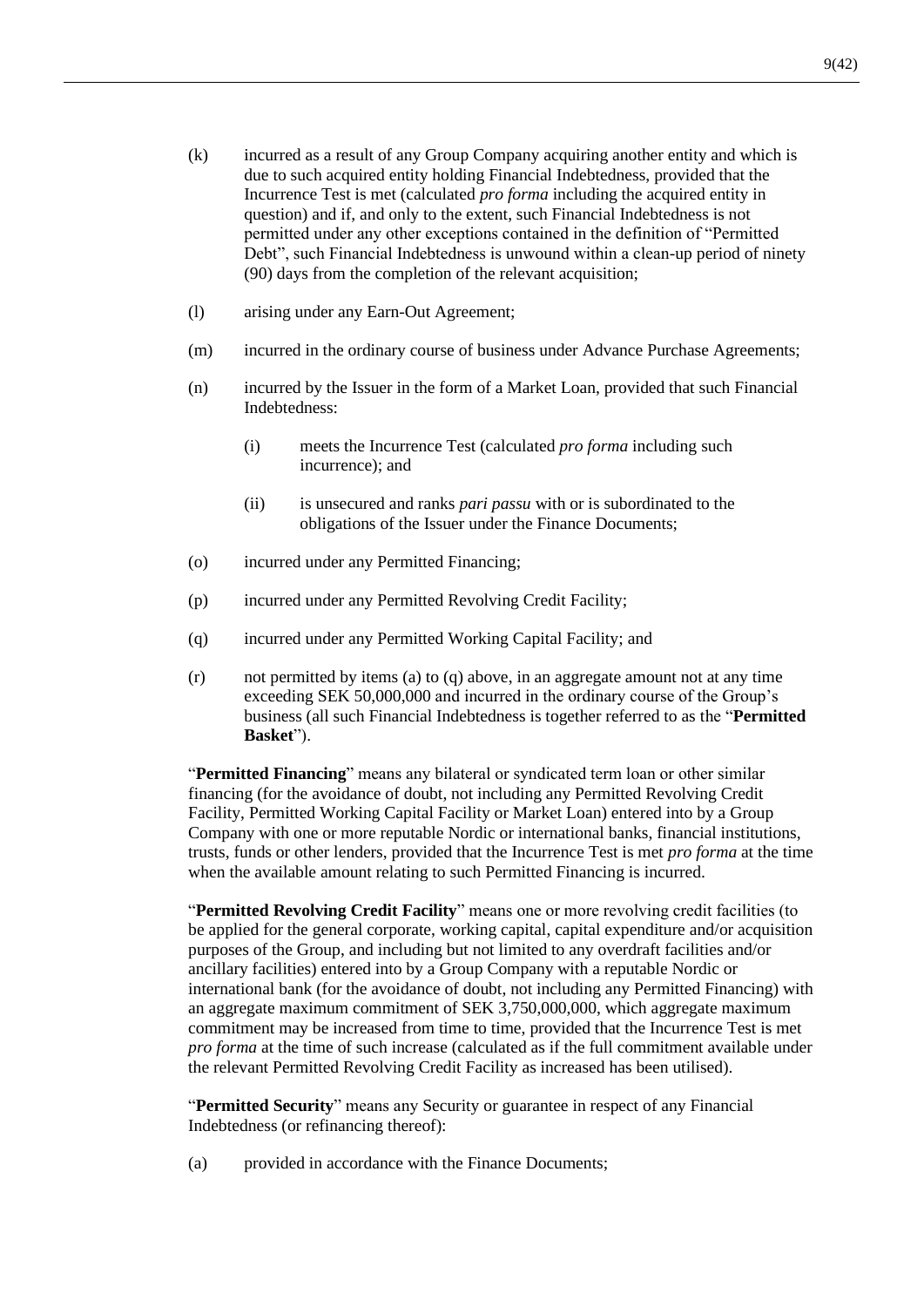(k) incurred as a result of any Group Company acquiring another entity and which is due to such acquired entity holding Financial Indebtedness, provided that the Incurrence Test is met (calculated *pro forma* including the acquired entity in question) and if, and only to the extent, such Financial Indebtedness is not permitted under any other exceptions contained in the definition of "Permitted Debt", such Financial Indebtedness is unwound within a clean-up period of ninety (90) days from the completion of the relevant acquisition;

(l) arising under any Earn-Out Agreement;

(m) incurred in the ordinary course of business under Advance Purchase Agreements;

(n) incurred by the Issuer in the form of a Market Loan, provided that such Financial Indebtedness:

  (i) meets the Incurrence Test (calculated *pro forma* including such incurrence); and

  (ii) is unsecured and ranks *pari passu* with or is subordinated to the obligations of the Issuer under the Finance Documents;

(o) incurred under any Permitted Financing;

(p) incurred under any Permitted Revolving Credit Facility;

(q) incurred under any Permitted Working Capital Facility; and

(r) not permitted by items (a) to (q) above, in an aggregate amount not at any time exceeding SEK 50,000,000 and incurred in the ordinary course of the Group's business (all such Financial Indebtedness is together referred to as the "**Permitted Basket**").

"**Permitted Financing**" means any bilateral or syndicated term loan or other similar financing (for the avoidance of doubt, not including any Permitted Revolving Credit Facility, Permitted Working Capital Facility or Market Loan) entered into by a Group Company with one or more reputable Nordic or international banks, financial institutions, trusts, funds or other lenders, provided that the Incurrence Test is met *pro forma* at the time when the available amount relating to such Permitted Financing is incurred.

"**Permitted Revolving Credit Facility**" means one or more revolving credit facilities (to be applied for the general corporate, working capital, capital expenditure and/or acquisition purposes of the Group, and including but not limited to any overdraft facilities and/or ancillary facilities) entered into by a Group Company with a reputable Nordic or international bank (for the avoidance of doubt, not including any Permitted Financing) with an aggregate maximum commitment of SEK 3,750,000,000, which aggregate maximum commitment may be increased from time to time, provided that the Incurrence Test is met *pro forma* at the time of such increase (calculated as if the full commitment available under the relevant Permitted Revolving Credit Facility as increased has been utilised).

"**Permitted Security**" means any Security or guarantee in respect of any Financial Indebtedness (or refinancing thereof):

(a) provided in accordance with the Finance Documents;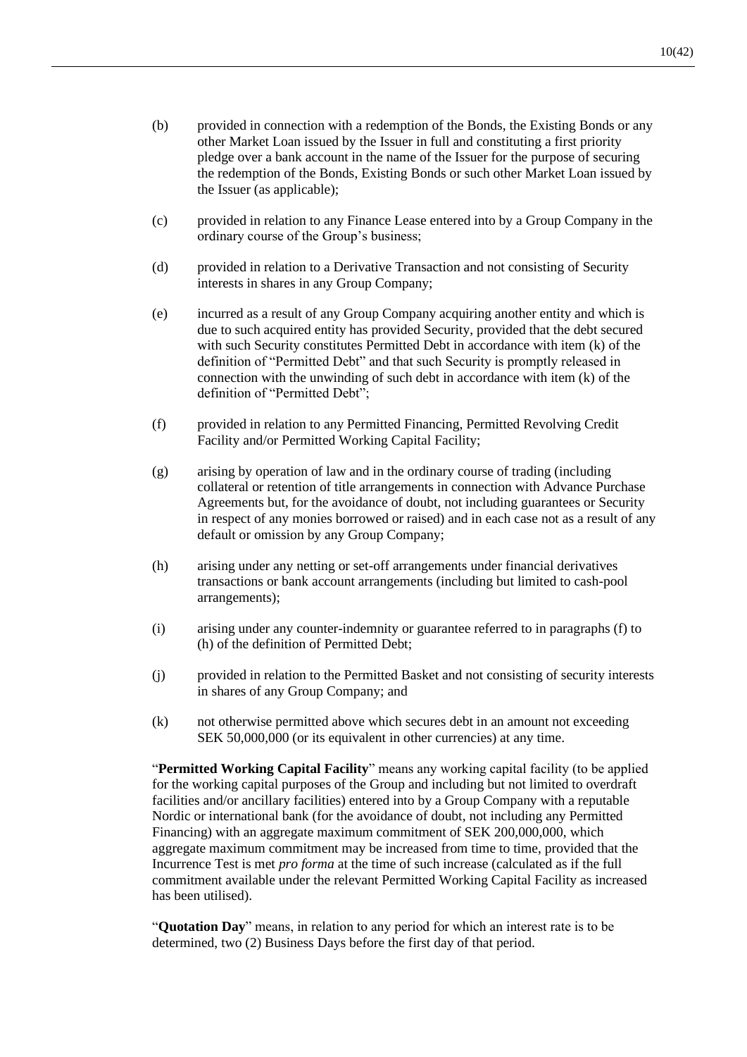(b) provided in connection with a redemption of the Bonds, the Existing Bonds or any other Market Loan issued by the Issuer in full and constituting a first priority pledge over a bank account in the name of the Issuer for the purpose of securing the redemption of the Bonds, Existing Bonds or such other Market Loan issued by the Issuer (as applicable);

(c) provided in relation to any Finance Lease entered into by a Group Company in the ordinary course of the Group's business;

(d) provided in relation to a Derivative Transaction and not consisting of Security interests in shares in any Group Company;

(e) incurred as a result of any Group Company acquiring another entity and which is due to such acquired entity has provided Security, provided that the debt secured with such Security constitutes Permitted Debt in accordance with item (k) of the definition of "Permitted Debt" and that such Security is promptly released in connection with the unwinding of such debt in accordance with item (k) of the definition of "Permitted Debt";

(f) provided in relation to any Permitted Financing, Permitted Revolving Credit Facility and/or Permitted Working Capital Facility;

(g) arising by operation of law and in the ordinary course of trading (including collateral or retention of title arrangements in connection with Advance Purchase Agreements but, for the avoidance of doubt, not including guarantees or Security in respect of any monies borrowed or raised) and in each case not as a result of any default or omission by any Group Company;

(h) arising under any netting or set-off arrangements under financial derivatives transactions or bank account arrangements (including but limited to cash-pool arrangements);

(i) arising under any counter-indemnity or guarantee referred to in paragraphs (f) to (h) of the definition of Permitted Debt;

(j) provided in relation to the Permitted Basket and not consisting of security interests in shares of any Group Company; and

(k) not otherwise permitted above which secures debt in an amount not exceeding SEK 50,000,000 (or its equivalent in other currencies) at any time.

"**Permitted Working Capital Facility**" means any working capital facility (to be applied for the working capital purposes of the Group and including but not limited to overdraft facilities and/or ancillary facilities) entered into by a Group Company with a reputable Nordic or international bank (for the avoidance of doubt, not including any Permitted Financing) with an aggregate maximum commitment of SEK 200,000,000, which aggregate maximum commitment may be increased from time to time, provided that the Incurrence Test is met *pro forma* at the time of such increase (calculated as if the full commitment available under the relevant Permitted Working Capital Facility as increased has been utilised).

"**Quotation Day**" means, in relation to any period for which an interest rate is to be determined, two (2) Business Days before the first day of that period.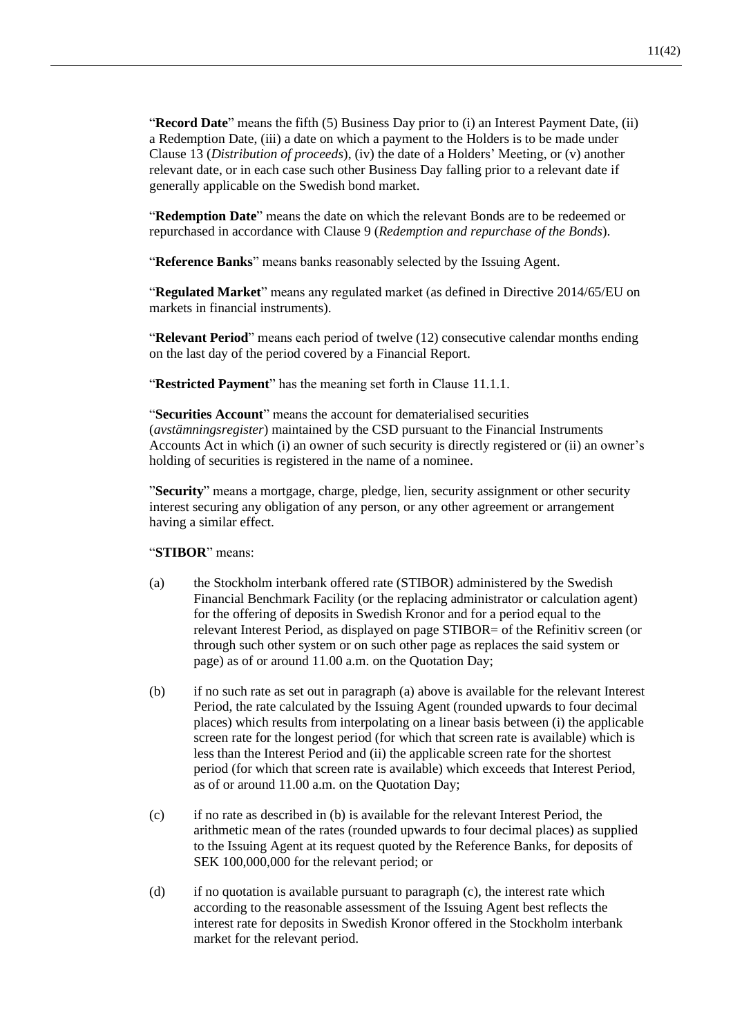"**Record Date**" means the fifth (5) Business Day prior to (i) an Interest Payment Date, (ii) a Redemption Date, (iii) a date on which a payment to the Holders is to be made under Clause 13 (*Distribution of proceeds*), (iv) the date of a Holders' Meeting, or (v) another relevant date, or in each case such other Business Day falling prior to a relevant date if generally applicable on the Swedish bond market.

"**Redemption Date**" means the date on which the relevant Bonds are to be redeemed or repurchased in accordance with Clause 9 (*Redemption and repurchase of the Bonds*).

"**Reference Banks**" means banks reasonably selected by the Issuing Agent.

"**Regulated Market**" means any regulated market (as defined in Directive 2014/65/EU on markets in financial instruments).

"**Relevant Period**" means each period of twelve (12) consecutive calendar months ending on the last day of the period covered by a Financial Report.

"**Restricted Payment**" has the meaning set forth in Clause 11.1.1.

"**Securities Account**" means the account for dematerialised securities (*avstämningsregister*) maintained by the CSD pursuant to the Financial Instruments Accounts Act in which (i) an owner of such security is directly registered or (ii) an owner's holding of securities is registered in the name of a nominee.

"**Security**" means a mortgage, charge, pledge, lien, security assignment or other security interest securing any obligation of any person, or any other agreement or arrangement having a similar effect.

"**STIBOR**" means:

(a) the Stockholm interbank offered rate (STIBOR) administered by the Swedish Financial Benchmark Facility (or the replacing administrator or calculation agent) for the offering of deposits in Swedish Kronor and for a period equal to the relevant Interest Period, as displayed on page STIBOR= of the Refinitiv screen (or through such other system or on such other page as replaces the said system or page) as of or around 11.00 a.m. on the Quotation Day;

(b) if no such rate as set out in paragraph (a) above is available for the relevant Interest Period, the rate calculated by the Issuing Agent (rounded upwards to four decimal places) which results from interpolating on a linear basis between (i) the applicable screen rate for the longest period (for which that screen rate is available) which is less than the Interest Period and (ii) the applicable screen rate for the shortest period (for which that screen rate is available) which exceeds that Interest Period, as of or around 11.00 a.m. on the Quotation Day;

(c) if no rate as described in (b) is available for the relevant Interest Period, the arithmetic mean of the rates (rounded upwards to four decimal places) as supplied to the Issuing Agent at its request quoted by the Reference Banks, for deposits of SEK 100,000,000 for the relevant period; or

(d) if no quotation is available pursuant to paragraph (c), the interest rate which according to the reasonable assessment of the Issuing Agent best reflects the interest rate for deposits in Swedish Kronor offered in the Stockholm interbank market for the relevant period.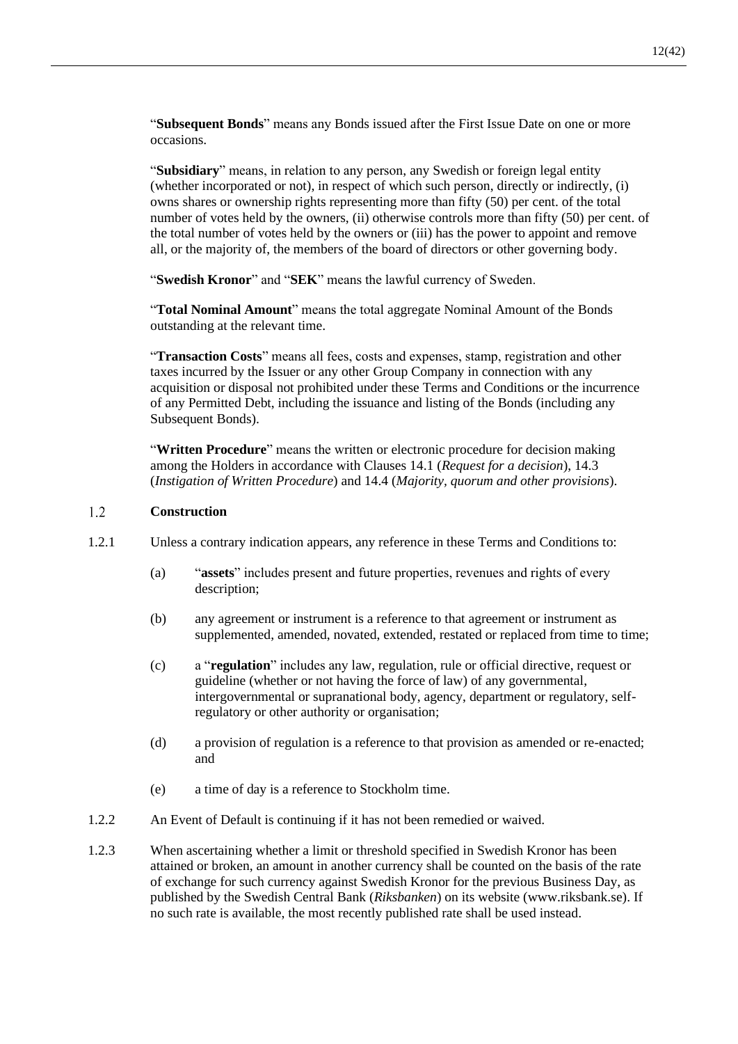"**Subsequent Bonds**" means any Bonds issued after the First Issue Date on one or more occasions.

"**Subsidiary**" means, in relation to any person, any Swedish or foreign legal entity (whether incorporated or not), in respect of which such person, directly or indirectly, (i) owns shares or ownership rights representing more than fifty (50) per cent. of the total number of votes held by the owners, (ii) otherwise controls more than fifty (50) per cent. of the total number of votes held by the owners or (iii) has the power to appoint and remove all, or the majority of, the members of the board of directors or other governing body.

"**Swedish Kronor**" and "**SEK**" means the lawful currency of Sweden.

"**Total Nominal Amount**" means the total aggregate Nominal Amount of the Bonds outstanding at the relevant time.

"**Transaction Costs**" means all fees, costs and expenses, stamp, registration and other taxes incurred by the Issuer or any other Group Company in connection with any acquisition or disposal not prohibited under these Terms and Conditions or the incurrence of any Permitted Debt, including the issuance and listing of the Bonds (including any Subsequent Bonds).

"**Written Procedure**" means the written or electronic procedure for decision making among the Holders in accordance with Clauses 14.1 (*Request for a decision*), 14.3 (*Instigation of Written Procedure*) and 14.4 (*Majority, quorum and other provisions*).

### 1.2 Construction

1.2.1 Unless a contrary indication appears, any reference in these Terms and Conditions to:

(a) "**assets**" includes present and future properties, revenues and rights of every description;

(b) any agreement or instrument is a reference to that agreement or instrument as supplemented, amended, novated, extended, restated or replaced from time to time;

(c) a "**regulation**" includes any law, regulation, rule or official directive, request or guideline (whether or not having the force of law) of any governmental, intergovernmental or supranational body, agency, department or regulatory, self-regulatory or other authority or organisation;

(d) a provision of regulation is a reference to that provision as amended or re-enacted; and

(e) a time of day is a reference to Stockholm time.

1.2.2 An Event of Default is continuing if it has not been remedied or waived.

1.2.3 When ascertaining whether a limit or threshold specified in Swedish Kronor has been attained or broken, an amount in another currency shall be counted on the basis of the rate of exchange for such currency against Swedish Kronor for the previous Business Day, as published by the Swedish Central Bank (*Riksbanken*) on its website (www.riksbank.se). If no such rate is available, the most recently published rate shall be used instead.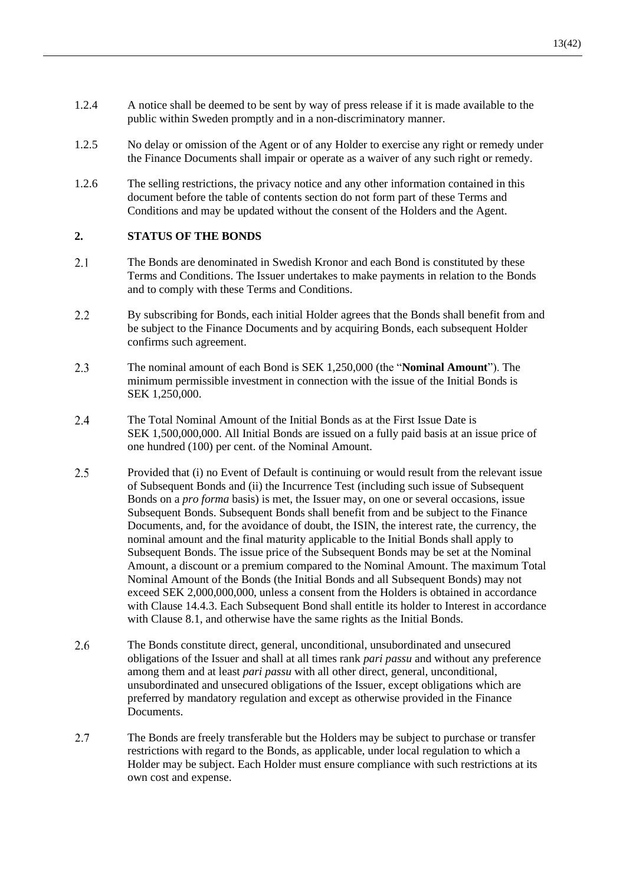1.2.4 A notice shall be deemed to be sent by way of press release if it is made available to the public within Sweden promptly and in a non-discriminatory manner.

1.2.5 No delay or omission of the Agent or of any Holder to exercise any right or remedy under the Finance Documents shall impair or operate as a waiver of any such right or remedy.

1.2.6 The selling restrictions, the privacy notice and any other information contained in this document before the table of contents section do not form part of these Terms and Conditions and may be updated without the consent of the Holders and the Agent.

## 2. STATUS OF THE BONDS

2.1 The Bonds are denominated in Swedish Kronor and each Bond is constituted by these Terms and Conditions. The Issuer undertakes to make payments in relation to the Bonds and to comply with these Terms and Conditions.

2.2 By subscribing for Bonds, each initial Holder agrees that the Bonds shall benefit from and be subject to the Finance Documents and by acquiring Bonds, each subsequent Holder confirms such agreement.

2.3 The nominal amount of each Bond is SEK 1,250,000 (the "**Nominal Amount**"). The minimum permissible investment in connection with the issue of the Initial Bonds is SEK 1,250,000.

2.4 The Total Nominal Amount of the Initial Bonds as at the First Issue Date is SEK 1,500,000,000. All Initial Bonds are issued on a fully paid basis at an issue price of one hundred (100) per cent. of the Nominal Amount.

2.5 Provided that (i) no Event of Default is continuing or would result from the relevant issue of Subsequent Bonds and (ii) the Incurrence Test (including such issue of Subsequent Bonds on a *pro forma* basis) is met, the Issuer may, on one or several occasions, issue Subsequent Bonds. Subsequent Bonds shall benefit from and be subject to the Finance Documents, and, for the avoidance of doubt, the ISIN, the interest rate, the currency, the nominal amount and the final maturity applicable to the Initial Bonds shall apply to Subsequent Bonds. The issue price of the Subsequent Bonds may be set at the Nominal Amount, a discount or a premium compared to the Nominal Amount. The maximum Total Nominal Amount of the Bonds (the Initial Bonds and all Subsequent Bonds) may not exceed SEK 2,000,000,000, unless a consent from the Holders is obtained in accordance with Clause 14.4.3. Each Subsequent Bond shall entitle its holder to Interest in accordance with Clause 8.1, and otherwise have the same rights as the Initial Bonds.

2.6 The Bonds constitute direct, general, unconditional, unsubordinated and unsecured obligations of the Issuer and shall at all times rank *pari passu* and without any preference among them and at least *pari passu* with all other direct, general, unconditional, unsubordinated and unsecured obligations of the Issuer, except obligations which are preferred by mandatory regulation and except as otherwise provided in the Finance Documents.

2.7 The Bonds are freely transferable but the Holders may be subject to purchase or transfer restrictions with regard to the Bonds, as applicable, under local regulation to which a Holder may be subject. Each Holder must ensure compliance with such restrictions at its own cost and expense.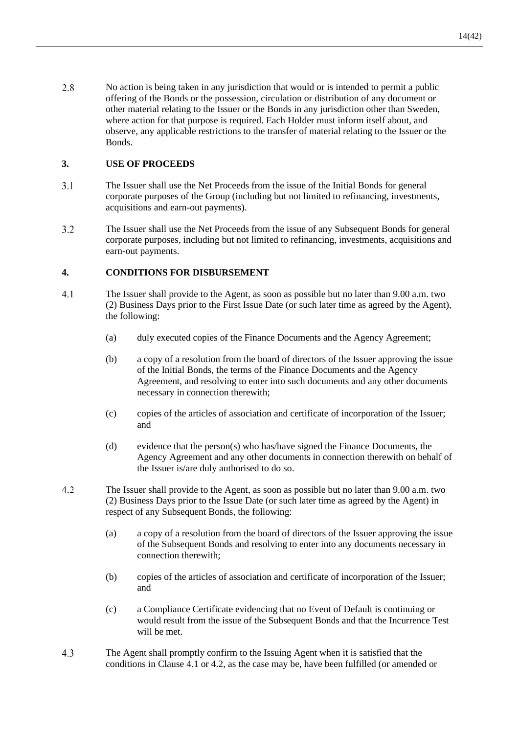2.8 No action is being taken in any jurisdiction that would or is intended to permit a public offering of the Bonds or the possession, circulation or distribution of any document or other material relating to the Issuer or the Bonds in any jurisdiction other than Sweden, where action for that purpose is required. Each Holder must inform itself about, and observe, any applicable restrictions to the transfer of material relating to the Issuer or the Bonds.

## 3. USE OF PROCEEDS

3.1 The Issuer shall use the Net Proceeds from the issue of the Initial Bonds for general corporate purposes of the Group (including but not limited to refinancing, investments, acquisitions and earn-out payments).

3.2 The Issuer shall use the Net Proceeds from the issue of any Subsequent Bonds for general corporate purposes, including but not limited to refinancing, investments, acquisitions and earn-out payments.

## 4. CONDITIONS FOR DISBURSEMENT

4.1 The Issuer shall provide to the Agent, as soon as possible but no later than 9.00 a.m. two (2) Business Days prior to the First Issue Date (or such later time as agreed by the Agent), the following:

(a) duly executed copies of the Finance Documents and the Agency Agreement;

(b) a copy of a resolution from the board of directors of the Issuer approving the issue of the Initial Bonds, the terms of the Finance Documents and the Agency Agreement, and resolving to enter into such documents and any other documents necessary in connection therewith;

(c) copies of the articles of association and certificate of incorporation of the Issuer; and

(d) evidence that the person(s) who has/have signed the Finance Documents, the Agency Agreement and any other documents in connection therewith on behalf of the Issuer is/are duly authorised to do so.

4.2 The Issuer shall provide to the Agent, as soon as possible but no later than 9.00 a.m. two (2) Business Days prior to the Issue Date (or such later time as agreed by the Agent) in respect of any Subsequent Bonds, the following:

(a) a copy of a resolution from the board of directors of the Issuer approving the issue of the Subsequent Bonds and resolving to enter into any documents necessary in connection therewith;

(b) copies of the articles of association and certificate of incorporation of the Issuer; and

(c) a Compliance Certificate evidencing that no Event of Default is continuing or would result from the issue of the Subsequent Bonds and that the Incurrence Test will be met.

4.3 The Agent shall promptly confirm to the Issuing Agent when it is satisfied that the conditions in Clause 4.1 or 4.2, as the case may be, have been fulfilled (or amended or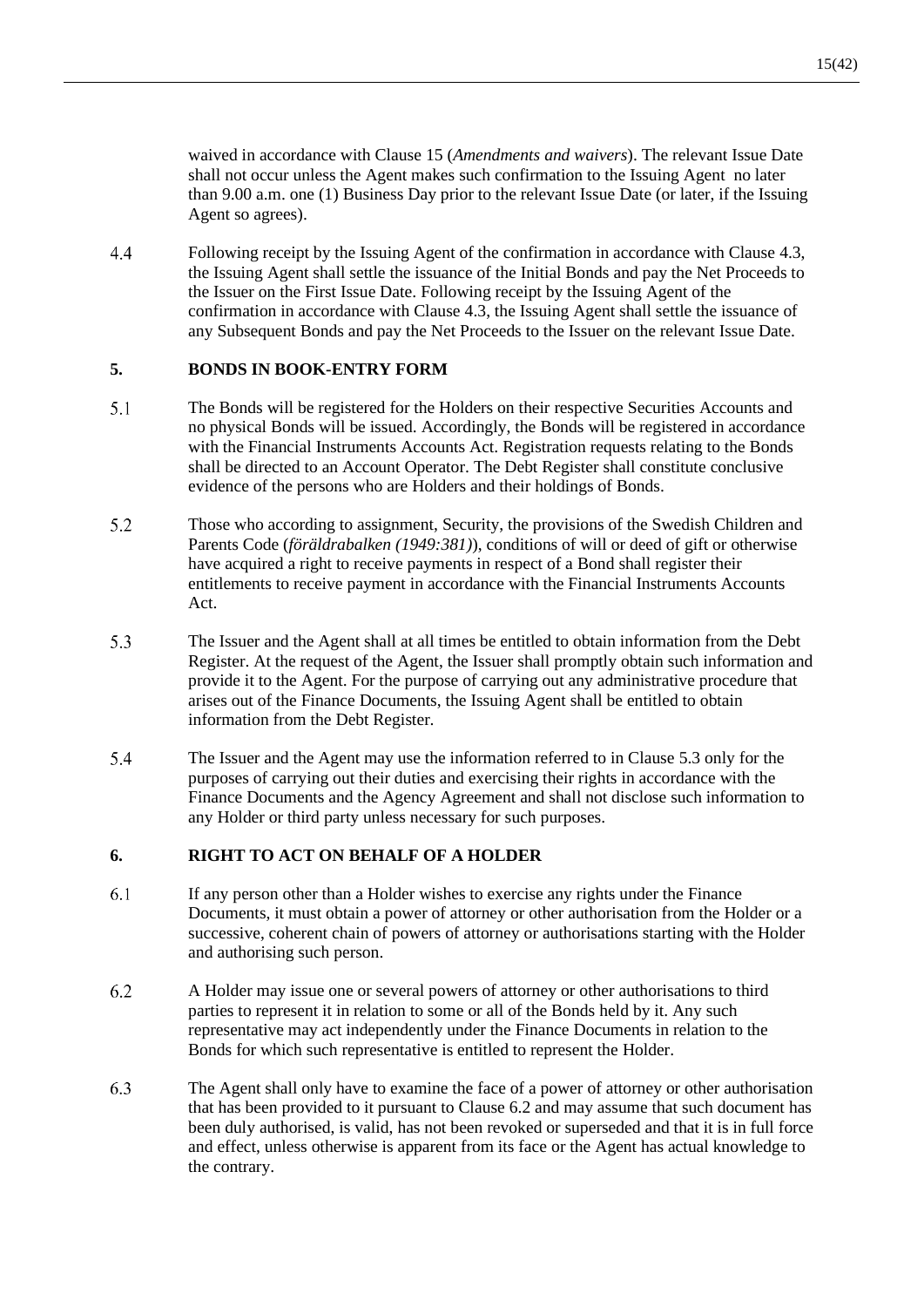waived in accordance with Clause 15 (*Amendments and waivers*). The relevant Issue Date shall not occur unless the Agent makes such confirmation to the Issuing Agent no later than 9.00 a.m. one (1) Business Day prior to the relevant Issue Date (or later, if the Issuing Agent so agrees).

4.4 Following receipt by the Issuing Agent of the confirmation in accordance with Clause 4.3, the Issuing Agent shall settle the issuance of the Initial Bonds and pay the Net Proceeds to the Issuer on the First Issue Date. Following receipt by the Issuing Agent of the confirmation in accordance with Clause 4.3, the Issuing Agent shall settle the issuance of any Subsequent Bonds and pay the Net Proceeds to the Issuer on the relevant Issue Date.

## 5. BONDS IN BOOK-ENTRY FORM

5.1 The Bonds will be registered for the Holders on their respective Securities Accounts and no physical Bonds will be issued. Accordingly, the Bonds will be registered in accordance with the Financial Instruments Accounts Act. Registration requests relating to the Bonds shall be directed to an Account Operator. The Debt Register shall constitute conclusive evidence of the persons who are Holders and their holdings of Bonds.

5.2 Those who according to assignment, Security, the provisions of the Swedish Children and Parents Code (*föräldrabalken (1949:381)*), conditions of will or deed of gift or otherwise have acquired a right to receive payments in respect of a Bond shall register their entitlements to receive payment in accordance with the Financial Instruments Accounts Act.

5.3 The Issuer and the Agent shall at all times be entitled to obtain information from the Debt Register. At the request of the Agent, the Issuer shall promptly obtain such information and provide it to the Agent. For the purpose of carrying out any administrative procedure that arises out of the Finance Documents, the Issuing Agent shall be entitled to obtain information from the Debt Register.

5.4 The Issuer and the Agent may use the information referred to in Clause 5.3 only for the purposes of carrying out their duties and exercising their rights in accordance with the Finance Documents and the Agency Agreement and shall not disclose such information to any Holder or third party unless necessary for such purposes.

## 6. RIGHT TO ACT ON BEHALF OF A HOLDER

6.1 If any person other than a Holder wishes to exercise any rights under the Finance Documents, it must obtain a power of attorney or other authorisation from the Holder or a successive, coherent chain of powers of attorney or authorisations starting with the Holder and authorising such person.

6.2 A Holder may issue one or several powers of attorney or other authorisations to third parties to represent it in relation to some or all of the Bonds held by it. Any such representative may act independently under the Finance Documents in relation to the Bonds for which such representative is entitled to represent the Holder.

6.3 The Agent shall only have to examine the face of a power of attorney or other authorisation that has been provided to it pursuant to Clause 6.2 and may assume that such document has been duly authorised, is valid, has not been revoked or superseded and that it is in full force and effect, unless otherwise is apparent from its face or the Agent has actual knowledge to the contrary.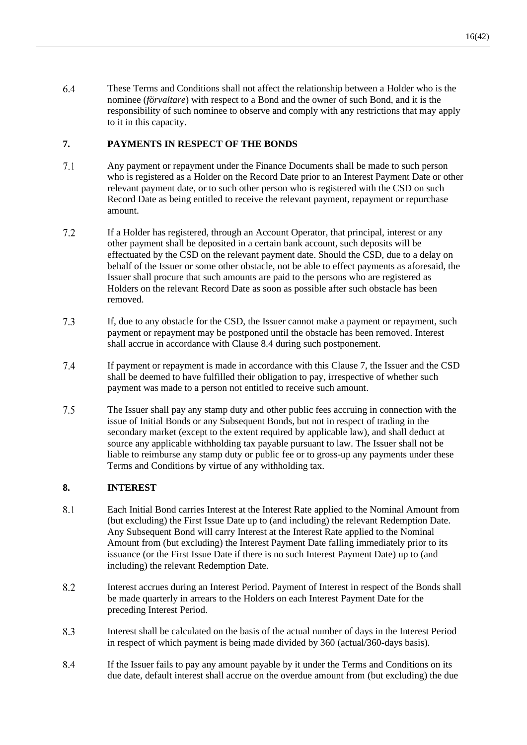6.4 These Terms and Conditions shall not affect the relationship between a Holder who is the nominee (*förvaltare*) with respect to a Bond and the owner of such Bond, and it is the responsibility of such nominee to observe and comply with any restrictions that may apply to it in this capacity.

## 7. PAYMENTS IN RESPECT OF THE BONDS

7.1 Any payment or repayment under the Finance Documents shall be made to such person who is registered as a Holder on the Record Date prior to an Interest Payment Date or other relevant payment date, or to such other person who is registered with the CSD on such Record Date as being entitled to receive the relevant payment, repayment or repurchase amount.

7.2 If a Holder has registered, through an Account Operator, that principal, interest or any other payment shall be deposited in a certain bank account, such deposits will be effectuated by the CSD on the relevant payment date. Should the CSD, due to a delay on behalf of the Issuer or some other obstacle, not be able to effect payments as aforesaid, the Issuer shall procure that such amounts are paid to the persons who are registered as Holders on the relevant Record Date as soon as possible after such obstacle has been removed.

7.3 If, due to any obstacle for the CSD, the Issuer cannot make a payment or repayment, such payment or repayment may be postponed until the obstacle has been removed. Interest shall accrue in accordance with Clause 8.4 during such postponement.

7.4 If payment or repayment is made in accordance with this Clause 7, the Issuer and the CSD shall be deemed to have fulfilled their obligation to pay, irrespective of whether such payment was made to a person not entitled to receive such amount.

7.5 The Issuer shall pay any stamp duty and other public fees accruing in connection with the issue of Initial Bonds or any Subsequent Bonds, but not in respect of trading in the secondary market (except to the extent required by applicable law), and shall deduct at source any applicable withholding tax payable pursuant to law. The Issuer shall not be liable to reimburse any stamp duty or public fee or to gross-up any payments under these Terms and Conditions by virtue of any withholding tax.

## 8. INTEREST

8.1 Each Initial Bond carries Interest at the Interest Rate applied to the Nominal Amount from (but excluding) the First Issue Date up to (and including) the relevant Redemption Date. Any Subsequent Bond will carry Interest at the Interest Rate applied to the Nominal Amount from (but excluding) the Interest Payment Date falling immediately prior to its issuance (or the First Issue Date if there is no such Interest Payment Date) up to (and including) the relevant Redemption Date.

8.2 Interest accrues during an Interest Period. Payment of Interest in respect of the Bonds shall be made quarterly in arrears to the Holders on each Interest Payment Date for the preceding Interest Period.

8.3 Interest shall be calculated on the basis of the actual number of days in the Interest Period in respect of which payment is being made divided by 360 (actual/360-days basis).

8.4 If the Issuer fails to pay any amount payable by it under the Terms and Conditions on its due date, default interest shall accrue on the overdue amount from (but excluding) the due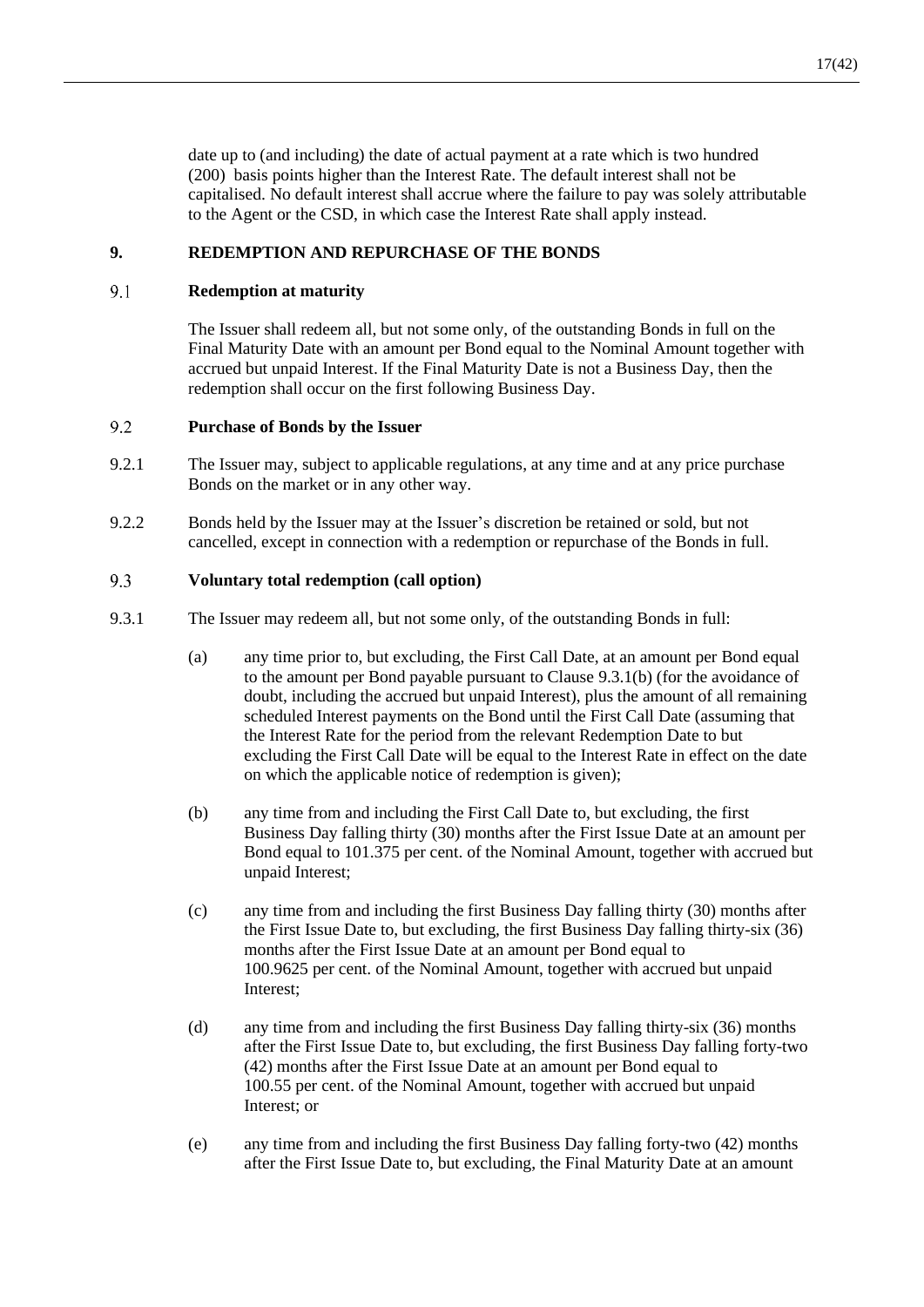date up to (and including) the date of actual payment at a rate which is two hundred (200) basis points higher than the Interest Rate. The default interest shall not be capitalised. No default interest shall accrue where the failure to pay was solely attributable to the Agent or the CSD, in which case the Interest Rate shall apply instead.

## 9. REDEMPTION AND REPURCHASE OF THE BONDS

### 9.1 Redemption at maturity

The Issuer shall redeem all, but not some only, of the outstanding Bonds in full on the Final Maturity Date with an amount per Bond equal to the Nominal Amount together with accrued but unpaid Interest. If the Final Maturity Date is not a Business Day, then the redemption shall occur on the first following Business Day.

### 9.2 Purchase of Bonds by the Issuer

9.2.1 The Issuer may, subject to applicable regulations, at any time and at any price purchase Bonds on the market or in any other way.

9.2.2 Bonds held by the Issuer may at the Issuer's discretion be retained or sold, but not cancelled, except in connection with a redemption or repurchase of the Bonds in full.

### 9.3 Voluntary total redemption (call option)

9.3.1 The Issuer may redeem all, but not some only, of the outstanding Bonds in full:

(a) any time prior to, but excluding, the First Call Date, at an amount per Bond equal to the amount per Bond payable pursuant to Clause 9.3.1(b) (for the avoidance of doubt, including the accrued but unpaid Interest), plus the amount of all remaining scheduled Interest payments on the Bond until the First Call Date (assuming that the Interest Rate for the period from the relevant Redemption Date to but excluding the First Call Date will be equal to the Interest Rate in effect on the date on which the applicable notice of redemption is given);

(b) any time from and including the First Call Date to, but excluding, the first Business Day falling thirty (30) months after the First Issue Date at an amount per Bond equal to 101.375 per cent. of the Nominal Amount, together with accrued but unpaid Interest;

(c) any time from and including the first Business Day falling thirty (30) months after the First Issue Date to, but excluding, the first Business Day falling thirty-six (36) months after the First Issue Date at an amount per Bond equal to 100.9625 per cent. of the Nominal Amount, together with accrued but unpaid Interest;

(d) any time from and including the first Business Day falling thirty-six (36) months after the First Issue Date to, but excluding, the first Business Day falling forty-two (42) months after the First Issue Date at an amount per Bond equal to 100.55 per cent. of the Nominal Amount, together with accrued but unpaid Interest; or

(e) any time from and including the first Business Day falling forty-two (42) months after the First Issue Date to, but excluding, the Final Maturity Date at an amount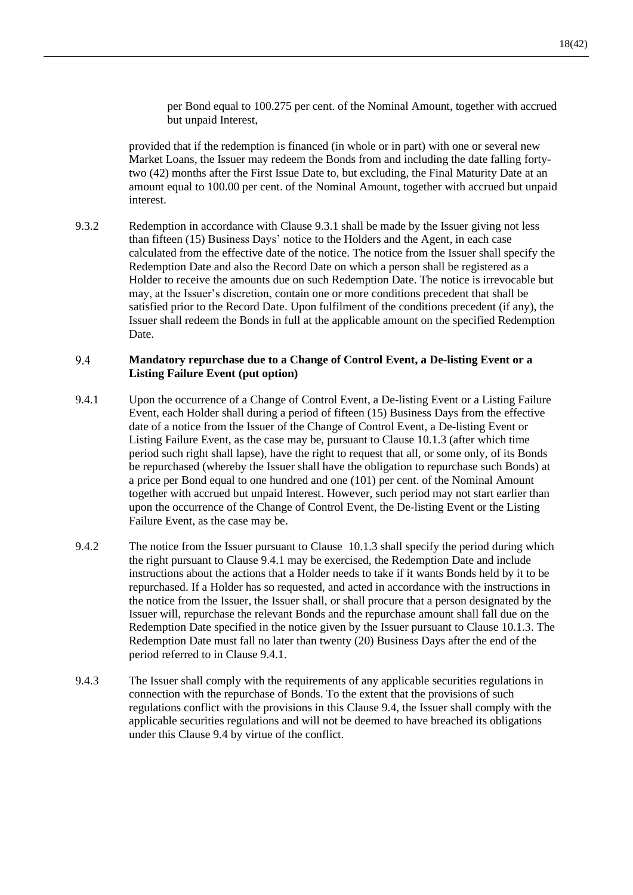per Bond equal to 100.275 per cent. of the Nominal Amount, together with accrued but unpaid Interest,

provided that if the redemption is financed (in whole or in part) with one or several new Market Loans, the Issuer may redeem the Bonds from and including the date falling forty-two (42) months after the First Issue Date to, but excluding, the Final Maturity Date at an amount equal to 100.00 per cent. of the Nominal Amount, together with accrued but unpaid interest.

9.3.2 Redemption in accordance with Clause 9.3.1 shall be made by the Issuer giving not less than fifteen (15) Business Days' notice to the Holders and the Agent, in each case calculated from the effective date of the notice. The notice from the Issuer shall specify the Redemption Date and also the Record Date on which a person shall be registered as a Holder to receive the amounts due on such Redemption Date. The notice is irrevocable but may, at the Issuer's discretion, contain one or more conditions precedent that shall be satisfied prior to the Record Date. Upon fulfilment of the conditions precedent (if any), the Issuer shall redeem the Bonds in full at the applicable amount on the specified Redemption Date.

### 9.4 Mandatory repurchase due to a Change of Control Event, a De-listing Event or a Listing Failure Event (put option)

9.4.1 Upon the occurrence of a Change of Control Event, a De-listing Event or a Listing Failure Event, each Holder shall during a period of fifteen (15) Business Days from the effective date of a notice from the Issuer of the Change of Control Event, a De-listing Event or Listing Failure Event, as the case may be, pursuant to Clause 10.1.3 (after which time period such right shall lapse), have the right to request that all, or some only, of its Bonds be repurchased (whereby the Issuer shall have the obligation to repurchase such Bonds) at a price per Bond equal to one hundred and one (101) per cent. of the Nominal Amount together with accrued but unpaid Interest. However, such period may not start earlier than upon the occurrence of the Change of Control Event, the De-listing Event or the Listing Failure Event, as the case may be.

9.4.2 The notice from the Issuer pursuant to Clause 10.1.3 shall specify the period during which the right pursuant to Clause 9.4.1 may be exercised, the Redemption Date and include instructions about the actions that a Holder needs to take if it wants Bonds held by it to be repurchased. If a Holder has so requested, and acted in accordance with the instructions in the notice from the Issuer, the Issuer shall, or shall procure that a person designated by the Issuer will, repurchase the relevant Bonds and the repurchase amount shall fall due on the Redemption Date specified in the notice given by the Issuer pursuant to Clause 10.1.3. The Redemption Date must fall no later than twenty (20) Business Days after the end of the period referred to in Clause 9.4.1.

9.4.3 The Issuer shall comply with the requirements of any applicable securities regulations in connection with the repurchase of Bonds. To the extent that the provisions of such regulations conflict with the provisions in this Clause 9.4, the Issuer shall comply with the applicable securities regulations and will not be deemed to have breached its obligations under this Clause 9.4 by virtue of the conflict.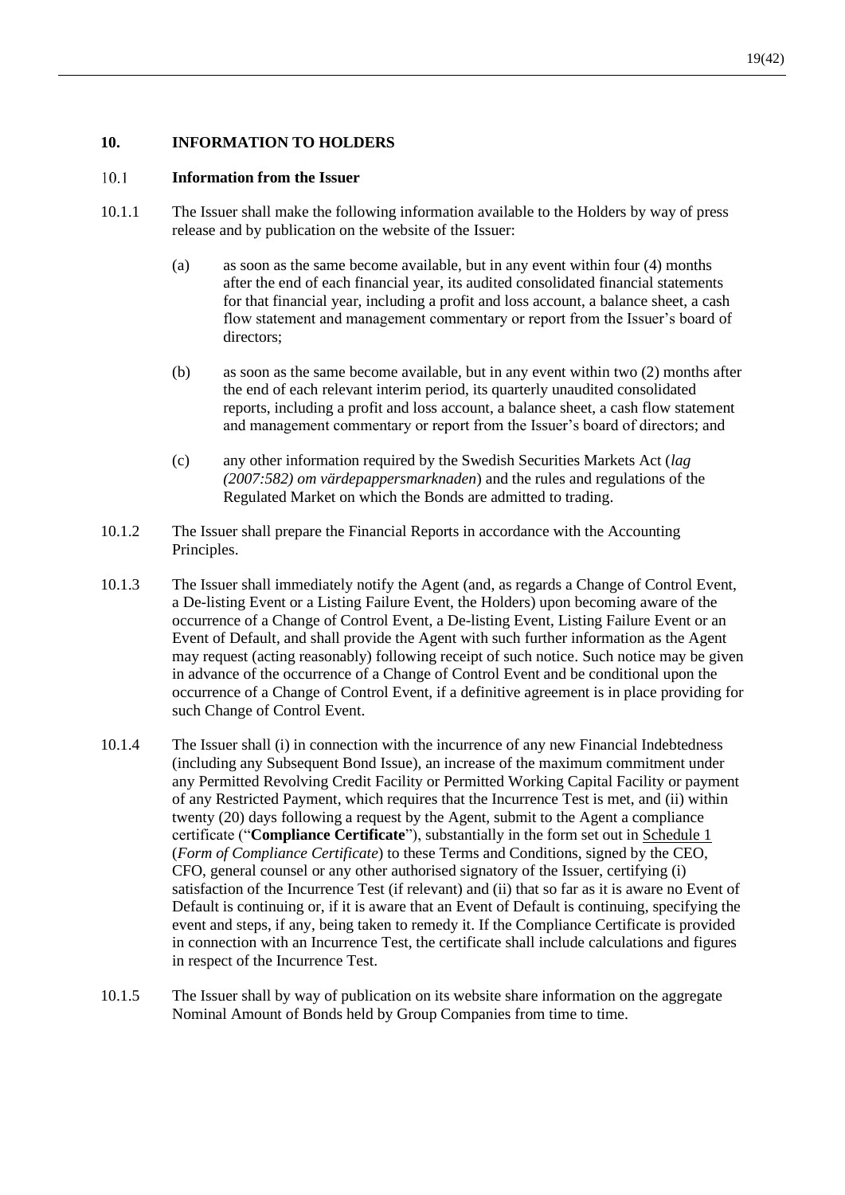## 10. INFORMATION TO HOLDERS

### 10.1 Information from the Issuer

10.1.1 The Issuer shall make the following information available to the Holders by way of press release and by publication on the website of the Issuer:

(a) as soon as the same become available, but in any event within four (4) months after the end of each financial year, its audited consolidated financial statements for that financial year, including a profit and loss account, a balance sheet, a cash flow statement and management commentary or report from the Issuer's board of directors;

(b) as soon as the same become available, but in any event within two (2) months after the end of each relevant interim period, its quarterly unaudited consolidated reports, including a profit and loss account, a balance sheet, a cash flow statement and management commentary or report from the Issuer's board of directors; and

(c) any other information required by the Swedish Securities Markets Act (*lag (2007:582) om värdepappersmarknaden*) and the rules and regulations of the Regulated Market on which the Bonds are admitted to trading.

10.1.2 The Issuer shall prepare the Financial Reports in accordance with the Accounting Principles.

10.1.3 The Issuer shall immediately notify the Agent (and, as regards a Change of Control Event, a De-listing Event or a Listing Failure Event, the Holders) upon becoming aware of the occurrence of a Change of Control Event, a De-listing Event, Listing Failure Event or an Event of Default, and shall provide the Agent with such further information as the Agent may request (acting reasonably) following receipt of such notice. Such notice may be given in advance of the occurrence of a Change of Control Event and be conditional upon the occurrence of a Change of Control Event, if a definitive agreement is in place providing for such Change of Control Event.

10.1.4 The Issuer shall (i) in connection with the incurrence of any new Financial Indebtedness (including any Subsequent Bond Issue), an increase of the maximum commitment under any Permitted Revolving Credit Facility or Permitted Working Capital Facility or payment of any Restricted Payment, which requires that the Incurrence Test is met, and (ii) within twenty (20) days following a request by the Agent, submit to the Agent a compliance certificate ("**Compliance Certificate**"), substantially in the form set out in Schedule 1 (*Form of Compliance Certificate*) to these Terms and Conditions, signed by the CEO, CFO, general counsel or any other authorised signatory of the Issuer, certifying (i) satisfaction of the Incurrence Test (if relevant) and (ii) that so far as it is aware no Event of Default is continuing or, if it is aware that an Event of Default is continuing, specifying the event and steps, if any, being taken to remedy it. If the Compliance Certificate is provided in connection with an Incurrence Test, the certificate shall include calculations and figures in respect of the Incurrence Test.

10.1.5 The Issuer shall by way of publication on its website share information on the aggregate Nominal Amount of Bonds held by Group Companies from time to time.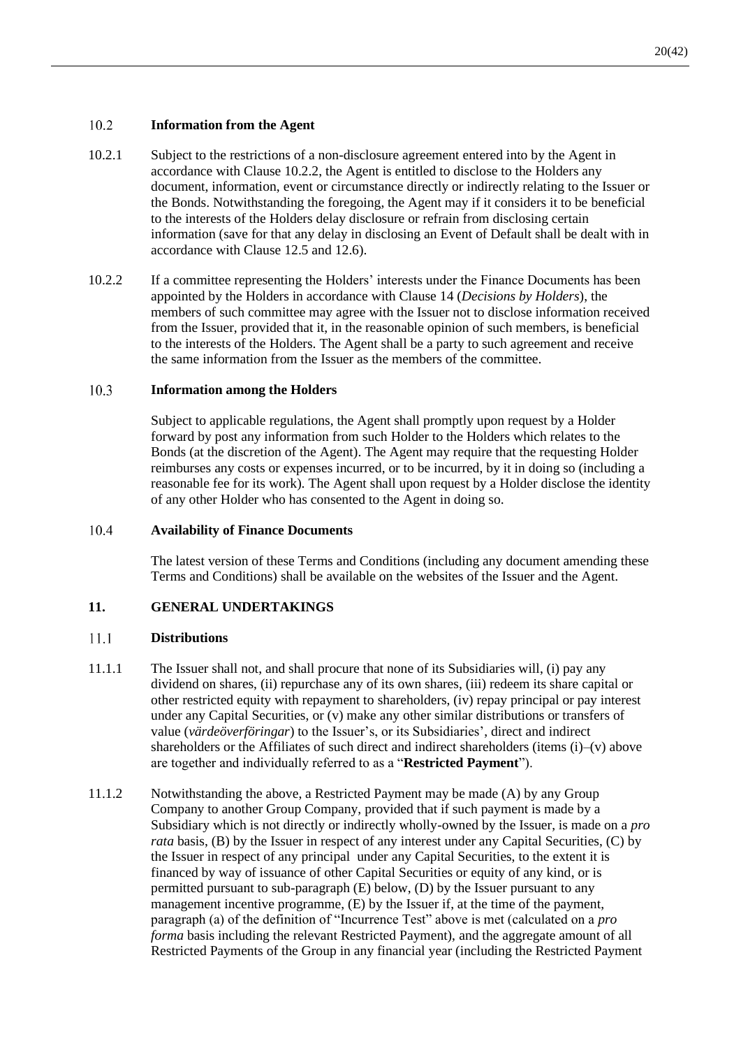### 10.2 Information from the Agent

10.2.1 Subject to the restrictions of a non-disclosure agreement entered into by the Agent in accordance with Clause 10.2.2, the Agent is entitled to disclose to the Holders any document, information, event or circumstance directly or indirectly relating to the Issuer or the Bonds. Notwithstanding the foregoing, the Agent may if it considers it to be beneficial to the interests of the Holders delay disclosure or refrain from disclosing certain information (save for that any delay in disclosing an Event of Default shall be dealt with in accordance with Clause 12.5 and 12.6).

10.2.2 If a committee representing the Holders' interests under the Finance Documents has been appointed by the Holders in accordance with Clause 14 (*Decisions by Holders*), the members of such committee may agree with the Issuer not to disclose information received from the Issuer, provided that it, in the reasonable opinion of such members, is beneficial to the interests of the Holders. The Agent shall be a party to such agreement and receive the same information from the Issuer as the members of the committee.

### 10.3 Information among the Holders

Subject to applicable regulations, the Agent shall promptly upon request by a Holder forward by post any information from such Holder to the Holders which relates to the Bonds (at the discretion of the Agent). The Agent may require that the requesting Holder reimburses any costs or expenses incurred, or to be incurred, by it in doing so (including a reasonable fee for its work). The Agent shall upon request by a Holder disclose the identity of any other Holder who has consented to the Agent in doing so.

### 10.4 Availability of Finance Documents

The latest version of these Terms and Conditions (including any document amending these Terms and Conditions) shall be available on the websites of the Issuer and the Agent.

## 11. GENERAL UNDERTAKINGS

### 11.1 Distributions

11.1.1 The Issuer shall not, and shall procure that none of its Subsidiaries will, (i) pay any dividend on shares, (ii) repurchase any of its own shares, (iii) redeem its share capital or other restricted equity with repayment to shareholders, (iv) repay principal or pay interest under any Capital Securities, or (v) make any other similar distributions or transfers of value (*värdeöverföringar*) to the Issuer's, or its Subsidiaries', direct and indirect shareholders or the Affiliates of such direct and indirect shareholders (items (i)–(v) above are together and individually referred to as a "**Restricted Payment**").

11.1.2 Notwithstanding the above, a Restricted Payment may be made (A) by any Group Company to another Group Company, provided that if such payment is made by a Subsidiary which is not directly or indirectly wholly-owned by the Issuer, is made on a *pro rata* basis, (B) by the Issuer in respect of any interest under any Capital Securities, (C) by the Issuer in respect of any principal under any Capital Securities, to the extent it is financed by way of issuance of other Capital Securities or equity of any kind, or is permitted pursuant to sub-paragraph (E) below, (D) by the Issuer pursuant to any management incentive programme, (E) by the Issuer if, at the time of the payment, paragraph (a) of the definition of "Incurrence Test" above is met (calculated on a *pro forma* basis including the relevant Restricted Payment), and the aggregate amount of all Restricted Payments of the Group in any financial year (including the Restricted Payment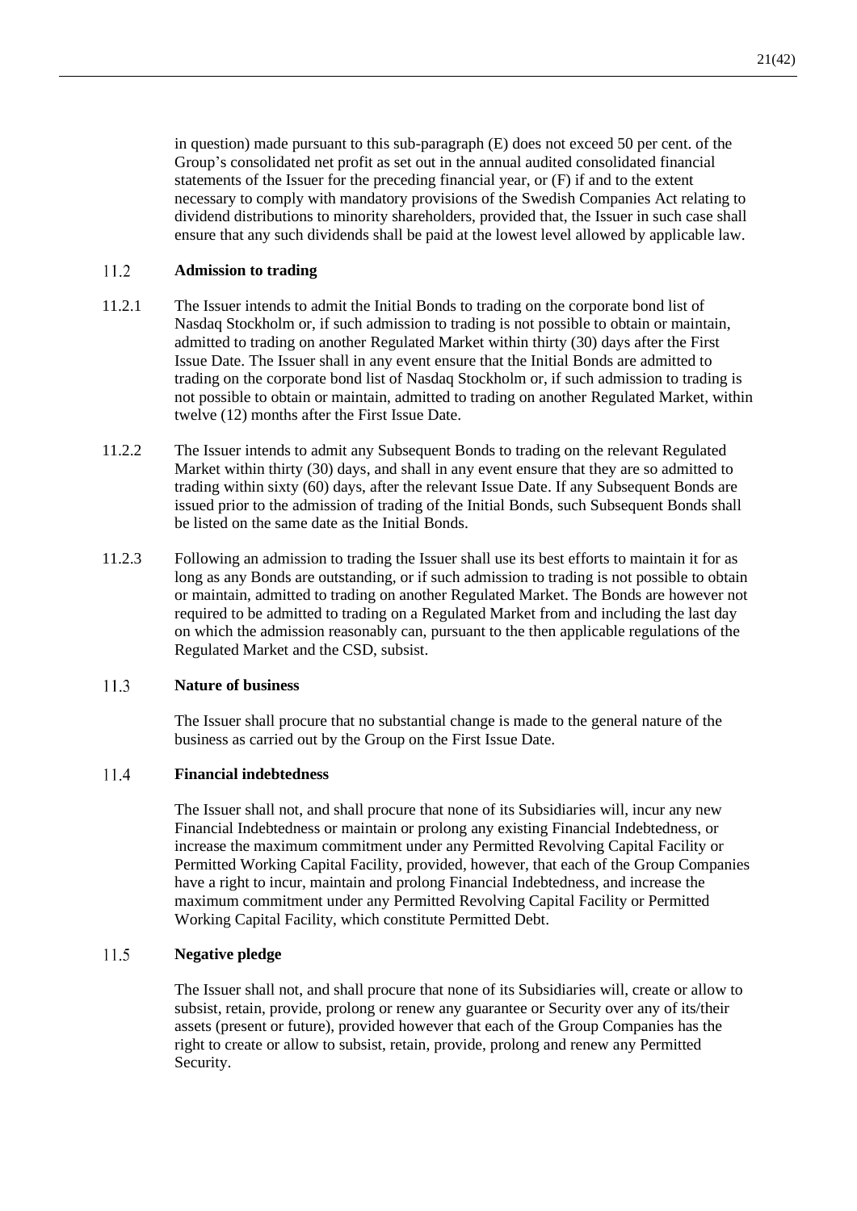in question) made pursuant to this sub-paragraph (E) does not exceed 50 per cent. of the Group's consolidated net profit as set out in the annual audited consolidated financial statements of the Issuer for the preceding financial year, or (F) if and to the extent necessary to comply with mandatory provisions of the Swedish Companies Act relating to dividend distributions to minority shareholders, provided that, the Issuer in such case shall ensure that any such dividends shall be paid at the lowest level allowed by applicable law.

### 11.2 Admission to trading

11.2.1 The Issuer intends to admit the Initial Bonds to trading on the corporate bond list of Nasdaq Stockholm or, if such admission to trading is not possible to obtain or maintain, admitted to trading on another Regulated Market within thirty (30) days after the First Issue Date. The Issuer shall in any event ensure that the Initial Bonds are admitted to trading on the corporate bond list of Nasdaq Stockholm or, if such admission to trading is not possible to obtain or maintain, admitted to trading on another Regulated Market, within twelve (12) months after the First Issue Date.

11.2.2 The Issuer intends to admit any Subsequent Bonds to trading on the relevant Regulated Market within thirty (30) days, and shall in any event ensure that they are so admitted to trading within sixty (60) days, after the relevant Issue Date. If any Subsequent Bonds are issued prior to the admission of trading of the Initial Bonds, such Subsequent Bonds shall be listed on the same date as the Initial Bonds.

11.2.3 Following an admission to trading the Issuer shall use its best efforts to maintain it for as long as any Bonds are outstanding, or if such admission to trading is not possible to obtain or maintain, admitted to trading on another Regulated Market. The Bonds are however not required to be admitted to trading on a Regulated Market from and including the last day on which the admission reasonably can, pursuant to the then applicable regulations of the Regulated Market and the CSD, subsist.

### 11.3 Nature of business

The Issuer shall procure that no substantial change is made to the general nature of the business as carried out by the Group on the First Issue Date.

### 11.4 Financial indebtedness

The Issuer shall not, and shall procure that none of its Subsidiaries will, incur any new Financial Indebtedness or maintain or prolong any existing Financial Indebtedness, or increase the maximum commitment under any Permitted Revolving Capital Facility or Permitted Working Capital Facility, provided, however, that each of the Group Companies have a right to incur, maintain and prolong Financial Indebtedness, and increase the maximum commitment under any Permitted Revolving Capital Facility or Permitted Working Capital Facility, which constitute Permitted Debt.

### 11.5 Negative pledge

The Issuer shall not, and shall procure that none of its Subsidiaries will, create or allow to subsist, retain, provide, prolong or renew any guarantee or Security over any of its/their assets (present or future), provided however that each of the Group Companies has the right to create or allow to subsist, retain, provide, prolong and renew any Permitted Security.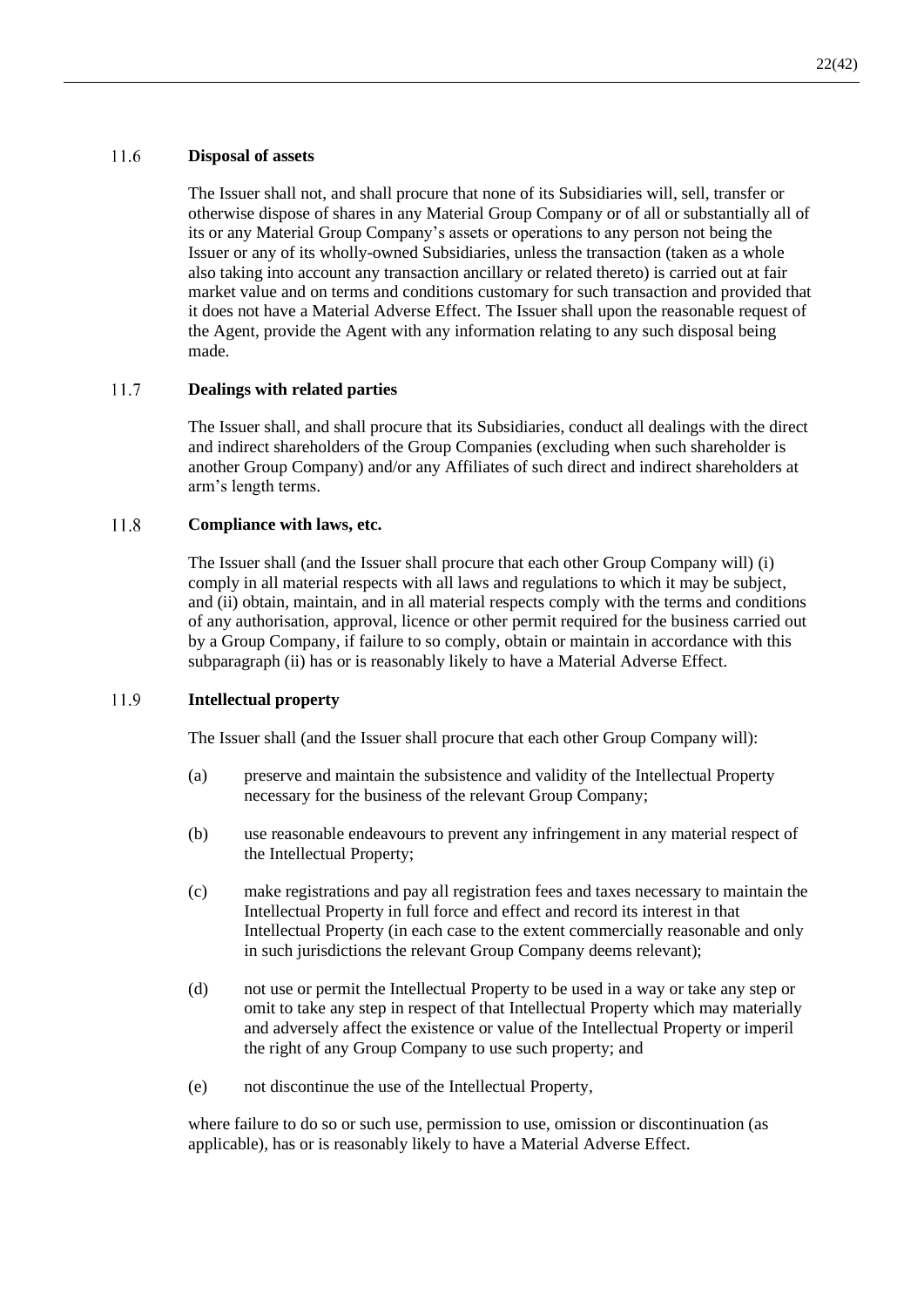### 11.6 Disposal of assets

The Issuer shall not, and shall procure that none of its Subsidiaries will, sell, transfer or otherwise dispose of shares in any Material Group Company or of all or substantially all of its or any Material Group Company's assets or operations to any person not being the Issuer or any of its wholly-owned Subsidiaries, unless the transaction (taken as a whole also taking into account any transaction ancillary or related thereto) is carried out at fair market value and on terms and conditions customary for such transaction and provided that it does not have a Material Adverse Effect. The Issuer shall upon the reasonable request of the Agent, provide the Agent with any information relating to any such disposal being made.

### 11.7 Dealings with related parties

The Issuer shall, and shall procure that its Subsidiaries, conduct all dealings with the direct and indirect shareholders of the Group Companies (excluding when such shareholder is another Group Company) and/or any Affiliates of such direct and indirect shareholders at arm's length terms.

### 11.8 Compliance with laws, etc.

The Issuer shall (and the Issuer shall procure that each other Group Company will) (i) comply in all material respects with all laws and regulations to which it may be subject, and (ii) obtain, maintain, and in all material respects comply with the terms and conditions of any authorisation, approval, licence or other permit required for the business carried out by a Group Company, if failure to so comply, obtain or maintain in accordance with this subparagraph (ii) has or is reasonably likely to have a Material Adverse Effect.

### 11.9 Intellectual property

The Issuer shall (and the Issuer shall procure that each other Group Company will):

(a) preserve and maintain the subsistence and validity of the Intellectual Property necessary for the business of the relevant Group Company;

(b) use reasonable endeavours to prevent any infringement in any material respect of the Intellectual Property;

(c) make registrations and pay all registration fees and taxes necessary to maintain the Intellectual Property in full force and effect and record its interest in that Intellectual Property (in each case to the extent commercially reasonable and only in such jurisdictions the relevant Group Company deems relevant);

(d) not use or permit the Intellectual Property to be used in a way or take any step or omit to take any step in respect of that Intellectual Property which may materially and adversely affect the existence or value of the Intellectual Property or imperil the right of any Group Company to use such property; and

(e) not discontinue the use of the Intellectual Property,

where failure to do so or such use, permission to use, omission or discontinuation (as applicable), has or is reasonably likely to have a Material Adverse Effect.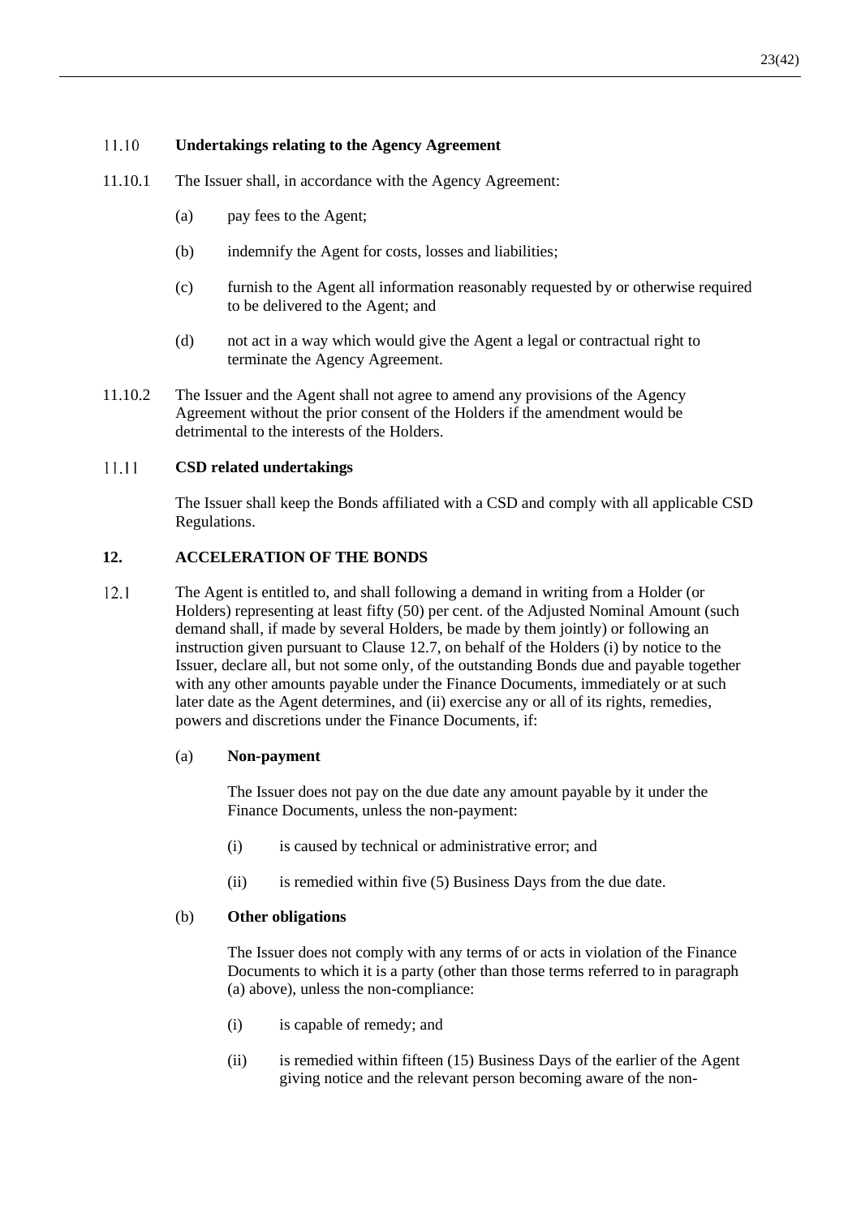### 11.10 Undertakings relating to the Agency Agreement

11.10.1 The Issuer shall, in accordance with the Agency Agreement:

(a) pay fees to the Agent;

(b) indemnify the Agent for costs, losses and liabilities;

(c) furnish to the Agent all information reasonably requested by or otherwise required to be delivered to the Agent; and

(d) not act in a way which would give the Agent a legal or contractual right to terminate the Agency Agreement.

11.10.2 The Issuer and the Agent shall not agree to amend any provisions of the Agency Agreement without the prior consent of the Holders if the amendment would be detrimental to the interests of the Holders.

### 11.11 CSD related undertakings

The Issuer shall keep the Bonds affiliated with a CSD and comply with all applicable CSD Regulations.

## 12. ACCELERATION OF THE BONDS

12.1 The Agent is entitled to, and shall following a demand in writing from a Holder (or Holders) representing at least fifty (50) per cent. of the Adjusted Nominal Amount (such demand shall, if made by several Holders, be made by them jointly) or following an instruction given pursuant to Clause 12.7, on behalf of the Holders (i) by notice to the Issuer, declare all, but not some only, of the outstanding Bonds due and payable together with any other amounts payable under the Finance Documents, immediately or at such later date as the Agent determines, and (ii) exercise any or all of its rights, remedies, powers and discretions under the Finance Documents, if:

(a) **Non-payment**

The Issuer does not pay on the due date any amount payable by it under the Finance Documents, unless the non-payment:

(i) is caused by technical or administrative error; and

(ii) is remedied within five (5) Business Days from the due date.

(b) **Other obligations**

The Issuer does not comply with any terms of or acts in violation of the Finance Documents to which it is a party (other than those terms referred to in paragraph (a) above), unless the non-compliance:

(i) is capable of remedy; and

(ii) is remedied within fifteen (15) Business Days of the earlier of the Agent giving notice and the relevant person becoming aware of the non-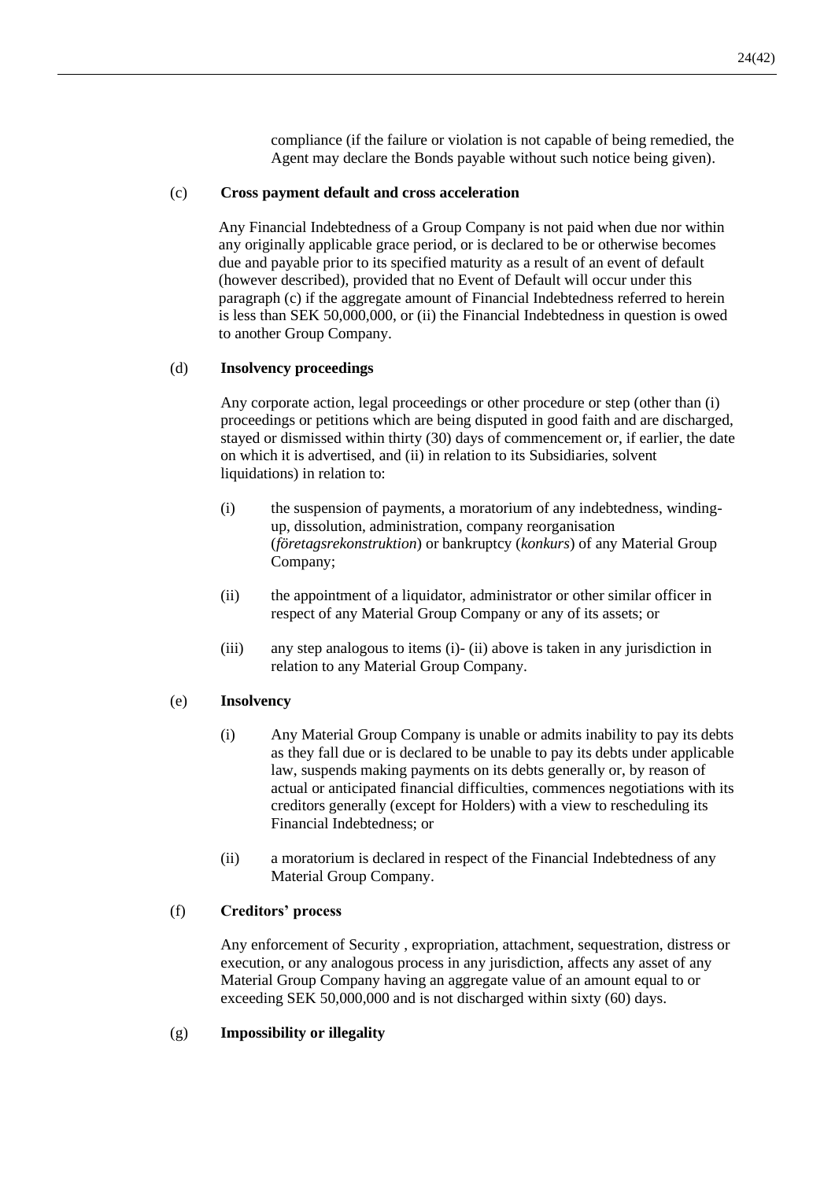compliance (if the failure or violation is not capable of being remedied, the Agent may declare the Bonds payable without such notice being given).

(c) **Cross payment default and cross acceleration**

Any Financial Indebtedness of a Group Company is not paid when due nor within any originally applicable grace period, or is declared to be or otherwise becomes due and payable prior to its specified maturity as a result of an event of default (however described), provided that no Event of Default will occur under this paragraph (c) if the aggregate amount of Financial Indebtedness referred to herein is less than SEK 50,000,000, or (ii) the Financial Indebtedness in question is owed to another Group Company.

(d) **Insolvency proceedings**

Any corporate action, legal proceedings or other procedure or step (other than (i) proceedings or petitions which are being disputed in good faith and are discharged, stayed or dismissed within thirty (30) days of commencement or, if earlier, the date on which it is advertised, and (ii) in relation to its Subsidiaries, solvent liquidations) in relation to:

(i) the suspension of payments, a moratorium of any indebtedness, winding-up, dissolution, administration, company reorganisation (*företagsrekonstruktion*) or bankruptcy (*konkurs*) of any Material Group Company;

(ii) the appointment of a liquidator, administrator or other similar officer in respect of any Material Group Company or any of its assets; or

(iii) any step analogous to items (i)- (ii) above is taken in any jurisdiction in relation to any Material Group Company.

(e) **Insolvency**

(i) Any Material Group Company is unable or admits inability to pay its debts as they fall due or is declared to be unable to pay its debts under applicable law, suspends making payments on its debts generally or, by reason of actual or anticipated financial difficulties, commences negotiations with its creditors generally (except for Holders) with a view to rescheduling its Financial Indebtedness; or

(ii) a moratorium is declared in respect of the Financial Indebtedness of any Material Group Company.

(f) **Creditors' process**

Any enforcement of Security , expropriation, attachment, sequestration, distress or execution, or any analogous process in any jurisdiction, affects any asset of any Material Group Company having an aggregate value of an amount equal to or exceeding SEK 50,000,000 and is not discharged within sixty (60) days.

(g) **Impossibility or illegality**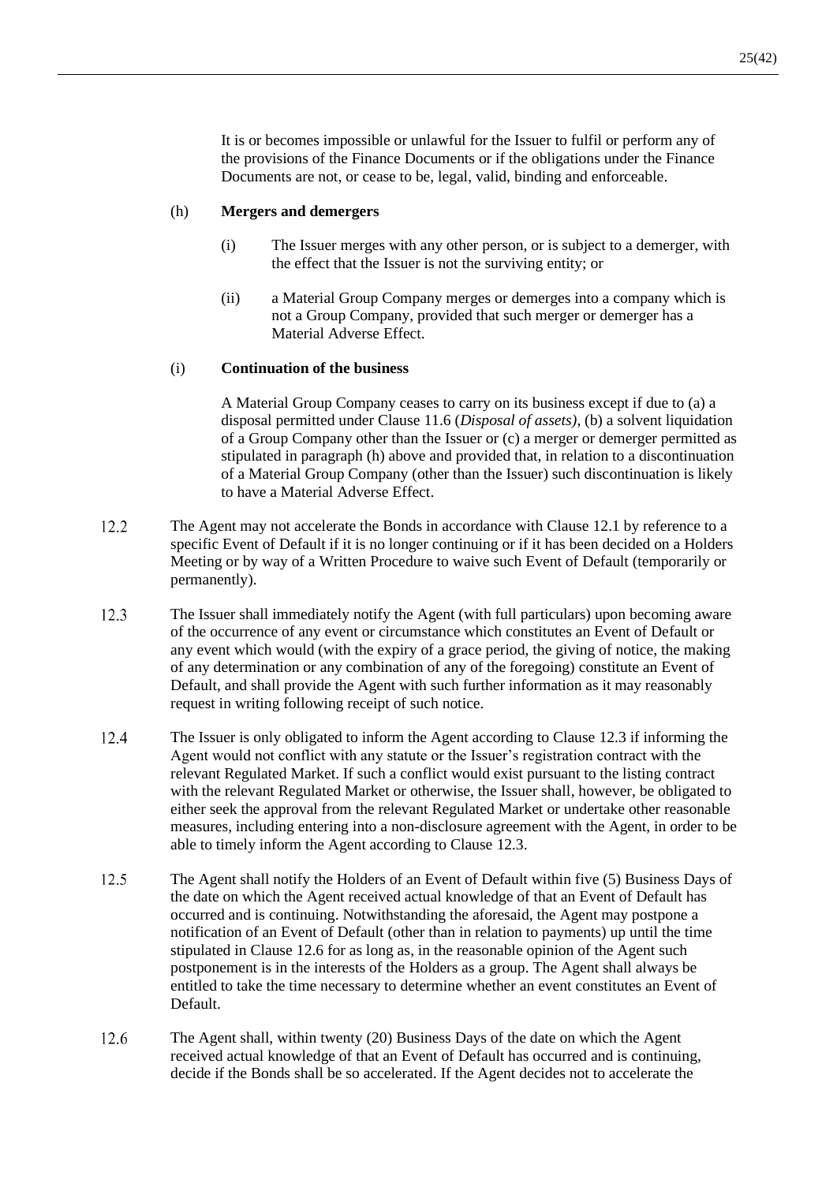It is or becomes impossible or unlawful for the Issuer to fulfil or perform any of the provisions of the Finance Documents or if the obligations under the Finance Documents are not, or cease to be, legal, valid, binding and enforceable.

(h) **Mergers and demergers**

(i) The Issuer merges with any other person, or is subject to a demerger, with the effect that the Issuer is not the surviving entity; or

(ii) a Material Group Company merges or demerges into a company which is not a Group Company, provided that such merger or demerger has a Material Adverse Effect.

(i) **Continuation of the business**

A Material Group Company ceases to carry on its business except if due to (a) a disposal permitted under Clause 11.6 (*Disposal of assets)*, (b) a solvent liquidation of a Group Company other than the Issuer or (c) a merger or demerger permitted as stipulated in paragraph (h) above and provided that, in relation to a discontinuation of a Material Group Company (other than the Issuer) such discontinuation is likely to have a Material Adverse Effect.

12.2 The Agent may not accelerate the Bonds in accordance with Clause 12.1 by reference to a specific Event of Default if it is no longer continuing or if it has been decided on a Holders Meeting or by way of a Written Procedure to waive such Event of Default (temporarily or permanently).

12.3 The Issuer shall immediately notify the Agent (with full particulars) upon becoming aware of the occurrence of any event or circumstance which constitutes an Event of Default or any event which would (with the expiry of a grace period, the giving of notice, the making of any determination or any combination of any of the foregoing) constitute an Event of Default, and shall provide the Agent with such further information as it may reasonably request in writing following receipt of such notice.

12.4 The Issuer is only obligated to inform the Agent according to Clause 12.3 if informing the Agent would not conflict with any statute or the Issuer's registration contract with the relevant Regulated Market. If such a conflict would exist pursuant to the listing contract with the relevant Regulated Market or otherwise, the Issuer shall, however, be obligated to either seek the approval from the relevant Regulated Market or undertake other reasonable measures, including entering into a non-disclosure agreement with the Agent, in order to be able to timely inform the Agent according to Clause 12.3.

12.5 The Agent shall notify the Holders of an Event of Default within five (5) Business Days of the date on which the Agent received actual knowledge of that an Event of Default has occurred and is continuing. Notwithstanding the aforesaid, the Agent may postpone a notification of an Event of Default (other than in relation to payments) up until the time stipulated in Clause 12.6 for as long as, in the reasonable opinion of the Agent such postponement is in the interests of the Holders as a group. The Agent shall always be entitled to take the time necessary to determine whether an event constitutes an Event of Default.

12.6 The Agent shall, within twenty (20) Business Days of the date on which the Agent received actual knowledge of that an Event of Default has occurred and is continuing, decide if the Bonds shall be so accelerated. If the Agent decides not to accelerate the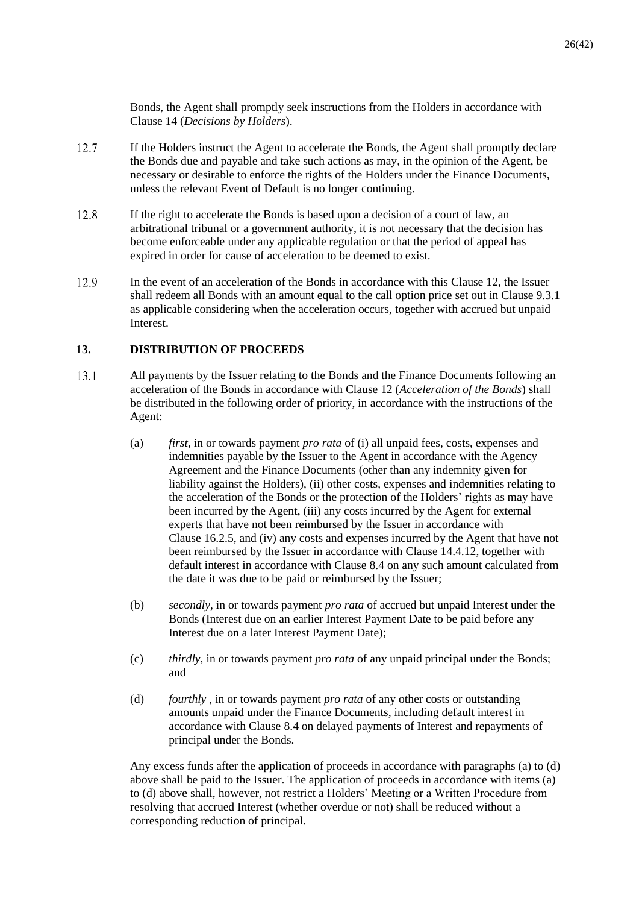Bonds, the Agent shall promptly seek instructions from the Holders in accordance with Clause 14 (*Decisions by Holders*).

12.7 If the Holders instruct the Agent to accelerate the Bonds, the Agent shall promptly declare the Bonds due and payable and take such actions as may, in the opinion of the Agent, be necessary or desirable to enforce the rights of the Holders under the Finance Documents, unless the relevant Event of Default is no longer continuing.

12.8 If the right to accelerate the Bonds is based upon a decision of a court of law, an arbitrational tribunal or a government authority, it is not necessary that the decision has become enforceable under any applicable regulation or that the period of appeal has expired in order for cause of acceleration to be deemed to exist.

12.9 In the event of an acceleration of the Bonds in accordance with this Clause 12, the Issuer shall redeem all Bonds with an amount equal to the call option price set out in Clause 9.3.1 as applicable considering when the acceleration occurs, together with accrued but unpaid Interest.

## 13. DISTRIBUTION OF PROCEEDS

13.1 All payments by the Issuer relating to the Bonds and the Finance Documents following an acceleration of the Bonds in accordance with Clause 12 (*Acceleration of the Bonds*) shall be distributed in the following order of priority, in accordance with the instructions of the Agent:

(a) *first*, in or towards payment *pro rata* of (i) all unpaid fees, costs, expenses and indemnities payable by the Issuer to the Agent in accordance with the Agency Agreement and the Finance Documents (other than any indemnity given for liability against the Holders), (ii) other costs, expenses and indemnities relating to the acceleration of the Bonds or the protection of the Holders' rights as may have been incurred by the Agent, (iii) any costs incurred by the Agent for external experts that have not been reimbursed by the Issuer in accordance with Clause 16.2.5, and (iv) any costs and expenses incurred by the Agent that have not been reimbursed by the Issuer in accordance with Clause 14.4.12, together with default interest in accordance with Clause 8.4 on any such amount calculated from the date it was due to be paid or reimbursed by the Issuer;

(b) *secondly*, in or towards payment *pro rata* of accrued but unpaid Interest under the Bonds (Interest due on an earlier Interest Payment Date to be paid before any Interest due on a later Interest Payment Date);

(c) *thirdly*, in or towards payment *pro rata* of any unpaid principal under the Bonds; and

(d) *fourthly* , in or towards payment *pro rata* of any other costs or outstanding amounts unpaid under the Finance Documents, including default interest in accordance with Clause 8.4 on delayed payments of Interest and repayments of principal under the Bonds.

Any excess funds after the application of proceeds in accordance with paragraphs (a) to (d) above shall be paid to the Issuer. The application of proceeds in accordance with items (a) to (d) above shall, however, not restrict a Holders' Meeting or a Written Procedure from resolving that accrued Interest (whether overdue or not) shall be reduced without a corresponding reduction of principal.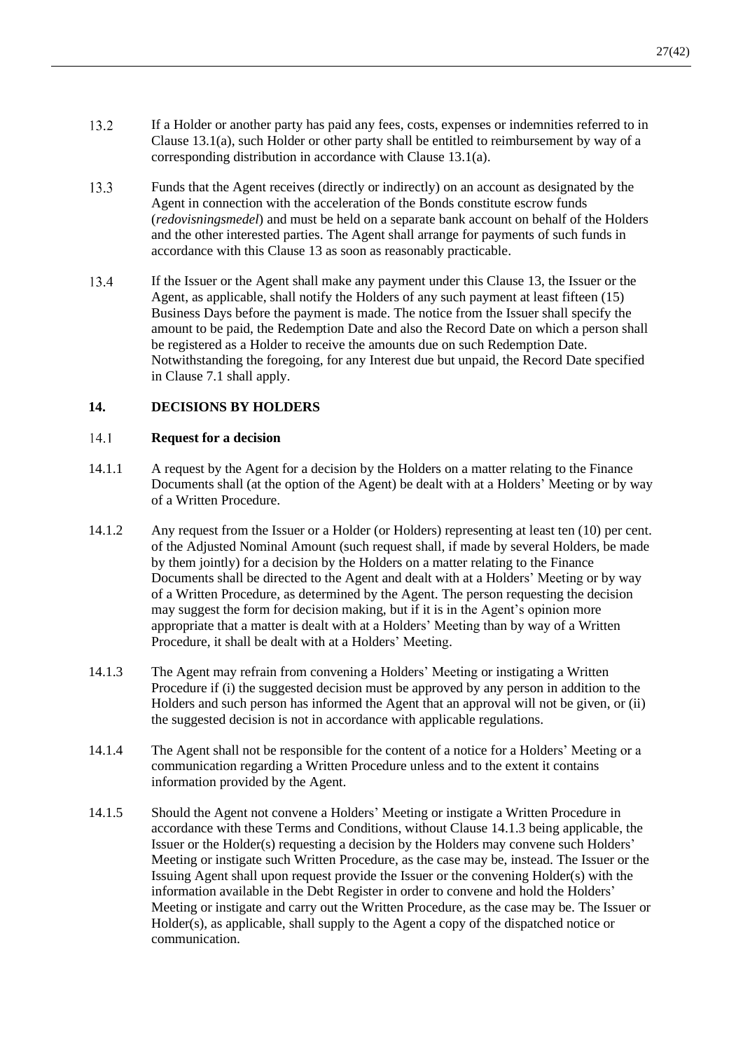13.2 If a Holder or another party has paid any fees, costs, expenses or indemnities referred to in Clause 13.1(a), such Holder or other party shall be entitled to reimbursement by way of a corresponding distribution in accordance with Clause 13.1(a).

13.3 Funds that the Agent receives (directly or indirectly) on an account as designated by the Agent in connection with the acceleration of the Bonds constitute escrow funds (*redovisningsmedel*) and must be held on a separate bank account on behalf of the Holders and the other interested parties. The Agent shall arrange for payments of such funds in accordance with this Clause 13 as soon as reasonably practicable.

13.4 If the Issuer or the Agent shall make any payment under this Clause 13, the Issuer or the Agent, as applicable, shall notify the Holders of any such payment at least fifteen (15) Business Days before the payment is made. The notice from the Issuer shall specify the amount to be paid, the Redemption Date and also the Record Date on which a person shall be registered as a Holder to receive the amounts due on such Redemption Date. Notwithstanding the foregoing, for any Interest due but unpaid, the Record Date specified in Clause 7.1 shall apply.

## 14. DECISIONS BY HOLDERS

### 14.1 Request for a decision

14.1.1 A request by the Agent for a decision by the Holders on a matter relating to the Finance Documents shall (at the option of the Agent) be dealt with at a Holders' Meeting or by way of a Written Procedure.

14.1.2 Any request from the Issuer or a Holder (or Holders) representing at least ten (10) per cent. of the Adjusted Nominal Amount (such request shall, if made by several Holders, be made by them jointly) for a decision by the Holders on a matter relating to the Finance Documents shall be directed to the Agent and dealt with at a Holders' Meeting or by way of a Written Procedure, as determined by the Agent. The person requesting the decision may suggest the form for decision making, but if it is in the Agent's opinion more appropriate that a matter is dealt with at a Holders' Meeting than by way of a Written Procedure, it shall be dealt with at a Holders' Meeting.

14.1.3 The Agent may refrain from convening a Holders' Meeting or instigating a Written Procedure if (i) the suggested decision must be approved by any person in addition to the Holders and such person has informed the Agent that an approval will not be given, or (ii) the suggested decision is not in accordance with applicable regulations.

14.1.4 The Agent shall not be responsible for the content of a notice for a Holders' Meeting or a communication regarding a Written Procedure unless and to the extent it contains information provided by the Agent.

14.1.5 Should the Agent not convene a Holders' Meeting or instigate a Written Procedure in accordance with these Terms and Conditions, without Clause 14.1.3 being applicable, the Issuer or the Holder(s) requesting a decision by the Holders may convene such Holders' Meeting or instigate such Written Procedure, as the case may be, instead. The Issuer or the Issuing Agent shall upon request provide the Issuer or the convening Holder(s) with the information available in the Debt Register in order to convene and hold the Holders' Meeting or instigate and carry out the Written Procedure, as the case may be. The Issuer or Holder(s), as applicable, shall supply to the Agent a copy of the dispatched notice or communication.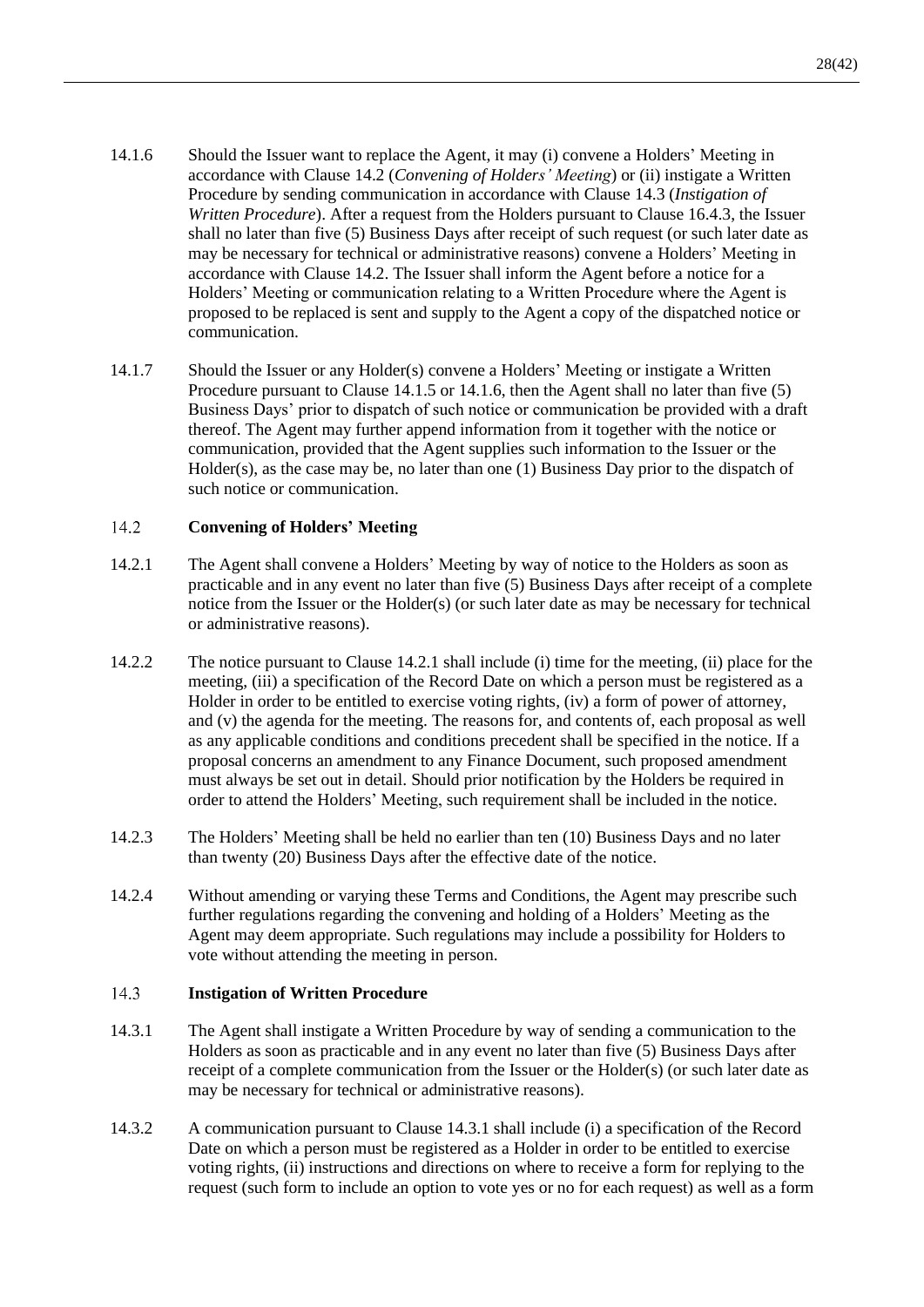14.1.6 Should the Issuer want to replace the Agent, it may (i) convene a Holders' Meeting in accordance with Clause 14.2 (*Convening of Holders' Meeting*) or (ii) instigate a Written Procedure by sending communication in accordance with Clause 14.3 (*Instigation of Written Procedure*). After a request from the Holders pursuant to Clause 16.4.3, the Issuer shall no later than five (5) Business Days after receipt of such request (or such later date as may be necessary for technical or administrative reasons) convene a Holders' Meeting in accordance with Clause 14.2. The Issuer shall inform the Agent before a notice for a Holders' Meeting or communication relating to a Written Procedure where the Agent is proposed to be replaced is sent and supply to the Agent a copy of the dispatched notice or communication.

14.1.7 Should the Issuer or any Holder(s) convene a Holders' Meeting or instigate a Written Procedure pursuant to Clause 14.1.5 or 14.1.6, then the Agent shall no later than five (5) Business Days' prior to dispatch of such notice or communication be provided with a draft thereof. The Agent may further append information from it together with the notice or communication, provided that the Agent supplies such information to the Issuer or the Holder(s), as the case may be, no later than one (1) Business Day prior to the dispatch of such notice or communication.

### 14.2 Convening of Holders' Meeting

14.2.1 The Agent shall convene a Holders' Meeting by way of notice to the Holders as soon as practicable and in any event no later than five (5) Business Days after receipt of a complete notice from the Issuer or the Holder(s) (or such later date as may be necessary for technical or administrative reasons).

14.2.2 The notice pursuant to Clause 14.2.1 shall include (i) time for the meeting, (ii) place for the meeting, (iii) a specification of the Record Date on which a person must be registered as a Holder in order to be entitled to exercise voting rights, (iv) a form of power of attorney, and (v) the agenda for the meeting. The reasons for, and contents of, each proposal as well as any applicable conditions and conditions precedent shall be specified in the notice. If a proposal concerns an amendment to any Finance Document, such proposed amendment must always be set out in detail. Should prior notification by the Holders be required in order to attend the Holders' Meeting, such requirement shall be included in the notice.

14.2.3 The Holders' Meeting shall be held no earlier than ten (10) Business Days and no later than twenty (20) Business Days after the effective date of the notice.

14.2.4 Without amending or varying these Terms and Conditions, the Agent may prescribe such further regulations regarding the convening and holding of a Holders' Meeting as the Agent may deem appropriate. Such regulations may include a possibility for Holders to vote without attending the meeting in person.

### 14.3 Instigation of Written Procedure

14.3.1 The Agent shall instigate a Written Procedure by way of sending a communication to the Holders as soon as practicable and in any event no later than five (5) Business Days after receipt of a complete communication from the Issuer or the Holder(s) (or such later date as may be necessary for technical or administrative reasons).

14.3.2 A communication pursuant to Clause 14.3.1 shall include (i) a specification of the Record Date on which a person must be registered as a Holder in order to be entitled to exercise voting rights, (ii) instructions and directions on where to receive a form for replying to the request (such form to include an option to vote yes or no for each request) as well as a form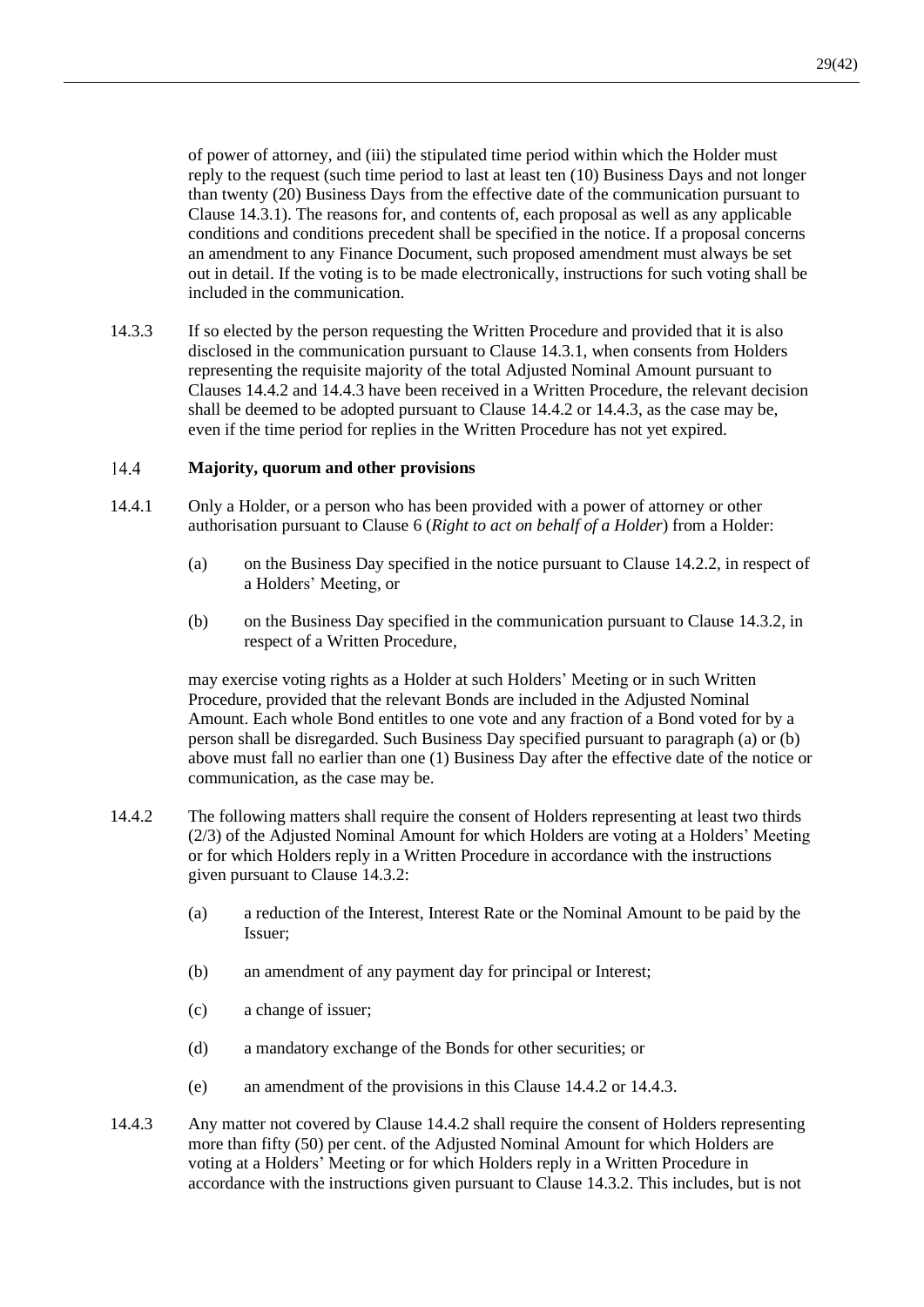of power of attorney, and (iii) the stipulated time period within which the Holder must reply to the request (such time period to last at least ten (10) Business Days and not longer than twenty (20) Business Days from the effective date of the communication pursuant to Clause 14.3.1). The reasons for, and contents of, each proposal as well as any applicable conditions and conditions precedent shall be specified in the notice. If a proposal concerns an amendment to any Finance Document, such proposed amendment must always be set out in detail. If the voting is to be made electronically, instructions for such voting shall be included in the communication.

14.3.3 If so elected by the person requesting the Written Procedure and provided that it is also disclosed in the communication pursuant to Clause 14.3.1, when consents from Holders representing the requisite majority of the total Adjusted Nominal Amount pursuant to Clauses 14.4.2 and 14.4.3 have been received in a Written Procedure, the relevant decision shall be deemed to be adopted pursuant to Clause 14.4.2 or 14.4.3, as the case may be, even if the time period for replies in the Written Procedure has not yet expired.

### 14.4 Majority, quorum and other provisions

14.4.1 Only a Holder, or a person who has been provided with a power of attorney or other authorisation pursuant to Clause 6 (*Right to act on behalf of a Holder*) from a Holder:

(a) on the Business Day specified in the notice pursuant to Clause 14.2.2, in respect of a Holders' Meeting, or

(b) on the Business Day specified in the communication pursuant to Clause 14.3.2, in respect of a Written Procedure,

may exercise voting rights as a Holder at such Holders' Meeting or in such Written Procedure, provided that the relevant Bonds are included in the Adjusted Nominal Amount. Each whole Bond entitles to one vote and any fraction of a Bond voted for by a person shall be disregarded. Such Business Day specified pursuant to paragraph (a) or (b) above must fall no earlier than one (1) Business Day after the effective date of the notice or communication, as the case may be.

14.4.2 The following matters shall require the consent of Holders representing at least two thirds (2/3) of the Adjusted Nominal Amount for which Holders are voting at a Holders' Meeting or for which Holders reply in a Written Procedure in accordance with the instructions given pursuant to Clause 14.3.2:

(a) a reduction of the Interest, Interest Rate or the Nominal Amount to be paid by the Issuer;

(b) an amendment of any payment day for principal or Interest;

(c) a change of issuer;

(d) a mandatory exchange of the Bonds for other securities; or

(e) an amendment of the provisions in this Clause 14.4.2 or 14.4.3.

14.4.3 Any matter not covered by Clause 14.4.2 shall require the consent of Holders representing more than fifty (50) per cent. of the Adjusted Nominal Amount for which Holders are voting at a Holders' Meeting or for which Holders reply in a Written Procedure in accordance with the instructions given pursuant to Clause 14.3.2. This includes, but is not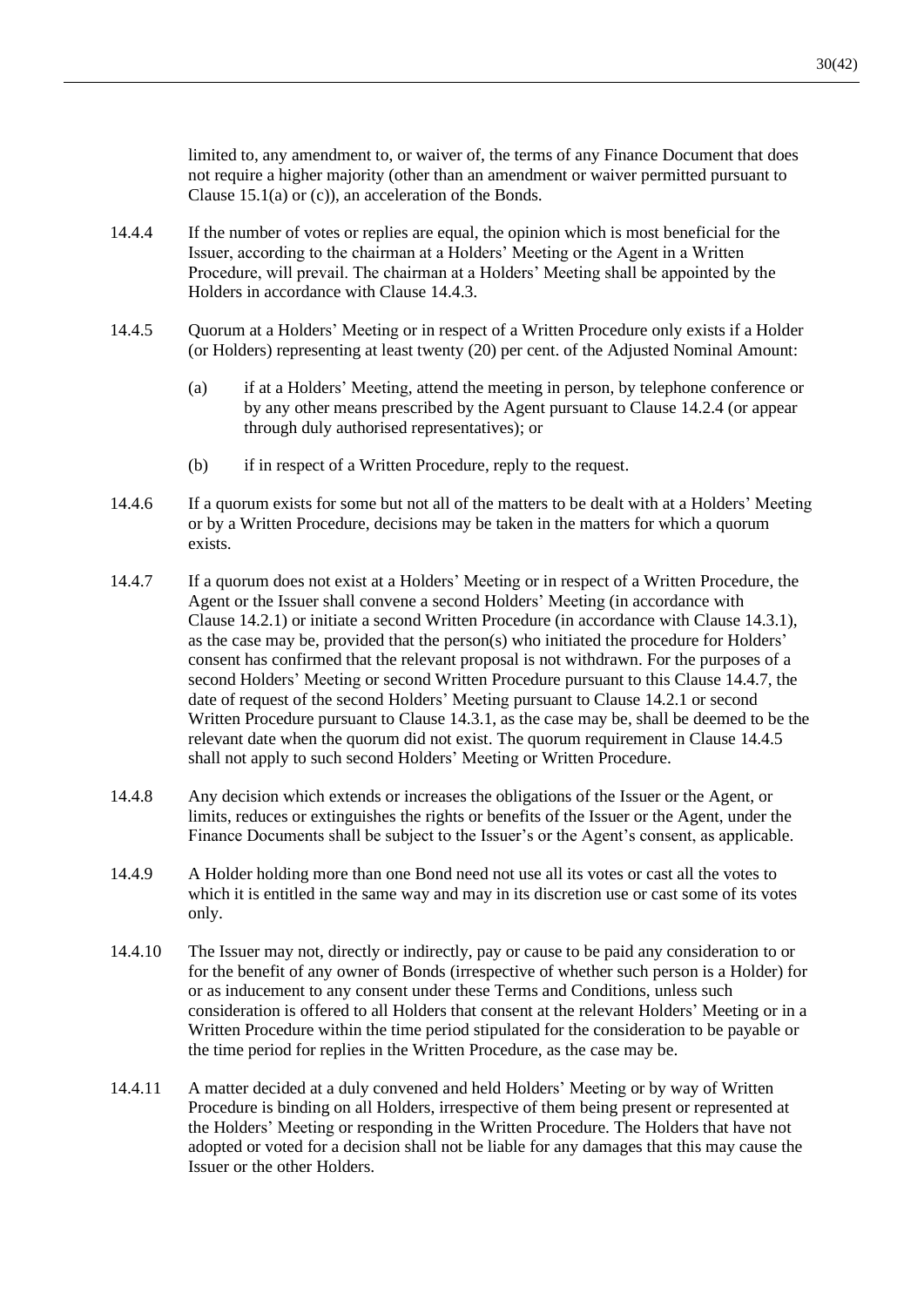limited to, any amendment to, or waiver of, the terms of any Finance Document that does not require a higher majority (other than an amendment or waiver permitted pursuant to Clause 15.1(a) or (c)), an acceleration of the Bonds.

14.4.4 If the number of votes or replies are equal, the opinion which is most beneficial for the Issuer, according to the chairman at a Holders' Meeting or the Agent in a Written Procedure, will prevail. The chairman at a Holders' Meeting shall be appointed by the Holders in accordance with Clause 14.4.3.

14.4.5 Quorum at a Holders' Meeting or in respect of a Written Procedure only exists if a Holder (or Holders) representing at least twenty (20) per cent. of the Adjusted Nominal Amount:

(a) if at a Holders' Meeting, attend the meeting in person, by telephone conference or by any other means prescribed by the Agent pursuant to Clause 14.2.4 (or appear through duly authorised representatives); or

(b) if in respect of a Written Procedure, reply to the request.

14.4.6 If a quorum exists for some but not all of the matters to be dealt with at a Holders' Meeting or by a Written Procedure, decisions may be taken in the matters for which a quorum exists.

14.4.7 If a quorum does not exist at a Holders' Meeting or in respect of a Written Procedure, the Agent or the Issuer shall convene a second Holders' Meeting (in accordance with Clause 14.2.1) or initiate a second Written Procedure (in accordance with Clause 14.3.1), as the case may be, provided that the person(s) who initiated the procedure for Holders' consent has confirmed that the relevant proposal is not withdrawn. For the purposes of a second Holders' Meeting or second Written Procedure pursuant to this Clause 14.4.7, the date of request of the second Holders' Meeting pursuant to Clause 14.2.1 or second Written Procedure pursuant to Clause 14.3.1, as the case may be, shall be deemed to be the relevant date when the quorum did not exist. The quorum requirement in Clause 14.4.5 shall not apply to such second Holders' Meeting or Written Procedure.

14.4.8 Any decision which extends or increases the obligations of the Issuer or the Agent, or limits, reduces or extinguishes the rights or benefits of the Issuer or the Agent, under the Finance Documents shall be subject to the Issuer's or the Agent's consent, as applicable.

14.4.9 A Holder holding more than one Bond need not use all its votes or cast all the votes to which it is entitled in the same way and may in its discretion use or cast some of its votes only.

14.4.10 The Issuer may not, directly or indirectly, pay or cause to be paid any consideration to or for the benefit of any owner of Bonds (irrespective of whether such person is a Holder) for or as inducement to any consent under these Terms and Conditions, unless such consideration is offered to all Holders that consent at the relevant Holders' Meeting or in a Written Procedure within the time period stipulated for the consideration to be payable or the time period for replies in the Written Procedure, as the case may be.

14.4.11 A matter decided at a duly convened and held Holders' Meeting or by way of Written Procedure is binding on all Holders, irrespective of them being present or represented at the Holders' Meeting or responding in the Written Procedure. The Holders that have not adopted or voted for a decision shall not be liable for any damages that this may cause the Issuer or the other Holders.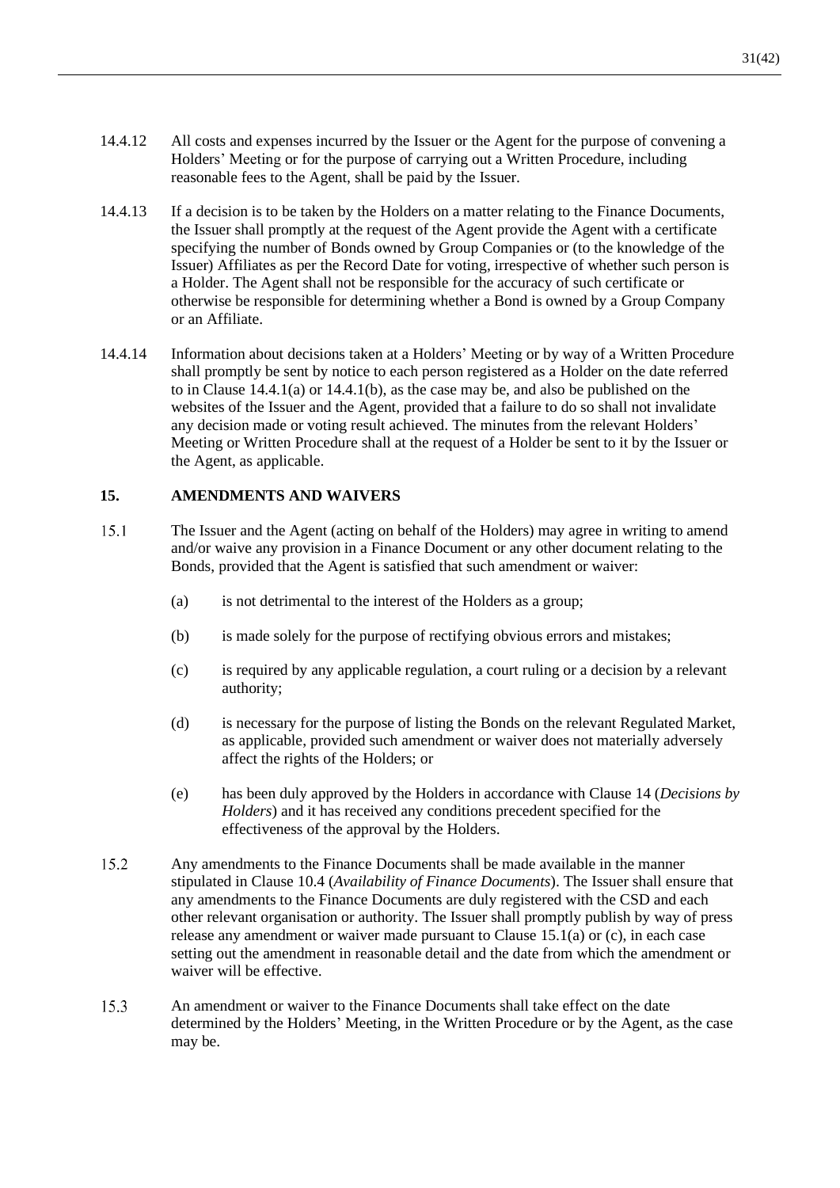14.4.12 All costs and expenses incurred by the Issuer or the Agent for the purpose of convening a Holders' Meeting or for the purpose of carrying out a Written Procedure, including reasonable fees to the Agent, shall be paid by the Issuer.

14.4.13 If a decision is to be taken by the Holders on a matter relating to the Finance Documents, the Issuer shall promptly at the request of the Agent provide the Agent with a certificate specifying the number of Bonds owned by Group Companies or (to the knowledge of the Issuer) Affiliates as per the Record Date for voting, irrespective of whether such person is a Holder. The Agent shall not be responsible for the accuracy of such certificate or otherwise be responsible for determining whether a Bond is owned by a Group Company or an Affiliate.

14.4.14 Information about decisions taken at a Holders' Meeting or by way of a Written Procedure shall promptly be sent by notice to each person registered as a Holder on the date referred to in Clause 14.4.1(a) or 14.4.1(b), as the case may be, and also be published on the websites of the Issuer and the Agent, provided that a failure to do so shall not invalidate any decision made or voting result achieved. The minutes from the relevant Holders' Meeting or Written Procedure shall at the request of a Holder be sent to it by the Issuer or the Agent, as applicable.

## 15. AMENDMENTS AND WAIVERS

15.1 The Issuer and the Agent (acting on behalf of the Holders) may agree in writing to amend and/or waive any provision in a Finance Document or any other document relating to the Bonds, provided that the Agent is satisfied that such amendment or waiver:

(a) is not detrimental to the interest of the Holders as a group;

(b) is made solely for the purpose of rectifying obvious errors and mistakes;

(c) is required by any applicable regulation, a court ruling or a decision by a relevant authority;

(d) is necessary for the purpose of listing the Bonds on the relevant Regulated Market, as applicable, provided such amendment or waiver does not materially adversely affect the rights of the Holders; or

(e) has been duly approved by the Holders in accordance with Clause 14 (*Decisions by Holders*) and it has received any conditions precedent specified for the effectiveness of the approval by the Holders.

15.2 Any amendments to the Finance Documents shall be made available in the manner stipulated in Clause 10.4 (*Availability of Finance Documents*). The Issuer shall ensure that any amendments to the Finance Documents are duly registered with the CSD and each other relevant organisation or authority. The Issuer shall promptly publish by way of press release any amendment or waiver made pursuant to Clause 15.1(a) or (c), in each case setting out the amendment in reasonable detail and the date from which the amendment or waiver will be effective.

15.3 An amendment or waiver to the Finance Documents shall take effect on the date determined by the Holders' Meeting, in the Written Procedure or by the Agent, as the case may be.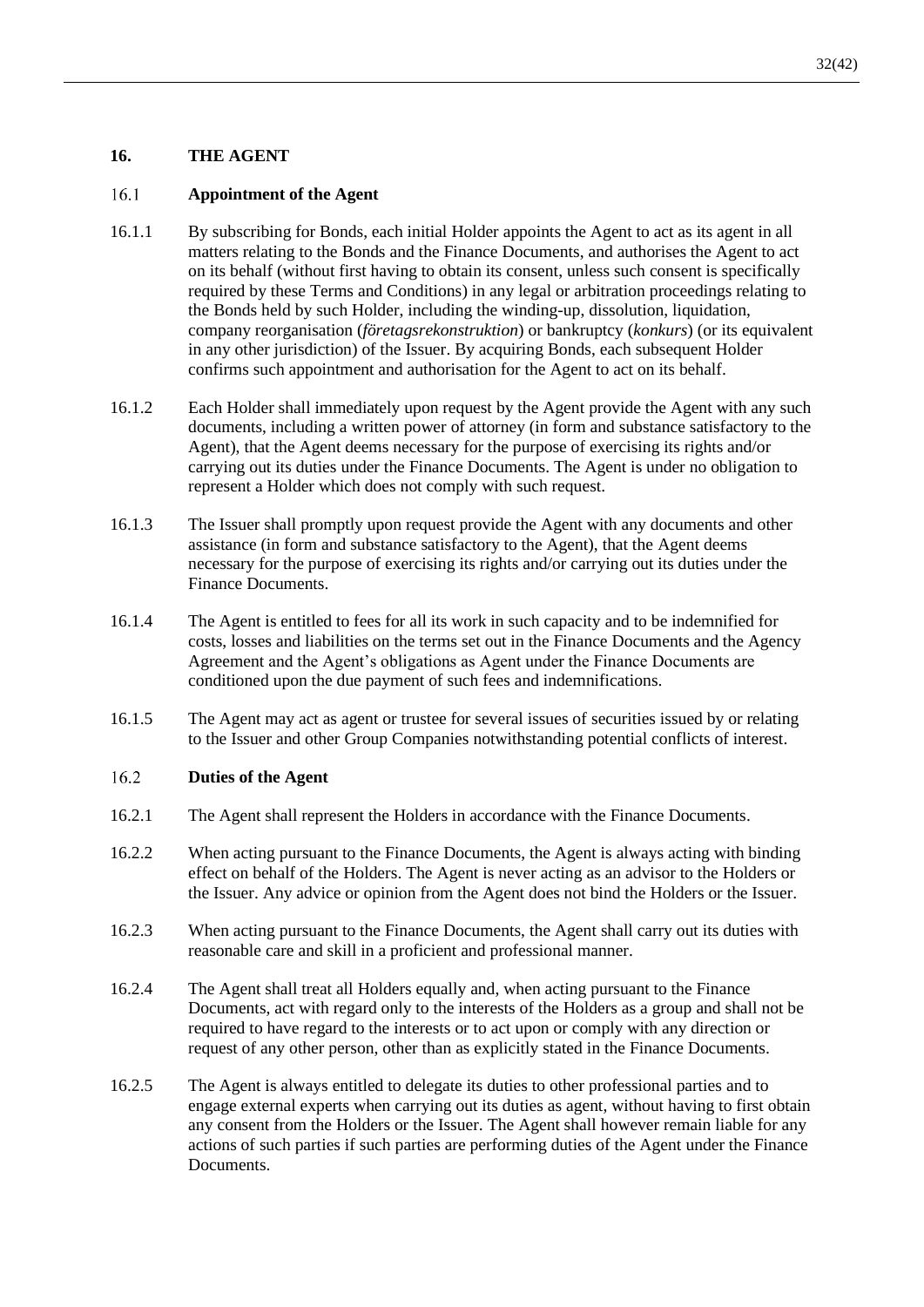## 16. THE AGENT

### 16.1 Appointment of the Agent

16.1.1 By subscribing for Bonds, each initial Holder appoints the Agent to act as its agent in all matters relating to the Bonds and the Finance Documents, and authorises the Agent to act on its behalf (without first having to obtain its consent, unless such consent is specifically required by these Terms and Conditions) in any legal or arbitration proceedings relating to the Bonds held by such Holder, including the winding-up, dissolution, liquidation, company reorganisation (*företagsrekonstruktion*) or bankruptcy (*konkurs*) (or its equivalent in any other jurisdiction) of the Issuer. By acquiring Bonds, each subsequent Holder confirms such appointment and authorisation for the Agent to act on its behalf.

16.1.2 Each Holder shall immediately upon request by the Agent provide the Agent with any such documents, including a written power of attorney (in form and substance satisfactory to the Agent), that the Agent deems necessary for the purpose of exercising its rights and/or carrying out its duties under the Finance Documents. The Agent is under no obligation to represent a Holder which does not comply with such request.

16.1.3 The Issuer shall promptly upon request provide the Agent with any documents and other assistance (in form and substance satisfactory to the Agent), that the Agent deems necessary for the purpose of exercising its rights and/or carrying out its duties under the Finance Documents.

16.1.4 The Agent is entitled to fees for all its work in such capacity and to be indemnified for costs, losses and liabilities on the terms set out in the Finance Documents and the Agency Agreement and the Agent's obligations as Agent under the Finance Documents are conditioned upon the due payment of such fees and indemnifications.

16.1.5 The Agent may act as agent or trustee for several issues of securities issued by or relating to the Issuer and other Group Companies notwithstanding potential conflicts of interest.

### 16.2 Duties of the Agent

16.2.1 The Agent shall represent the Holders in accordance with the Finance Documents.

16.2.2 When acting pursuant to the Finance Documents, the Agent is always acting with binding effect on behalf of the Holders. The Agent is never acting as an advisor to the Holders or the Issuer. Any advice or opinion from the Agent does not bind the Holders or the Issuer.

16.2.3 When acting pursuant to the Finance Documents, the Agent shall carry out its duties with reasonable care and skill in a proficient and professional manner.

16.2.4 The Agent shall treat all Holders equally and, when acting pursuant to the Finance Documents, act with regard only to the interests of the Holders as a group and shall not be required to have regard to the interests or to act upon or comply with any direction or request of any other person, other than as explicitly stated in the Finance Documents.

16.2.5 The Agent is always entitled to delegate its duties to other professional parties and to engage external experts when carrying out its duties as agent, without having to first obtain any consent from the Holders or the Issuer. The Agent shall however remain liable for any actions of such parties if such parties are performing duties of the Agent under the Finance Documents.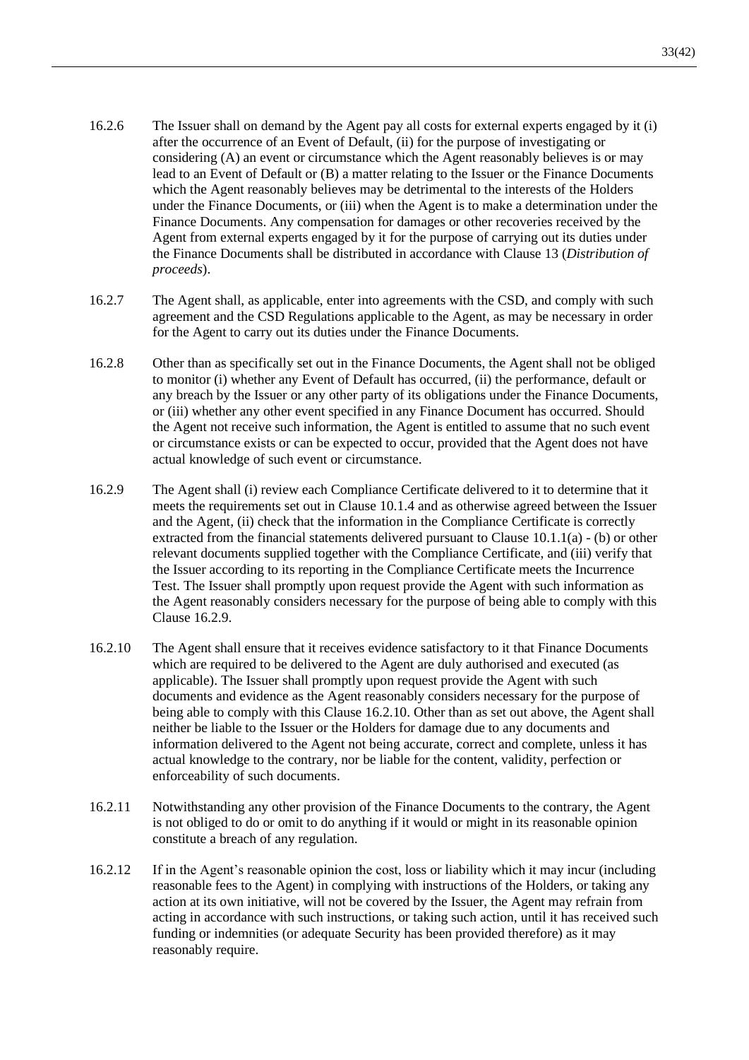16.2.6 The Issuer shall on demand by the Agent pay all costs for external experts engaged by it (i) after the occurrence of an Event of Default, (ii) for the purpose of investigating or considering (A) an event or circumstance which the Agent reasonably believes is or may lead to an Event of Default or (B) a matter relating to the Issuer or the Finance Documents which the Agent reasonably believes may be detrimental to the interests of the Holders under the Finance Documents, or (iii) when the Agent is to make a determination under the Finance Documents. Any compensation for damages or other recoveries received by the Agent from external experts engaged by it for the purpose of carrying out its duties under the Finance Documents shall be distributed in accordance with Clause 13 (*Distribution of proceeds*).

16.2.7 The Agent shall, as applicable, enter into agreements with the CSD, and comply with such agreement and the CSD Regulations applicable to the Agent, as may be necessary in order for the Agent to carry out its duties under the Finance Documents.

16.2.8 Other than as specifically set out in the Finance Documents, the Agent shall not be obliged to monitor (i) whether any Event of Default has occurred, (ii) the performance, default or any breach by the Issuer or any other party of its obligations under the Finance Documents, or (iii) whether any other event specified in any Finance Document has occurred. Should the Agent not receive such information, the Agent is entitled to assume that no such event or circumstance exists or can be expected to occur, provided that the Agent does not have actual knowledge of such event or circumstance.

16.2.9 The Agent shall (i) review each Compliance Certificate delivered to it to determine that it meets the requirements set out in Clause 10.1.4 and as otherwise agreed between the Issuer and the Agent, (ii) check that the information in the Compliance Certificate is correctly extracted from the financial statements delivered pursuant to Clause 10.1.1(a) - (b) or other relevant documents supplied together with the Compliance Certificate, and (iii) verify that the Issuer according to its reporting in the Compliance Certificate meets the Incurrence Test. The Issuer shall promptly upon request provide the Agent with such information as the Agent reasonably considers necessary for the purpose of being able to comply with this Clause 16.2.9.

16.2.10 The Agent shall ensure that it receives evidence satisfactory to it that Finance Documents which are required to be delivered to the Agent are duly authorised and executed (as applicable). The Issuer shall promptly upon request provide the Agent with such documents and evidence as the Agent reasonably considers necessary for the purpose of being able to comply with this Clause 16.2.10. Other than as set out above, the Agent shall neither be liable to the Issuer or the Holders for damage due to any documents and information delivered to the Agent not being accurate, correct and complete, unless it has actual knowledge to the contrary, nor be liable for the content, validity, perfection or enforceability of such documents.

16.2.11 Notwithstanding any other provision of the Finance Documents to the contrary, the Agent is not obliged to do or omit to do anything if it would or might in its reasonable opinion constitute a breach of any regulation.

16.2.12 If in the Agent's reasonable opinion the cost, loss or liability which it may incur (including reasonable fees to the Agent) in complying with instructions of the Holders, or taking any action at its own initiative, will not be covered by the Issuer, the Agent may refrain from acting in accordance with such instructions, or taking such action, until it has received such funding or indemnities (or adequate Security has been provided therefore) as it may reasonably require.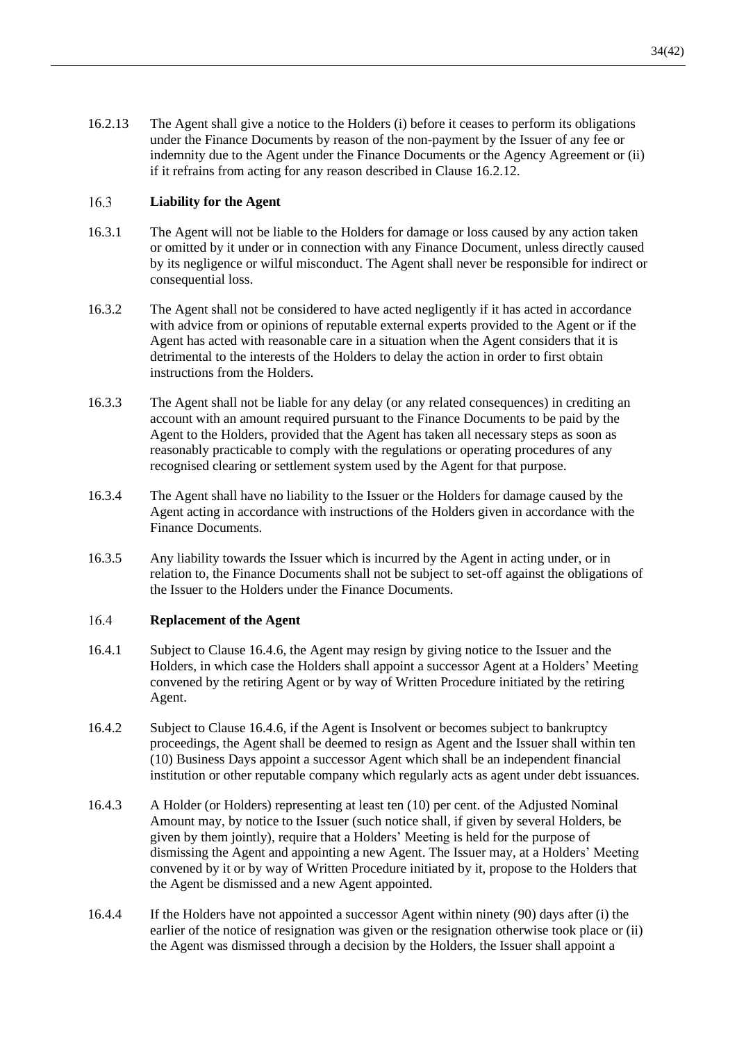16.2.13 The Agent shall give a notice to the Holders (i) before it ceases to perform its obligations under the Finance Documents by reason of the non-payment by the Issuer of any fee or indemnity due to the Agent under the Finance Documents or the Agency Agreement or (ii) if it refrains from acting for any reason described in Clause 16.2.12.

### 16.3 Liability for the Agent

16.3.1 The Agent will not be liable to the Holders for damage or loss caused by any action taken or omitted by it under or in connection with any Finance Document, unless directly caused by its negligence or wilful misconduct. The Agent shall never be responsible for indirect or consequential loss.

16.3.2 The Agent shall not be considered to have acted negligently if it has acted in accordance with advice from or opinions of reputable external experts provided to the Agent or if the Agent has acted with reasonable care in a situation when the Agent considers that it is detrimental to the interests of the Holders to delay the action in order to first obtain instructions from the Holders.

16.3.3 The Agent shall not be liable for any delay (or any related consequences) in crediting an account with an amount required pursuant to the Finance Documents to be paid by the Agent to the Holders, provided that the Agent has taken all necessary steps as soon as reasonably practicable to comply with the regulations or operating procedures of any recognised clearing or settlement system used by the Agent for that purpose.

16.3.4 The Agent shall have no liability to the Issuer or the Holders for damage caused by the Agent acting in accordance with instructions of the Holders given in accordance with the Finance Documents.

16.3.5 Any liability towards the Issuer which is incurred by the Agent in acting under, or in relation to, the Finance Documents shall not be subject to set-off against the obligations of the Issuer to the Holders under the Finance Documents.

### 16.4 Replacement of the Agent

16.4.1 Subject to Clause 16.4.6, the Agent may resign by giving notice to the Issuer and the Holders, in which case the Holders shall appoint a successor Agent at a Holders' Meeting convened by the retiring Agent or by way of Written Procedure initiated by the retiring Agent.

16.4.2 Subject to Clause 16.4.6, if the Agent is Insolvent or becomes subject to bankruptcy proceedings, the Agent shall be deemed to resign as Agent and the Issuer shall within ten (10) Business Days appoint a successor Agent which shall be an independent financial institution or other reputable company which regularly acts as agent under debt issuances.

16.4.3 A Holder (or Holders) representing at least ten (10) per cent. of the Adjusted Nominal Amount may, by notice to the Issuer (such notice shall, if given by several Holders, be given by them jointly), require that a Holders' Meeting is held for the purpose of dismissing the Agent and appointing a new Agent. The Issuer may, at a Holders' Meeting convened by it or by way of Written Procedure initiated by it, propose to the Holders that the Agent be dismissed and a new Agent appointed.

16.4.4 If the Holders have not appointed a successor Agent within ninety (90) days after (i) the earlier of the notice of resignation was given or the resignation otherwise took place or (ii) the Agent was dismissed through a decision by the Holders, the Issuer shall appoint a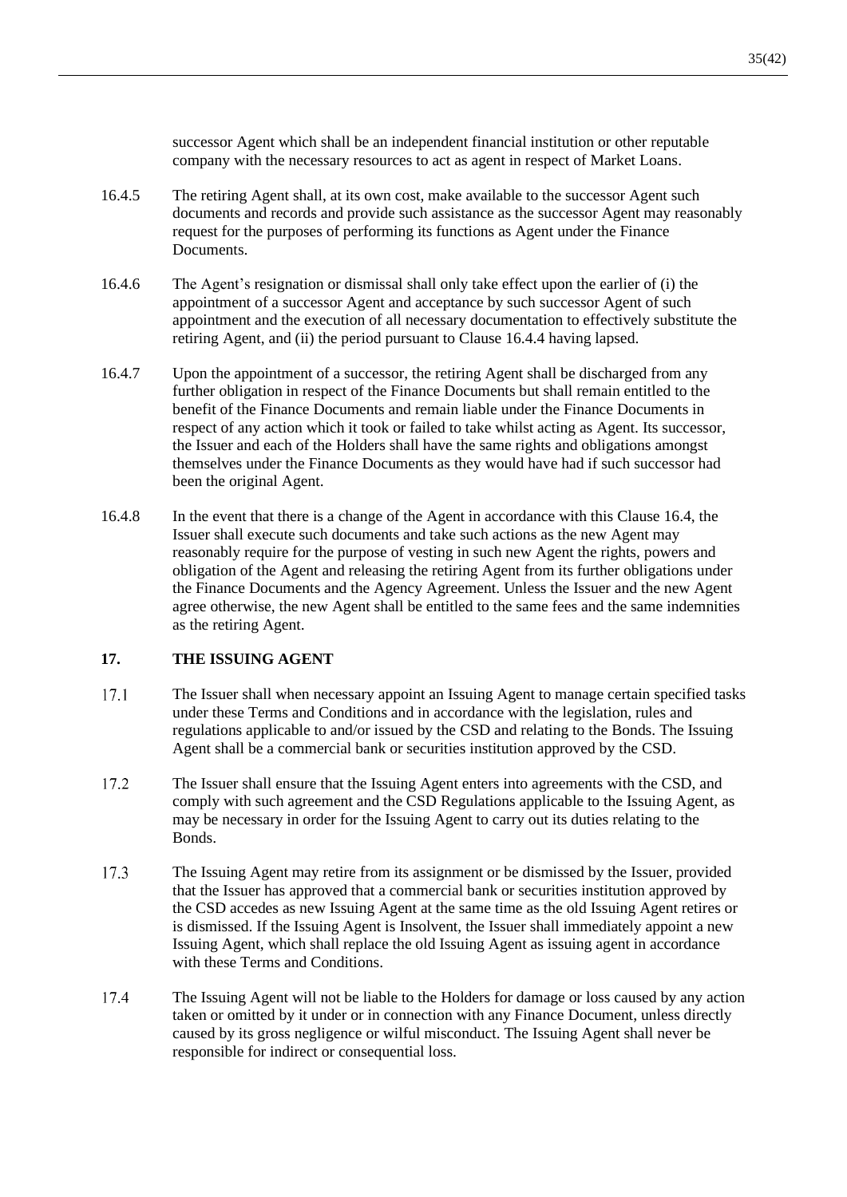successor Agent which shall be an independent financial institution or other reputable company with the necessary resources to act as agent in respect of Market Loans.

16.4.5 The retiring Agent shall, at its own cost, make available to the successor Agent such documents and records and provide such assistance as the successor Agent may reasonably request for the purposes of performing its functions as Agent under the Finance Documents.

16.4.6 The Agent's resignation or dismissal shall only take effect upon the earlier of (i) the appointment of a successor Agent and acceptance by such successor Agent of such appointment and the execution of all necessary documentation to effectively substitute the retiring Agent, and (ii) the period pursuant to Clause 16.4.4 having lapsed.

16.4.7 Upon the appointment of a successor, the retiring Agent shall be discharged from any further obligation in respect of the Finance Documents but shall remain entitled to the benefit of the Finance Documents and remain liable under the Finance Documents in respect of any action which it took or failed to take whilst acting as Agent. Its successor, the Issuer and each of the Holders shall have the same rights and obligations amongst themselves under the Finance Documents as they would have had if such successor had been the original Agent.

16.4.8 In the event that there is a change of the Agent in accordance with this Clause 16.4, the Issuer shall execute such documents and take such actions as the new Agent may reasonably require for the purpose of vesting in such new Agent the rights, powers and obligation of the Agent and releasing the retiring Agent from its further obligations under the Finance Documents and the Agency Agreement. Unless the Issuer and the new Agent agree otherwise, the new Agent shall be entitled to the same fees and the same indemnities as the retiring Agent.

## 17. THE ISSUING AGENT

17.1 The Issuer shall when necessary appoint an Issuing Agent to manage certain specified tasks under these Terms and Conditions and in accordance with the legislation, rules and regulations applicable to and/or issued by the CSD and relating to the Bonds. The Issuing Agent shall be a commercial bank or securities institution approved by the CSD.

17.2 The Issuer shall ensure that the Issuing Agent enters into agreements with the CSD, and comply with such agreement and the CSD Regulations applicable to the Issuing Agent, as may be necessary in order for the Issuing Agent to carry out its duties relating to the Bonds.

17.3 The Issuing Agent may retire from its assignment or be dismissed by the Issuer, provided that the Issuer has approved that a commercial bank or securities institution approved by the CSD accedes as new Issuing Agent at the same time as the old Issuing Agent retires or is dismissed. If the Issuing Agent is Insolvent, the Issuer shall immediately appoint a new Issuing Agent, which shall replace the old Issuing Agent as issuing agent in accordance with these Terms and Conditions.

17.4 The Issuing Agent will not be liable to the Holders for damage or loss caused by any action taken or omitted by it under or in connection with any Finance Document, unless directly caused by its gross negligence or wilful misconduct. The Issuing Agent shall never be responsible for indirect or consequential loss.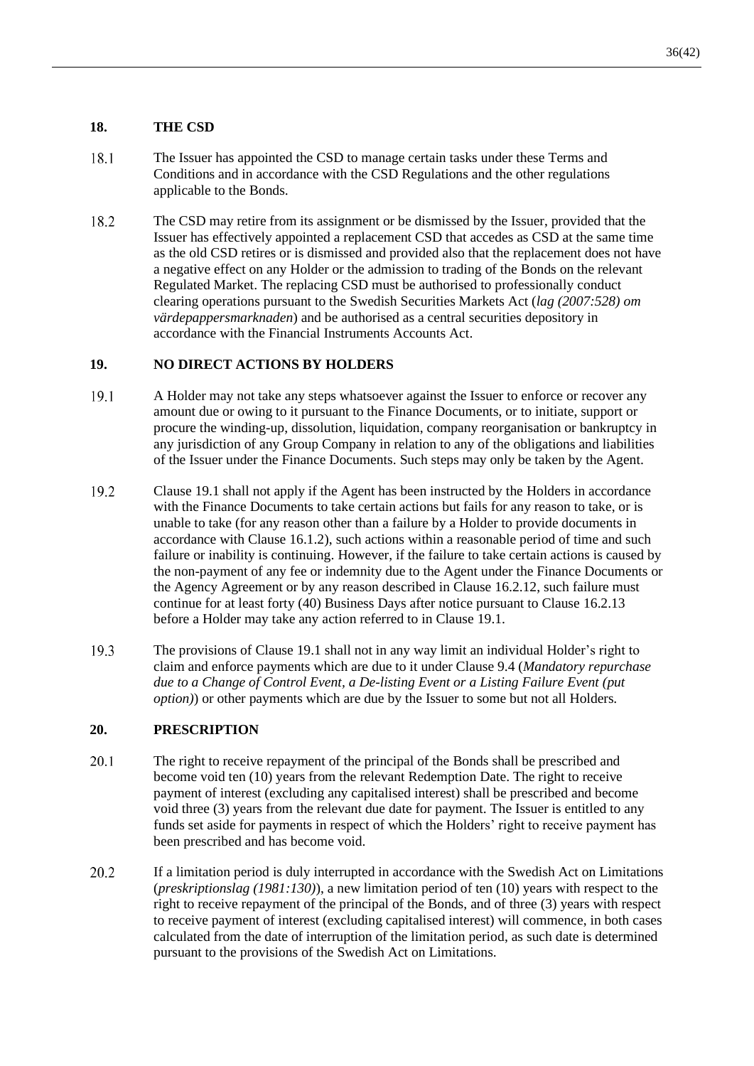## 18. THE CSD

18.1 The Issuer has appointed the CSD to manage certain tasks under these Terms and Conditions and in accordance with the CSD Regulations and the other regulations applicable to the Bonds.

18.2 The CSD may retire from its assignment or be dismissed by the Issuer, provided that the Issuer has effectively appointed a replacement CSD that accedes as CSD at the same time as the old CSD retires or is dismissed and provided also that the replacement does not have a negative effect on any Holder or the admission to trading of the Bonds on the relevant Regulated Market. The replacing CSD must be authorised to professionally conduct clearing operations pursuant to the Swedish Securities Markets Act (*lag (2007:528) om värdepappersmarknaden*) and be authorised as a central securities depository in accordance with the Financial Instruments Accounts Act.

## 19. NO DIRECT ACTIONS BY HOLDERS

19.1 A Holder may not take any steps whatsoever against the Issuer to enforce or recover any amount due or owing to it pursuant to the Finance Documents, or to initiate, support or procure the winding-up, dissolution, liquidation, company reorganisation or bankruptcy in any jurisdiction of any Group Company in relation to any of the obligations and liabilities of the Issuer under the Finance Documents. Such steps may only be taken by the Agent.

19.2 Clause 19.1 shall not apply if the Agent has been instructed by the Holders in accordance with the Finance Documents to take certain actions but fails for any reason to take, or is unable to take (for any reason other than a failure by a Holder to provide documents in accordance with Clause 16.1.2), such actions within a reasonable period of time and such failure or inability is continuing. However, if the failure to take certain actions is caused by the non-payment of any fee or indemnity due to the Agent under the Finance Documents or the Agency Agreement or by any reason described in Clause 16.2.12, such failure must continue for at least forty (40) Business Days after notice pursuant to Clause 16.2.13 before a Holder may take any action referred to in Clause 19.1.

19.3 The provisions of Clause 19.1 shall not in any way limit an individual Holder's right to claim and enforce payments which are due to it under Clause 9.4 (*Mandatory repurchase due to a Change of Control Event, a De-listing Event or a Listing Failure Event (put option)*) or other payments which are due by the Issuer to some but not all Holders.

## 20. PRESCRIPTION

20.1 The right to receive repayment of the principal of the Bonds shall be prescribed and become void ten (10) years from the relevant Redemption Date. The right to receive payment of interest (excluding any capitalised interest) shall be prescribed and become void three (3) years from the relevant due date for payment. The Issuer is entitled to any funds set aside for payments in respect of which the Holders' right to receive payment has been prescribed and has become void.

20.2 If a limitation period is duly interrupted in accordance with the Swedish Act on Limitations (*preskriptionslag (1981:130)*), a new limitation period of ten (10) years with respect to the right to receive repayment of the principal of the Bonds, and of three (3) years with respect to receive payment of interest (excluding capitalised interest) will commence, in both cases calculated from the date of interruption of the limitation period, as such date is determined pursuant to the provisions of the Swedish Act on Limitations.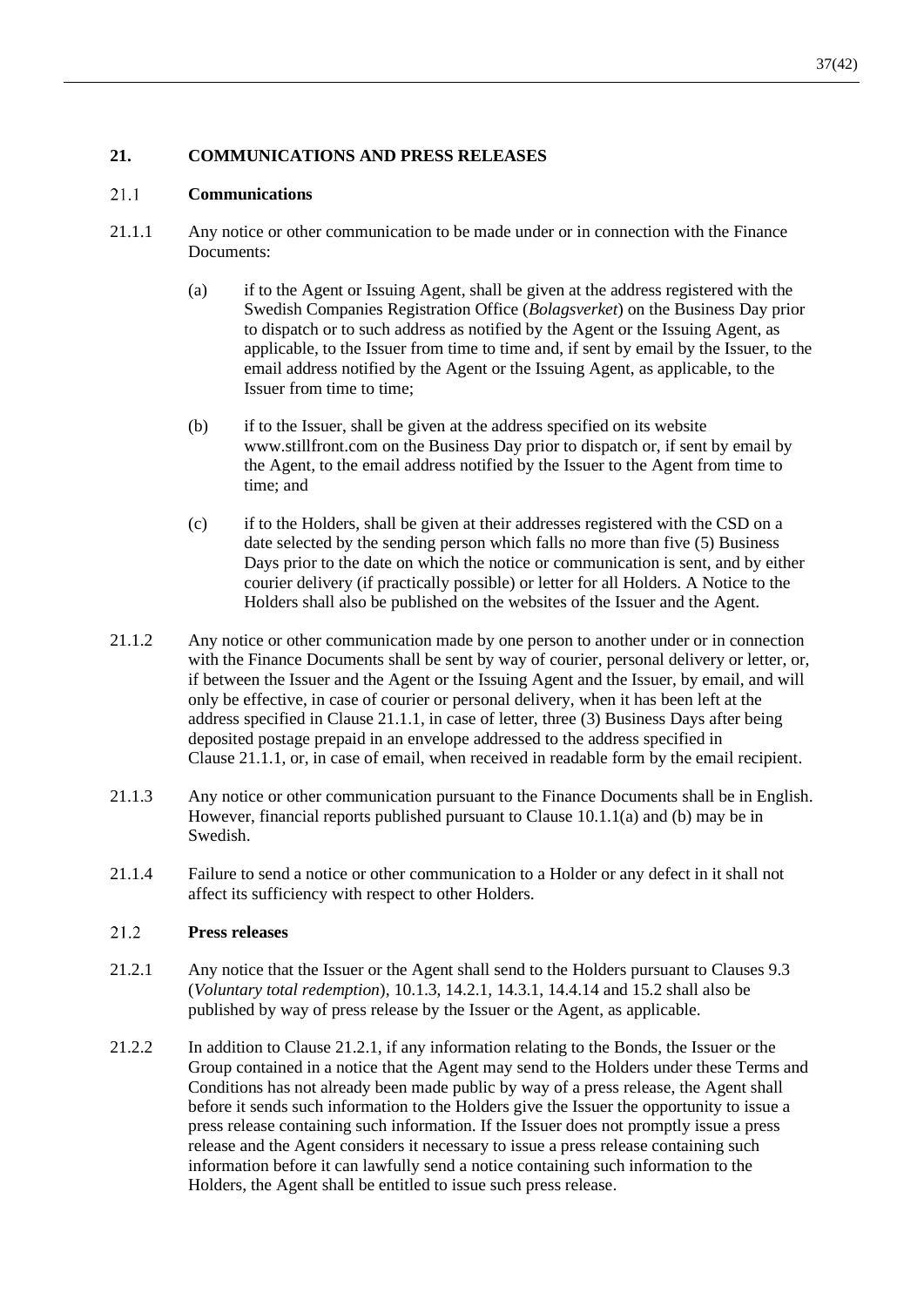## 21. COMMUNICATIONS AND PRESS RELEASES

### 21.1 Communications

21.1.1 Any notice or other communication to be made under or in connection with the Finance Documents:

(a) if to the Agent or Issuing Agent, shall be given at the address registered with the Swedish Companies Registration Office (*Bolagsverket*) on the Business Day prior to dispatch or to such address as notified by the Agent or the Issuing Agent, as applicable, to the Issuer from time to time and, if sent by email by the Issuer, to the email address notified by the Agent or the Issuing Agent, as applicable, to the Issuer from time to time;

(b) if to the Issuer, shall be given at the address specified on its website www.stillfront.com on the Business Day prior to dispatch or, if sent by email by the Agent, to the email address notified by the Issuer to the Agent from time to time; and

(c) if to the Holders, shall be given at their addresses registered with the CSD on a date selected by the sending person which falls no more than five (5) Business Days prior to the date on which the notice or communication is sent, and by either courier delivery (if practically possible) or letter for all Holders. A Notice to the Holders shall also be published on the websites of the Issuer and the Agent.

21.1.2 Any notice or other communication made by one person to another under or in connection with the Finance Documents shall be sent by way of courier, personal delivery or letter, or, if between the Issuer and the Agent or the Issuing Agent and the Issuer, by email, and will only be effective, in case of courier or personal delivery, when it has been left at the address specified in Clause 21.1.1, in case of letter, three (3) Business Days after being deposited postage prepaid in an envelope addressed to the address specified in Clause 21.1.1, or, in case of email, when received in readable form by the email recipient.

21.1.3 Any notice or other communication pursuant to the Finance Documents shall be in English. However, financial reports published pursuant to Clause 10.1.1(a) and (b) may be in Swedish.

21.1.4 Failure to send a notice or other communication to a Holder or any defect in it shall not affect its sufficiency with respect to other Holders.

### 21.2 Press releases

21.2.1 Any notice that the Issuer or the Agent shall send to the Holders pursuant to Clauses 9.3 (*Voluntary total redemption*), 10.1.3, 14.2.1, 14.3.1, 14.4.14 and 15.2 shall also be published by way of press release by the Issuer or the Agent, as applicable.

21.2.2 In addition to Clause 21.2.1, if any information relating to the Bonds, the Issuer or the Group contained in a notice that the Agent may send to the Holders under these Terms and Conditions has not already been made public by way of a press release, the Agent shall before it sends such information to the Holders give the Issuer the opportunity to issue a press release containing such information. If the Issuer does not promptly issue a press release and the Agent considers it necessary to issue a press release containing such information before it can lawfully send a notice containing such information to the Holders, the Agent shall be entitled to issue such press release.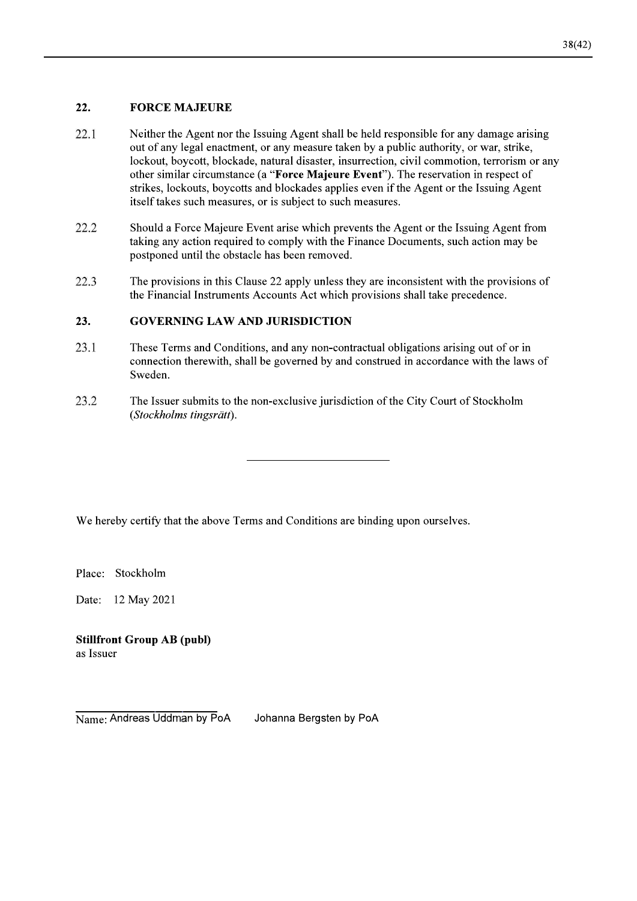## 22. FORCE MAJEURE

22.1 Neither the Agent nor the Issuing Agent shall be held responsible for any damage arising out of any legal enactment, or any measure taken by a public authority, or war, strike, lockout, boycott, blockade, natural disaster, insurrection, civil commotion, terrorism or any other similar circumstance (a "**Force Majeure Event**"). The reservation in respect of strikes, lockouts, boycotts and blockades applies even if the Agent or the Issuing Agent itself takes such measures, or is subject to such measures.

22.2 Should a Force Majeure Event arise which prevents the Agent or the Issuing Agent from taking any action required to comply with the Finance Documents, such action may be postponed until the obstacle has been removed.

22.3 The provisions in this Clause 22 apply unless they are inconsistent with the provisions of the Financial Instruments Accounts Act which provisions shall take precedence.

## 23. GOVERNING LAW AND JURISDICTION

23.1 These Terms and Conditions, and any non-contractual obligations arising out of or in connection therewith, shall be governed by and construed in accordance with the laws of Sweden.

23.2 The Issuer submits to the non-exclusive jurisdiction of the City Court of Stockholm (*Stockholms tingsrätt*).

---

We hereby certify that the above Terms and Conditions are binding upon ourselves.

Place: Stockholm

Date: 12 May 2021

**Stillfront Group AB (publ)**
as Issuer

Name: Andreas Uddman by PoA    Johanna Bergsten by PoA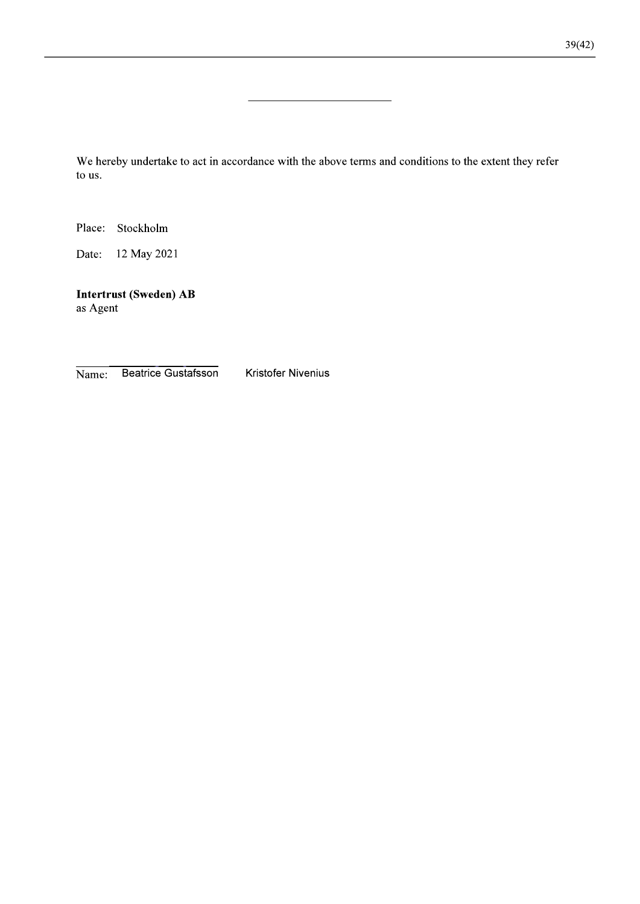We hereby undertake to act in accordance with the above terms and conditions to the extent they refer to us.

Place: Stockholm

Date: 12 May 2021

**Intertrust (Sweden) AB**
as Agent

Name: Beatrice Gustafsson Kristofer Nivenius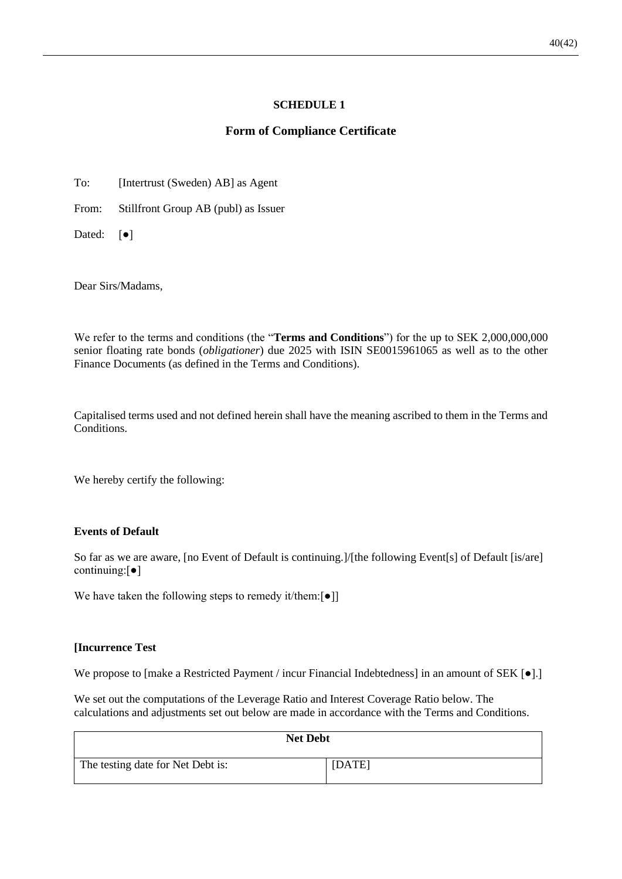## SCHEDULE 1

## Form of Compliance Certificate

To: [Intertrust (Sweden) AB] as Agent

From: Stillfront Group AB (publ) as Issuer

Dated: [●]

Dear Sirs/Madams,

We refer to the terms and conditions (the "**Terms and Conditions**") for the up to SEK 2,000,000,000 senior floating rate bonds (*obligationer*) due 2025 with ISIN SE0015961065 as well as to the other Finance Documents (as defined in the Terms and Conditions).

Capitalised terms used and not defined herein shall have the meaning ascribed to them in the Terms and Conditions.

We hereby certify the following:

**Events of Default**

So far as we are aware, [no Event of Default is continuing.]/[the following Event[s] of Default [is/are] continuing:[●]

We have taken the following steps to remedy it/them:[●]]

**[Incurrence Test**

We propose to [make a Restricted Payment / incur Financial Indebtedness] in an amount of SEK [●].]

We set out the computations of the Leverage Ratio and Interest Coverage Ratio below. The calculations and adjustments set out below are made in accordance with the Terms and Conditions.

| **Net Debt** | |
|---|---|
| The testing date for Net Debt is: | [DATE] |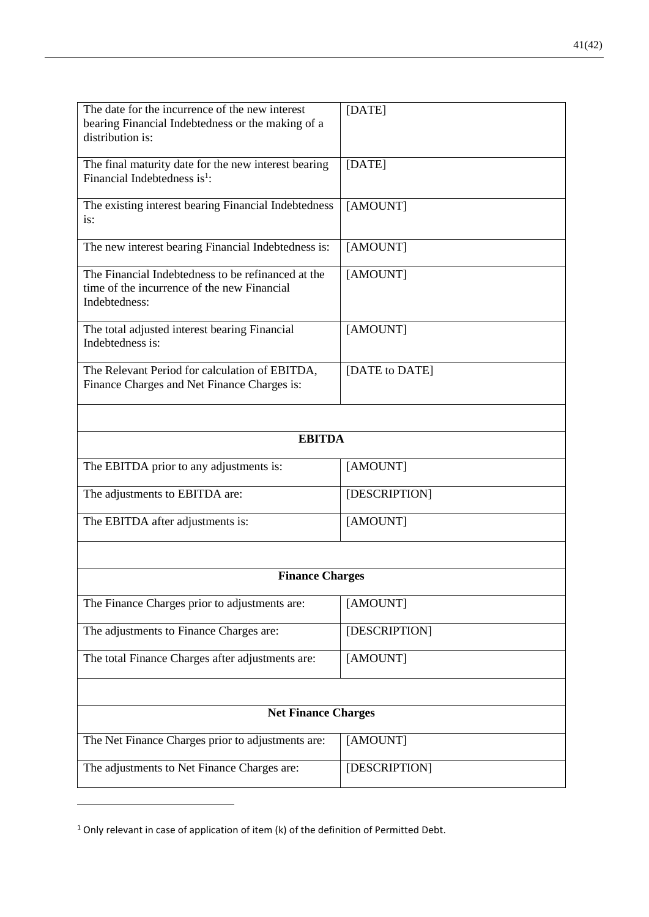| | |
|---|---|
| The date for the incurrence of the new interest bearing Financial Indebtedness or the making of a distribution is: | [DATE] |
| The final maturity date for the new interest bearing Financial Indebtedness is[1]: | [DATE] |
| The existing interest bearing Financial Indebtedness is: | [AMOUNT] |
| The new interest bearing Financial Indebtedness is: | [AMOUNT] |
| The Financial Indebtedness to be refinanced at the time of the incurrence of the new Financial Indebtedness: | [AMOUNT] |
| The total adjusted interest bearing Financial Indebtedness is: | [AMOUNT] |
| The Relevant Period for calculation of EBITDA, Finance Charges and Net Finance Charges is: | [DATE to DATE] |
| | |
| **EBITDA** | |
| The EBITDA prior to any adjustments is: | [AMOUNT] |
| The adjustments to EBITDA are: | [DESCRIPTION] |
| The EBITDA after adjustments is: | [AMOUNT] |
| | |
| **Finance Charges** | |
| The Finance Charges prior to adjustments are: | [AMOUNT] |
| The adjustments to Finance Charges are: | [DESCRIPTION] |
| The total Finance Charges after adjustments are: | [AMOUNT] |
| | |
| **Net Finance Charges** | |
| The Net Finance Charges prior to adjustments are: | [AMOUNT] |
| The adjustments to Net Finance Charges are: | [DESCRIPTION] |

[1] Only relevant in case of application of item (k) of the definition of Permitted Debt.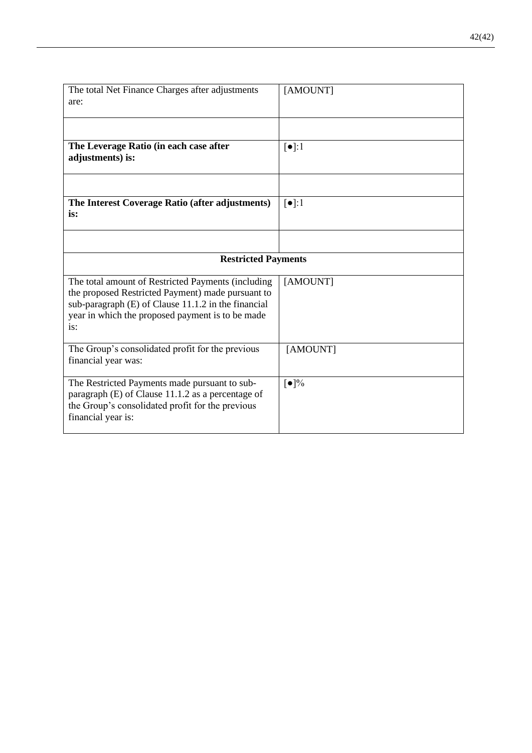| | |
|---|---|
| The total Net Finance Charges after adjustments are: | [AMOUNT] |
| | |
| **The Leverage Ratio (in each case after adjustments) is:** | [●]:1 |
| | |
| **The Interest Coverage Ratio (after adjustments) is:** | [●]:1 |
| | |
| **Restricted Payments** | |
| The total amount of Restricted Payments (including the proposed Restricted Payment) made pursuant to sub-paragraph (E) of Clause 11.1.2 in the financial year in which the proposed payment is to be made is: | [AMOUNT] |
| The Group's consolidated profit for the previous financial year was: | [AMOUNT] |
| The Restricted Payments made pursuant to sub-paragraph (E) of Clause 11.1.2 as a percentage of the Group's consolidated profit for the previous financial year is: | [●]% |